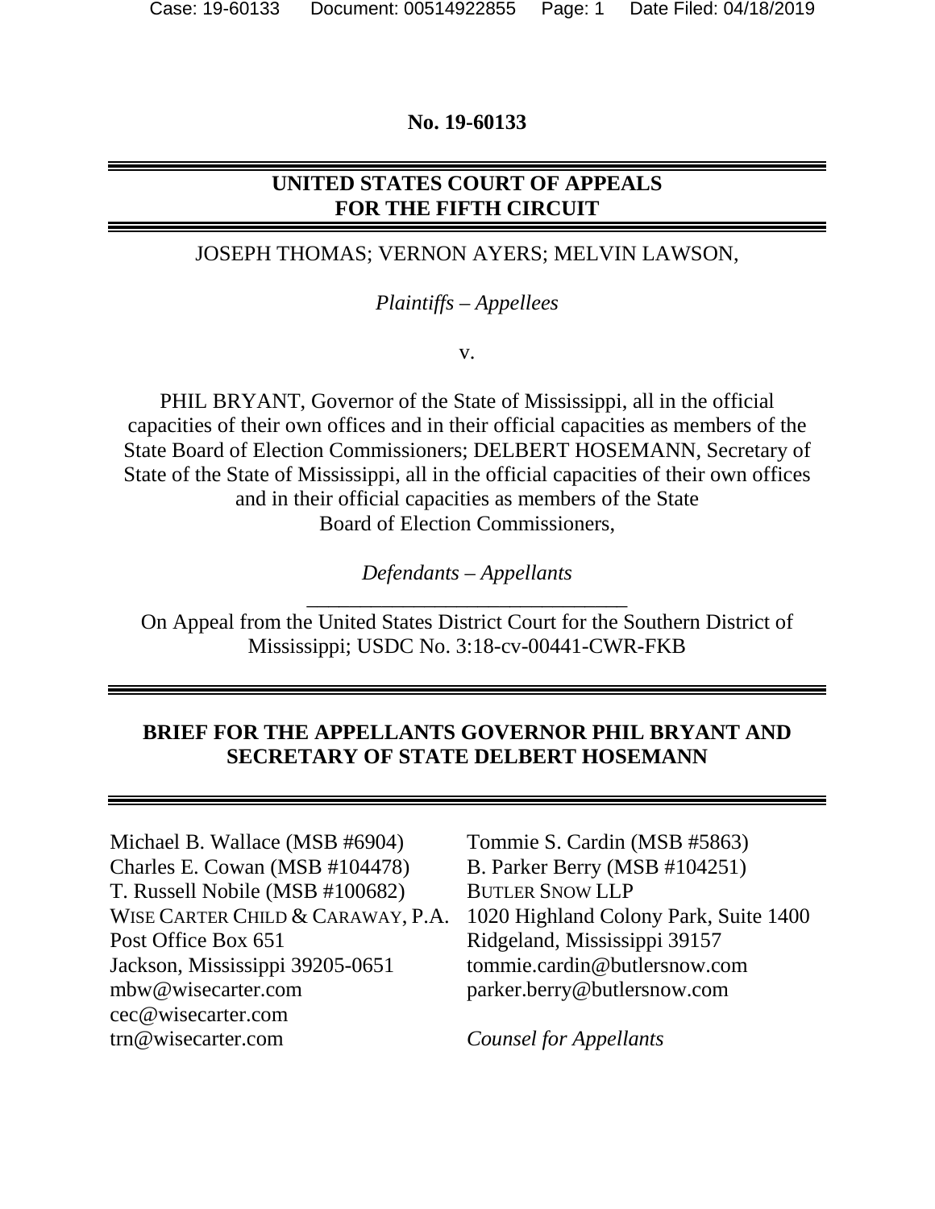**No. 19-60133**

---

**UNITED STATES COURT OF APPEALS**
**FOR THE FIFTH CIRCUIT**

---

JOSEPH THOMAS; VERNON AYERS; MELVIN LAWSON,

*Plaintiffs – Appellees*

v.

PHIL BRYANT, Governor of the State of Mississippi, all in the official capacities of their own offices and in their official capacities as members of the State Board of Election Commissioners; DELBERT HOSEMANN, Secretary of State of the State of Mississippi, all in the official capacities of their own offices and in their official capacities as members of the State Board of Election Commissioners,

*Defendants – Appellants*

---

On Appeal from the United States District Court for the Southern District of Mississippi; USDC No. 3:18-cv-00441-CWR-FKB

---

**BRIEF FOR THE APPELLANTS GOVERNOR PHIL BRYANT AND SECRETARY OF STATE DELBERT HOSEMANN**

---

Michael B. Wallace (MSB #6904)
Charles E. Cowan (MSB #104478)
T. Russell Nobile (MSB #100682)
WISE CARTER CHILD & CARAWAY, P.A.
Post Office Box 651
Jackson, Mississippi 39205-0651
mbw@wisecarter.com
cec@wisecarter.com
trn@wisecarter.com

Tommie S. Cardin (MSB #5863)
B. Parker Berry (MSB #104251)
BUTLER SNOW LLP
1020 Highland Colony Park, Suite 1400
Ridgeland, Mississippi 39157
tommie.cardin@butlersnow.com
parker.berry@butlersnow.com

*Counsel for Appellants*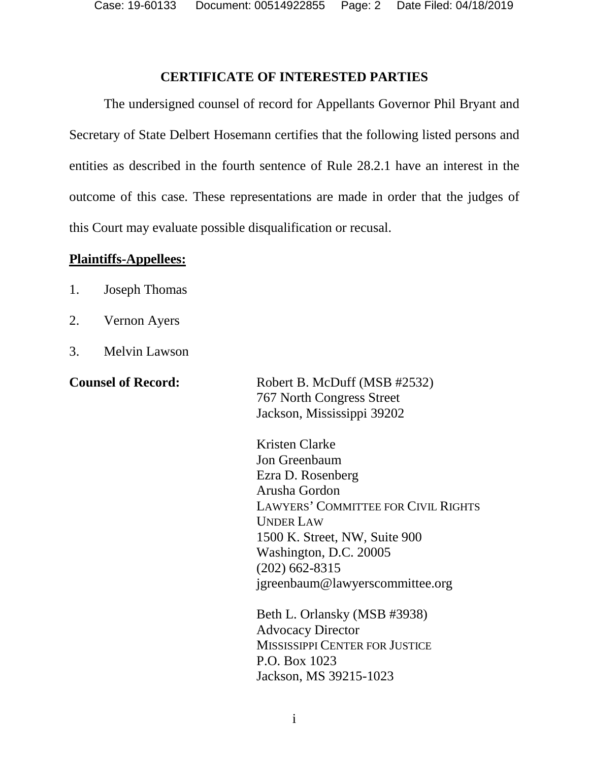## CERTIFICATE OF INTERESTED PARTIES

The undersigned counsel of record for Appellants Governor Phil Bryant and Secretary of State Delbert Hosemann certifies that the following listed persons and entities as described in the fourth sentence of Rule 28.2.1 have an interest in the outcome of this case. These representations are made in order that the judges of this Court may evaluate possible disqualification or recusal.

**Plaintiffs-Appellees:**

1. Joseph Thomas
2. Vernon Ayers
3. Melvin Lawson

**Counsel of Record:**

Robert B. McDuff (MSB #2532)
767 North Congress Street
Jackson, Mississippi 39202

Kristen Clarke
Jon Greenbaum
Ezra D. Rosenberg
Arusha Gordon
LAWYERS' COMMITTEE FOR CIVIL RIGHTS UNDER LAW
1500 K. Street, NW, Suite 900
Washington, D.C. 20005
(202) 662-8315
jgreenbaum@lawyerscommittee.org

Beth L. Orlansky (MSB #3938)
Advocacy Director
MISSISSIPPI CENTER FOR JUSTICE
P.O. Box 1023
Jackson, MS 39215-1023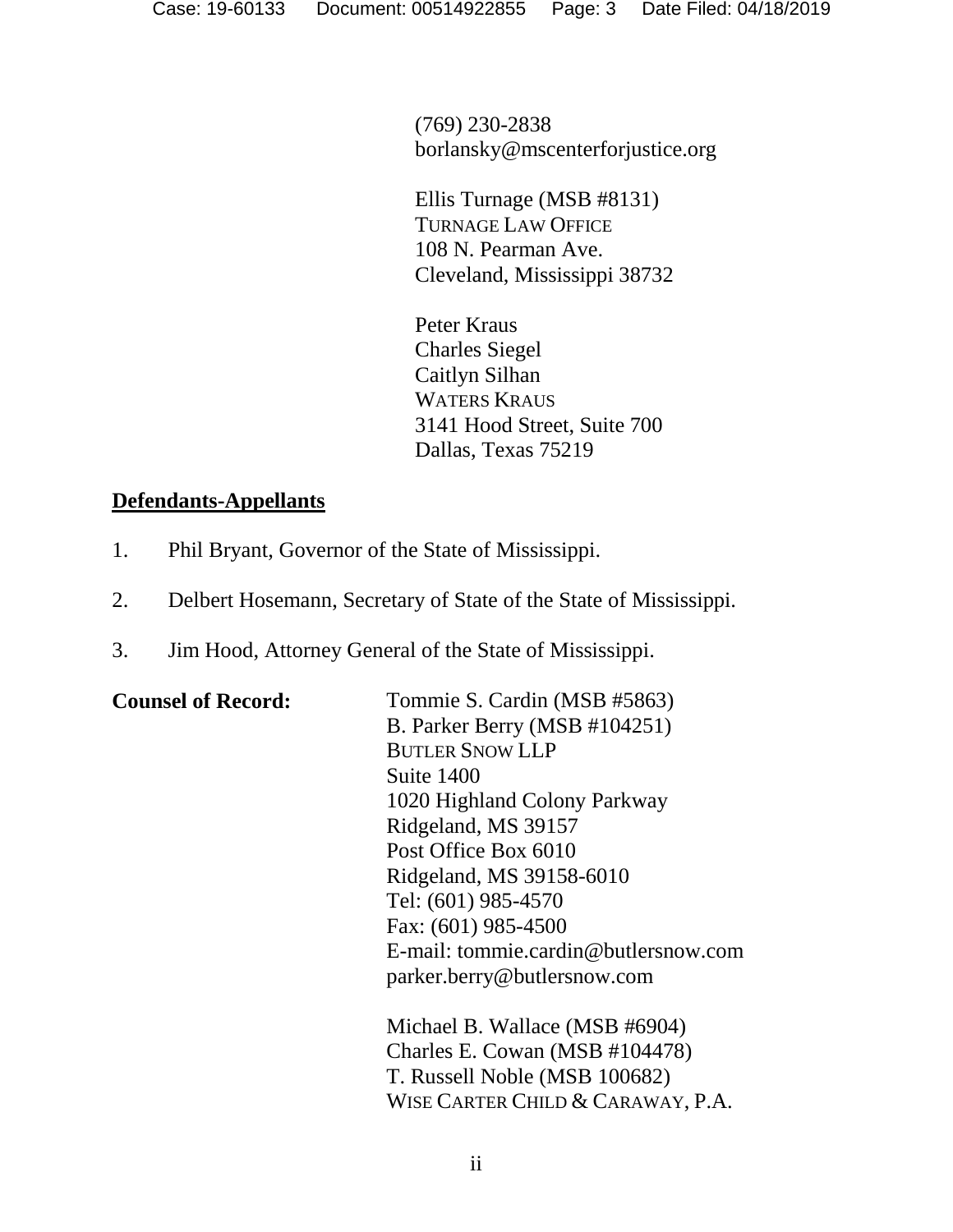(769) 230-2838
borlansky@mscenterforjustice.org

Ellis Turnage (MSB #8131)
TURNAGE LAW OFFICE
108 N. Pearman Ave.
Cleveland, Mississippi 38732

Peter Kraus
Charles Siegel
Caitlyn Silhan
WATERS KRAUS
3141 Hood Street, Suite 700
Dallas, Texas 75219

**Defendants-Appellants**

1. Phil Bryant, Governor of the State of Mississippi.

2. Delbert Hosemann, Secretary of State of the State of Mississippi.

3. Jim Hood, Attorney General of the State of Mississippi.

**Counsel of Record:**

Tommie S. Cardin (MSB #5863)
B. Parker Berry (MSB #104251)
BUTLER SNOW LLP
Suite 1400
1020 Highland Colony Parkway
Ridgeland, MS 39157
Post Office Box 6010
Ridgeland, MS 39158-6010
Tel: (601) 985-4570
Fax: (601) 985-4500
E-mail: tommie.cardin@butlersnow.com
parker.berry@butlersnow.com

Michael B. Wallace (MSB #6904)
Charles E. Cowan (MSB #104478)
T. Russell Noble (MSB 100682)
WISE CARTER CHILD & CARAWAY, P.A.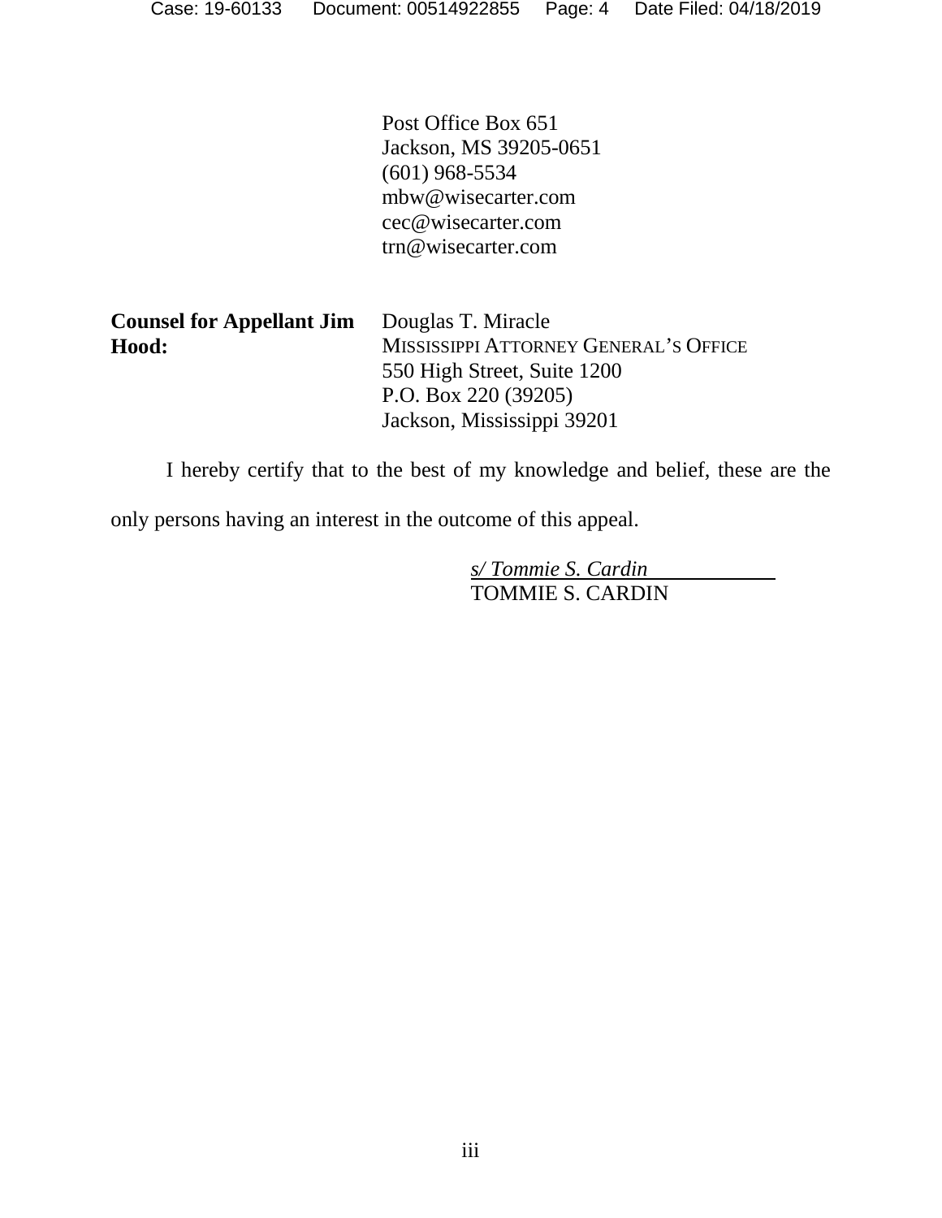Post Office Box 651
Jackson, MS 39205-0651
(601) 968-5534
mbw@wisecarter.com
cec@wisecarter.com
trn@wisecarter.com

| **Counsel for Appellant Jim Hood:** | Douglas T. Miracle<br>MISSISSIPPI ATTORNEY GENERAL'S OFFICE<br>550 High Street, Suite 1200<br>P.O. Box 220 (39205)<br>Jackson, Mississippi 39201 |
|---|---|

I hereby certify that to the best of my knowledge and belief, these are the only persons having an interest in the outcome of this appeal.

*s/ Tommie S. Cardin*
TOMMIE S. CARDIN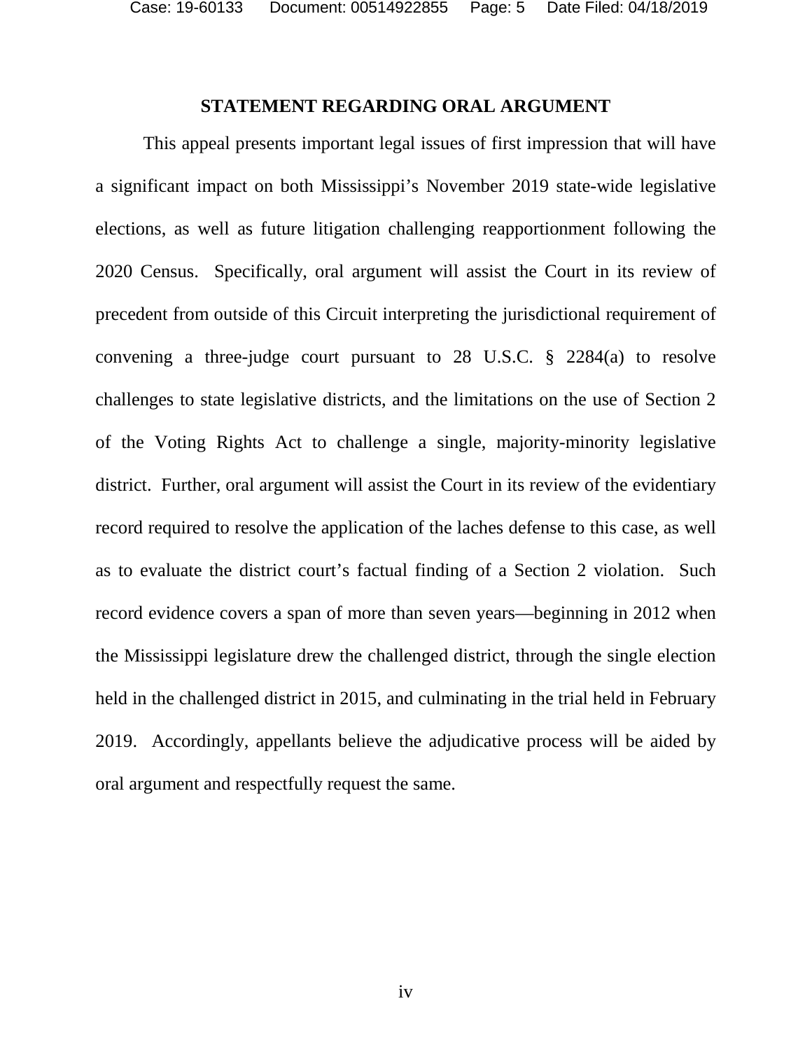## STATEMENT REGARDING ORAL ARGUMENT

This appeal presents important legal issues of first impression that will have a significant impact on both Mississippi's November 2019 state-wide legislative elections, as well as future litigation challenging reapportionment following the 2020 Census. Specifically, oral argument will assist the Court in its review of precedent from outside of this Circuit interpreting the jurisdictional requirement of convening a three-judge court pursuant to 28 U.S.C. § 2284(a) to resolve challenges to state legislative districts, and the limitations on the use of Section 2 of the Voting Rights Act to challenge a single, majority-minority legislative district. Further, oral argument will assist the Court in its review of the evidentiary record required to resolve the application of the laches defense to this case, as well as to evaluate the district court's factual finding of a Section 2 violation. Such record evidence covers a span of more than seven years—beginning in 2012 when the Mississippi legislature drew the challenged district, through the single election held in the challenged district in 2015, and culminating in the trial held in February 2019. Accordingly, appellants believe the adjudicative process will be aided by oral argument and respectfully request the same.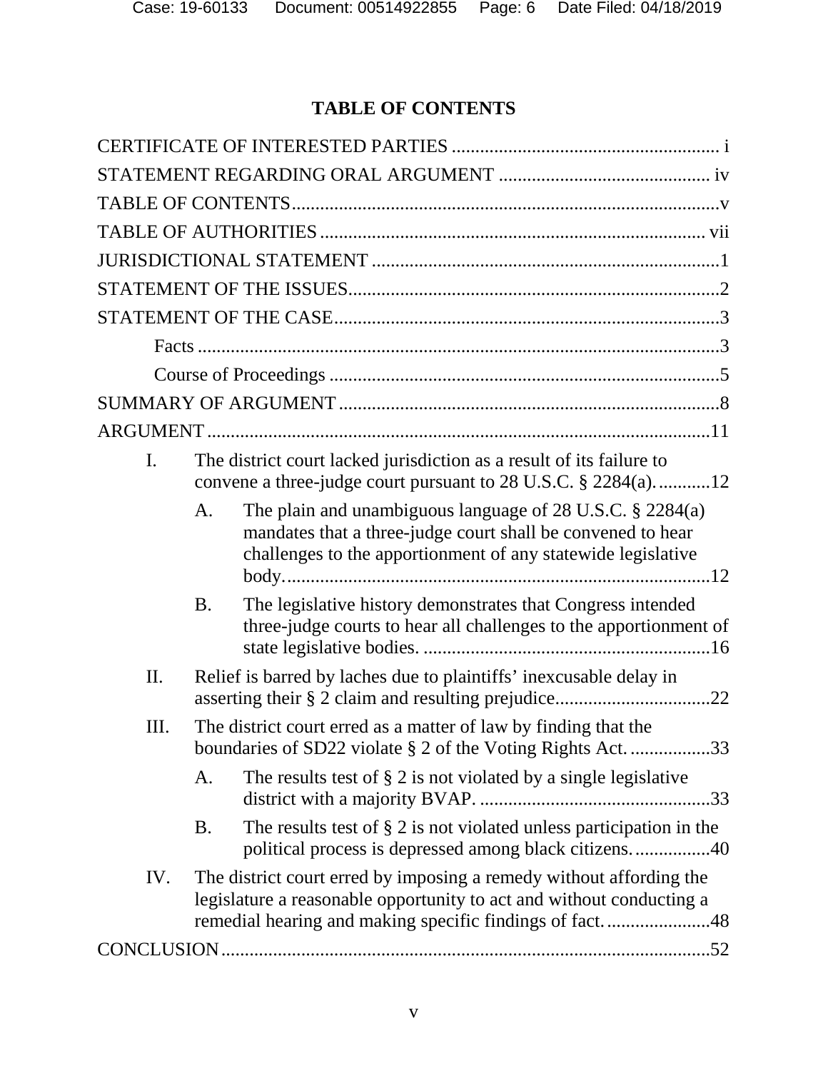## TABLE OF CONTENTS

CERTIFICATE OF INTERESTED PARTIES ........................................................ i

STATEMENT REGARDING ORAL ARGUMENT ............................................ iv

TABLE OF CONTENTS..........................................................................................v

TABLE OF AUTHORITIES ................................................................................ vii

JURISDICTIONAL STATEMENT .........................................................................1

STATEMENT OF THE ISSUES..............................................................................2

STATEMENT OF THE CASE.................................................................................3

- Facts ...............................................................................................................3
- Course of Proceedings ...................................................................................5

SUMMARY OF ARGUMENT ................................................................................8

ARGUMENT ..........................................................................................................11

- I. The district court lacked jurisdiction as a result of its failure to convene a three-judge court pursuant to 28 U.S.C. § 2284(a). ...........12
  - A. The plain and unambiguous language of 28 U.S.C. § 2284(a) mandates that a three-judge court shall be convened to hear challenges to the apportionment of any statewide legislative body. ..........................................................................12
  - B. The legislative history demonstrates that Congress intended three-judge courts to hear all challenges to the apportionment of state legislative bodies. ...........................................................16
- II. Relief is barred by laches due to plaintiffs' inexcusable delay in asserting their § 2 claim and resulting prejudice.................................22
- III. The district court erred as a matter of law by finding that the boundaries of SD22 violate § 2 of the Voting Rights Act. ................33
  - A. The results test of § 2 is not violated by a single legislative district with a majority BVAP. ................................................33
  - B. The results test of § 2 is not violated unless participation in the political process is depressed among black citizens. ................40
- IV. The district court erred by imposing a remedy without affording the legislature a reasonable opportunity to act and without conducting a remedial hearing and making specific findings of fact. ......................48

CONCLUSION.......................................................................................................52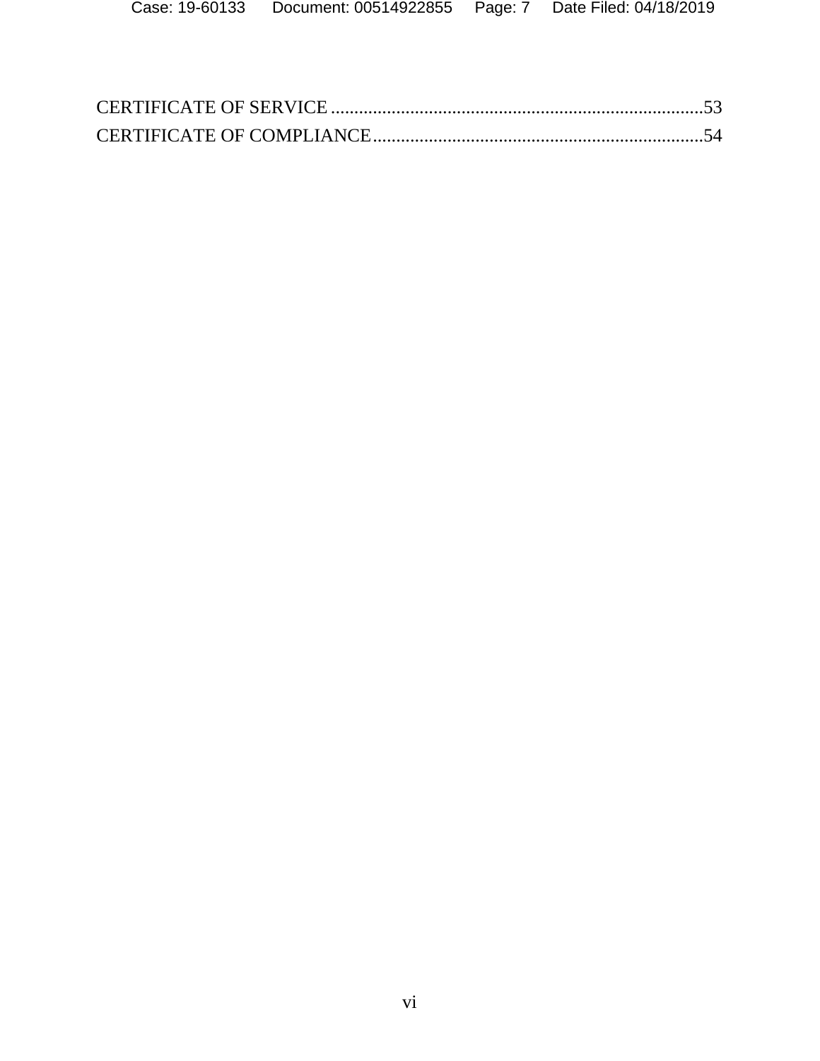CERTIFICATE OF SERVICE ............................................................................53

CERTIFICATE OF COMPLIANCE ....................................................................54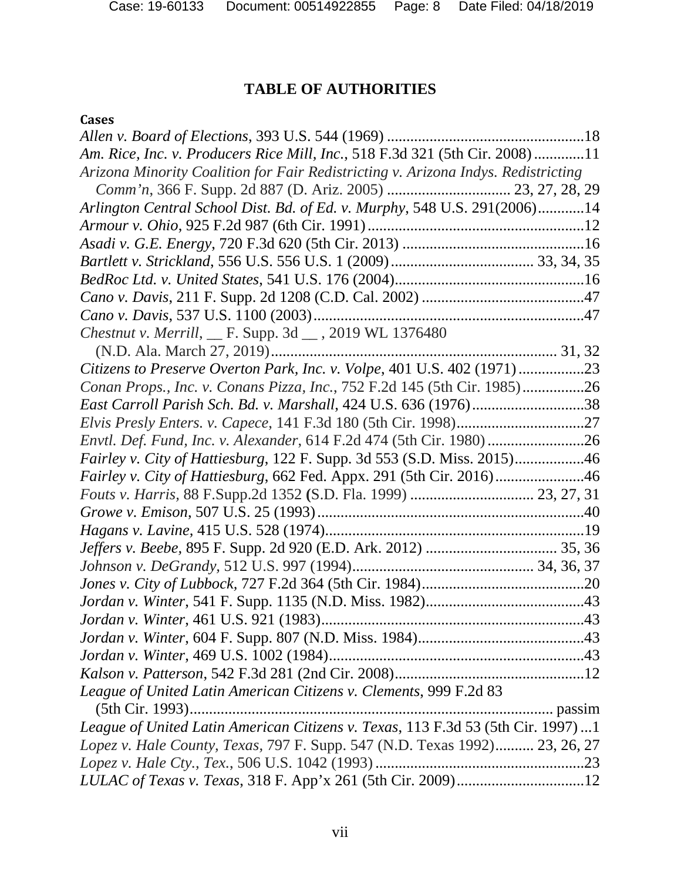# TABLE OF AUTHORITIES

**Cases**

*Allen v. Board of Elections*, 393 U.S. 544 (1969) ....................................................18

*Am. Rice, Inc. v. Producers Rice Mill, Inc.*, 518 F.3d 321 (5th Cir. 2008).............11

*Arizona Minority Coalition for Fair Redistricting v. Arizona Indys. Redistricting Comm'n*, 366 F. Supp. 2d 887 (D. Ariz. 2005) ................................ 23, 27, 28, 29

*Arlington Central School Dist. Bd. of Ed. v. Murphy*, 548 U.S. 291(2006)............14

*Armour v. Ohio*, 925 F.2d 987 (6th Cir. 1991).........................................................12

*Asadi v. G.E. Energy*, 720 F.3d 620 (5th Cir. 2013) ...............................................16

*Bartlett v. Strickland*, 556 U.S. 556 U.S. 1 (2009).................................... 33, 34, 35

*BedRoc Ltd. v. United States*, 541 U.S. 176 (2004).................................................16

*Cano v. Davis*, 211 F. Supp. 2d 1208 (C.D. Cal. 2002) ..........................................47

*Cano v. Davis*, 537 U.S. 1100 (2003).......................................................................47

*Chestnut v. Merrill*, __ F. Supp. 3d __ , 2019 WL 1376480 (N.D. Ala. March 27, 2019)......................................................................... 31, 32

*Citizens to Preserve Overton Park, Inc. v. Volpe*, 401 U.S. 402 (1971)................23

*Conan Props., Inc. v. Conans Pizza, Inc.*, 752 F.2d 145 (5th Cir. 1985)................26

*East Carroll Parish Sch. Bd. v. Marshall*, 424 U.S. 636 (1976).............................38

*Elvis Presly Enters. v. Capece*, 141 F.3d 180 (5th Cir. 1998).................................27

*Envtl. Def. Fund, Inc. v. Alexander*, 614 F.2d 474 (5th Cir. 1980).........................26

*Fairley v. City of Hattiesburg*, 122 F. Supp. 3d 553 (S.D. Miss. 2015)..................46

*Fairley v. City of Hattiesburg*, 662 Fed. Appx. 291 (5th Cir. 2016).......................46

*Fouts v. Harris*, 88 F.Supp.2d 1352 (S.D. Fla. 1999) ................................ 23, 27, 31

*Growe v. Emison*, 507 U.S. 25 (1993).....................................................................40

*Hagans v. Lavine*, 415 U.S. 528 (1974)...................................................................19

*Jeffers v. Beebe*, 895 F. Supp. 2d 920 (E.D. Ark. 2012) .................................. 35, 36

*Johnson v. DeGrandy*, 512 U.S. 997 (1994)............................................. 34, 36, 37

*Jones v. City of Lubbock*, 727 F.2d 364 (5th Cir. 1984)..........................................20

*Jordan v. Winter*, 541 F. Supp. 1135 (N.D. Miss. 1982).........................................43

*Jordan v. Winter*, 461 U.S. 921 (1983)....................................................................43

*Jordan v. Winter*, 604 F. Supp. 807 (N.D. Miss. 1984)...........................................43

*Jordan v. Winter*, 469 U.S. 1002 (1984)..................................................................43

*Kalson v. Patterson*, 542 F.3d 281 (2nd Cir. 2008).................................................12

*League of United Latin American Citizens v. Clements*, 999 F.2d 83 (5th Cir. 1993)............................................................................................. passim

*League of United Latin American Citizens v. Texas*, 113 F.3d 53 (5th Cir. 1997)...1

*Lopez v. Hale County, Texas*, 797 F. Supp. 547 (N.D. Texas 1992).......... 23, 26, 27

*Lopez v. Hale Cty., Tex.*, 506 U.S. 1042 (1993) ......................................................23

*LULAC of Texas v. Texas*, 318 F. App'x 261 (5th Cir. 2009).................................12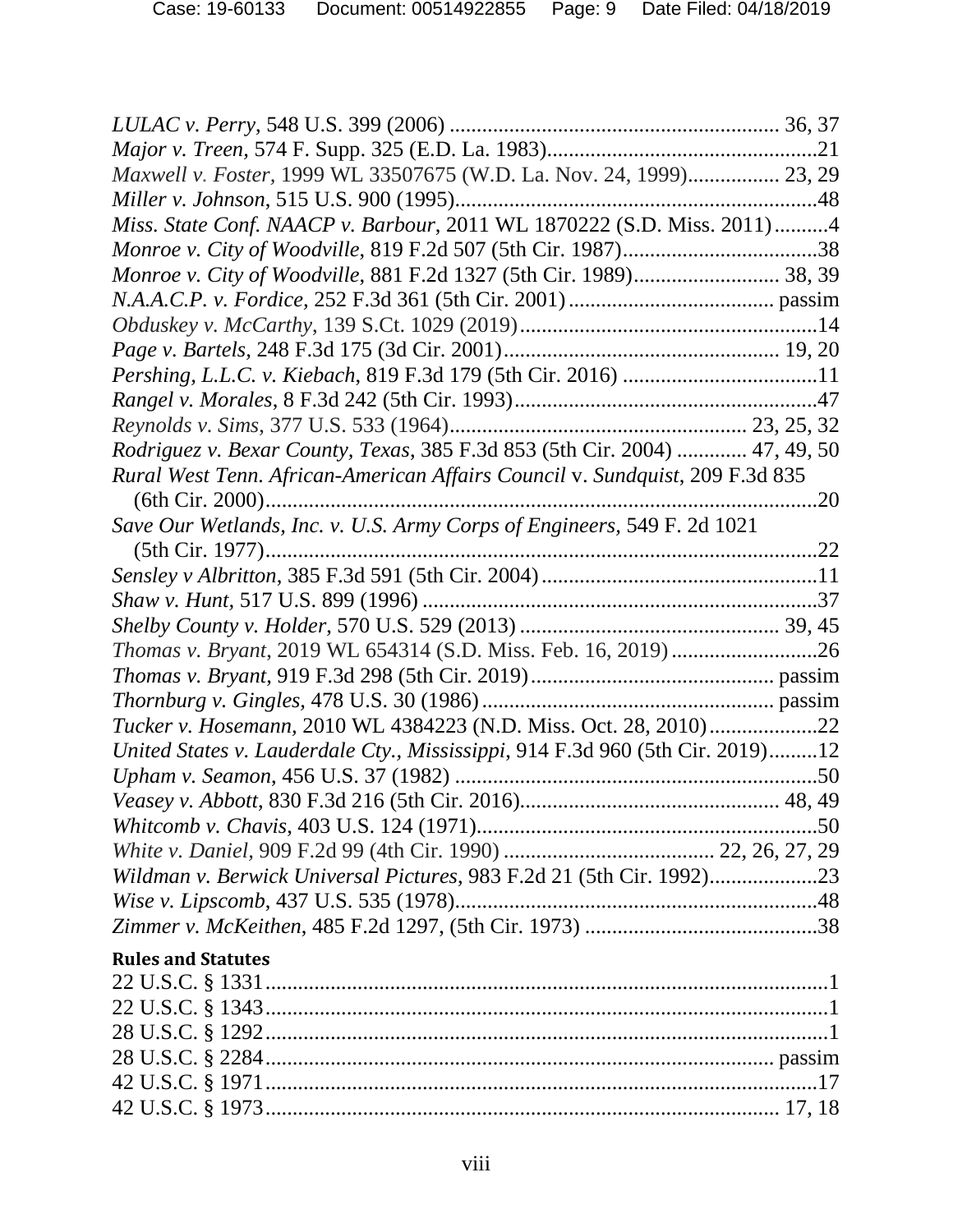*LULAC v. Perry*, 548 U.S. 399 (2006) .......................................................... 36, 37
*Major v. Treen*, 574 F. Supp. 325 (E.D. La. 1983)..................................................21
*Maxwell v. Foster*, 1999 WL 33507675 (W.D. La. Nov. 24, 1999)................ 23, 29
*Miller v. Johnson*, 515 U.S. 900 (1995)..................................................................48
*Miss. State Conf. NAACP v. Barbour*, 2011 WL 1870222 (S.D. Miss. 2011)..........4
*Monroe v. City of Woodville*, 819 F.2d 507 (5th Cir. 1987)....................................38
*Monroe v. City of Woodville*, 881 F.2d 1327 (5th Cir. 1989)........................... 38, 39
*N.A.A.C.P. v. Fordice*, 252 F.3d 361 (5th Cir. 2001)...................................... passim
*Obduskey v. McCarthy*, 139 S.Ct. 1029 (2019).......................................................14
*Page v. Bartels*, 248 F.3d 175 (3d Cir. 2001)................................................... 19, 20
*Pershing, L.L.C. v. Kiebach*, 819 F.3d 179 (5th Cir. 2016) ....................................11
*Rangel v. Morales*, 8 F.3d 242 (5th Cir. 1993)........................................................47
*Reynolds v. Sims*, 377 U.S. 533 (1964)..................................................... 23, 25, 32
*Rodriguez v. Bexar County, Texas*, 385 F.3d 853 (5th Cir. 2004) ............. 47, 49, 50
*Rural West Tenn. African-American Affairs Council* v. *Sundquist*, 209 F.3d 835 (6th Cir. 2000)......................................................................................................20
*Save Our Wetlands, Inc. v. U.S. Army Corps of Engineers,* 549 F. 2d 1021 (5th Cir. 1977)......................................................................................................22
*Sensley v Albritton*, 385 F.3d 591 (5th Cir. 2004)...................................................11
*Shaw v. Hunt*, 517 U.S. 899 (1996) .........................................................................37
*Shelby County v. Holder*, 570 U.S. 529 (2013) ............................................... 39, 45
*Thomas v. Bryant*, 2019 WL 654314 (S.D. Miss. Feb. 16, 2019)...........................26
*Thomas v. Bryant*, 919 F.3d 298 (5th Cir. 2019)............................................ passim
*Thornburg v. Gingles*, 478 U.S. 30 (1986).................................................... passim
*Tucker v. Hosemann*, 2010 WL 4384223 (N.D. Miss. Oct. 28, 2010)....................22
*United States v. Lauderdale Cty., Mississippi*, 914 F.3d 960 (5th Cir. 2019).........12
*Upham v. Seamon*, 456 U.S. 37 (1982) ...................................................................50
*Veasey v. Abbott*, 830 F.3d 216 (5th Cir. 2016)............................................... 48, 49
*Whitcomb v. Chavis*, 403 U.S. 124 (1971)...............................................................50
*White v. Daniel*, 909 F.2d 99 (4th Cir. 1990) ...................................... 22, 26, 27, 29
*Wildman v. Berwick Universal Pictures,* 983 F.2d 21 (5th Cir. 1992)....................23
*Wise v. Lipscomb*, 437 U.S. 535 (1978)..................................................................48
*Zimmer v. McKeithen*, 485 F.2d 1297, (5th Cir. 1973) ...........................................38

**Rules and Statutes**

22 U.S.C. § 1331.........................................................................................................1
22 U.S.C. § 1343.........................................................................................................1
28 U.S.C. § 1292.........................................................................................................1
28 U.S.C. § 2284.......................................................................................... passim
42 U.S.C. § 1971.......................................................................................................17
42 U.S.C. § 1973.............................................................................................. 17, 18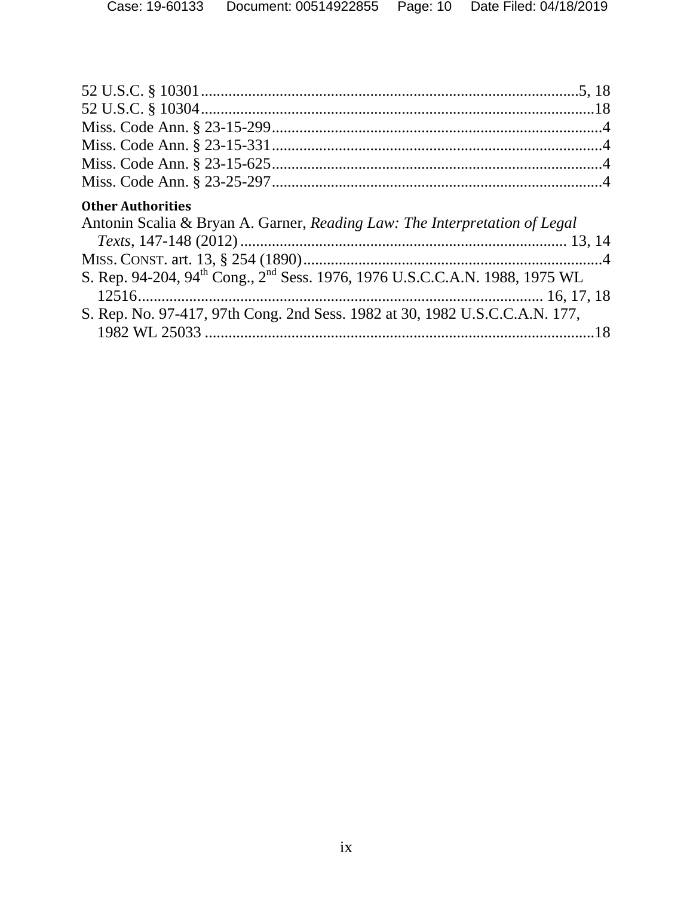52 U.S.C. § 10301 ........................................................................................5, 18
52 U.S.C. § 10304 ..........................................................................................18
Miss. Code Ann. § 23-15-299 ...........................................................................4
Miss. Code Ann. § 23-15-331 ...........................................................................4
Miss. Code Ann. § 23-15-625 ...........................................................................4
Miss. Code Ann. § 23-25-297 ...........................................................................4

**Other Authorities**

Antonin Scalia & Bryan A. Garner, *Reading Law: The Interpretation of Legal Texts*, 147-148 (2012) ................................................................................ 13, 14

MISS. CONST. art. 13, § 254 (1890) ...................................................................4

S. Rep. 94-204, 94th Cong., 2nd Sess. 1976, 1976 U.S.C.C.A.N. 1988, 1975 WL 12516 ..................................................................................................... 16, 17, 18

S. Rep. No. 97-417, 97th Cong. 2nd Sess. 1982 at 30, 1982 U.S.C.C.A.N. 177, 1982 WL 25033 ....................................................................................................18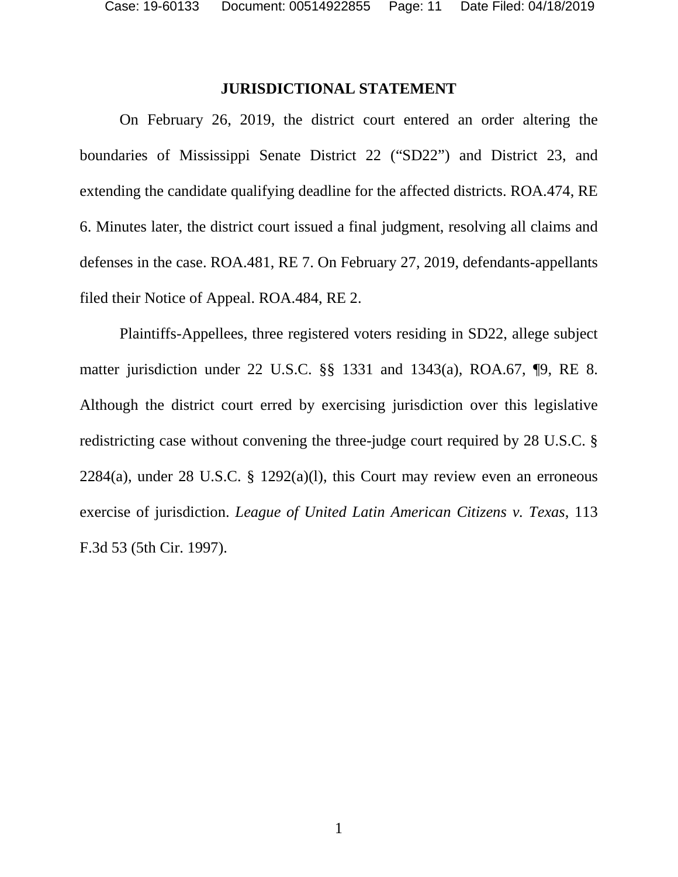## JURISDICTIONAL STATEMENT

On February 26, 2019, the district court entered an order altering the boundaries of Mississippi Senate District 22 ("SD22") and District 23, and extending the candidate qualifying deadline for the affected districts. ROA.474, RE 6. Minutes later, the district court issued a final judgment, resolving all claims and defenses in the case. ROA.481, RE 7. On February 27, 2019, defendants-appellants filed their Notice of Appeal. ROA.484, RE 2.

Plaintiffs-Appellees, three registered voters residing in SD22, allege subject matter jurisdiction under 22 U.S.C. §§ 1331 and 1343(a), ROA.67, ¶9, RE 8. Although the district court erred by exercising jurisdiction over this legislative redistricting case without convening the three-judge court required by 28 U.S.C. § 2284(a), under 28 U.S.C. § 1292(a)(l), this Court may review even an erroneous exercise of jurisdiction. *League of United Latin American Citizens v. Texas*, 113 F.3d 53 (5th Cir. 1997).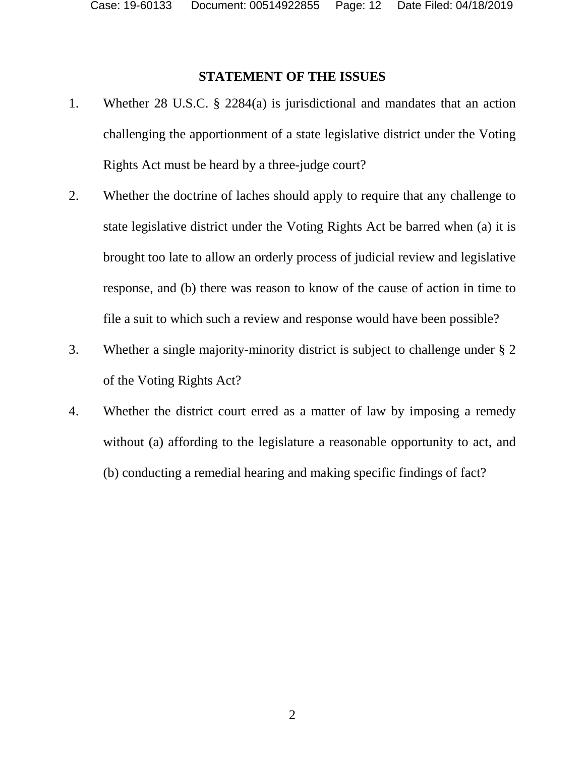## STATEMENT OF THE ISSUES

1. Whether 28 U.S.C. § 2284(a) is jurisdictional and mandates that an action challenging the apportionment of a state legislative district under the Voting Rights Act must be heard by a three-judge court?

2. Whether the doctrine of laches should apply to require that any challenge to state legislative district under the Voting Rights Act be barred when (a) it is brought too late to allow an orderly process of judicial review and legislative response, and (b) there was reason to know of the cause of action in time to file a suit to which such a review and response would have been possible?

3. Whether a single majority-minority district is subject to challenge under § 2 of the Voting Rights Act?

4. Whether the district court erred as a matter of law by imposing a remedy without (a) affording to the legislature a reasonable opportunity to act, and (b) conducting a remedial hearing and making specific findings of fact?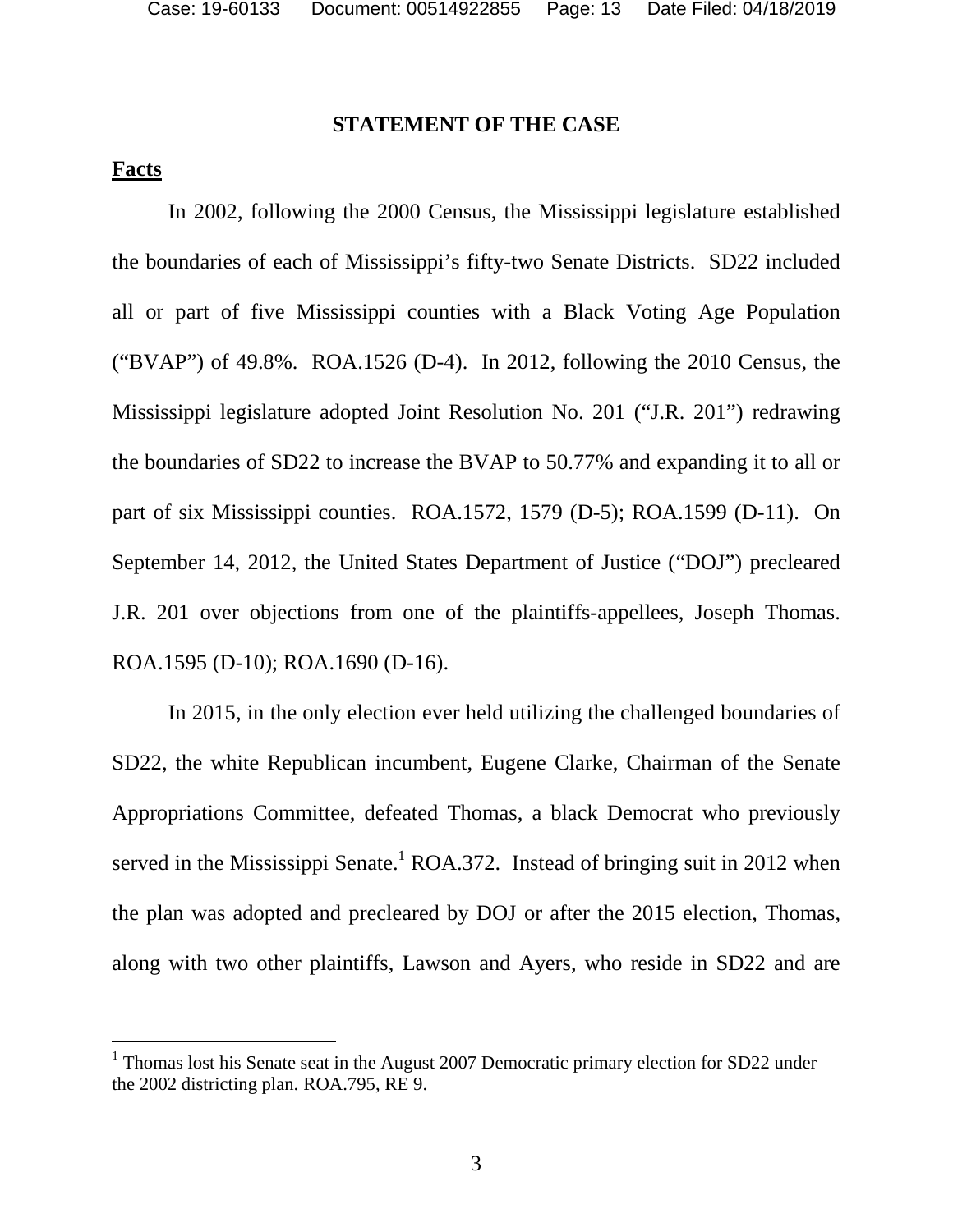## STATEMENT OF THE CASE

**Facts**

In 2002, following the 2000 Census, the Mississippi legislature established the boundaries of each of Mississippi's fifty-two Senate Districts. SD22 included all or part of five Mississippi counties with a Black Voting Age Population ("BVAP") of 49.8%. ROA.1526 (D-4). In 2012, following the 2010 Census, the Mississippi legislature adopted Joint Resolution No. 201 ("J.R. 201") redrawing the boundaries of SD22 to increase the BVAP to 50.77% and expanding it to all or part of six Mississippi counties. ROA.1572, 1579 (D-5); ROA.1599 (D-11). On September 14, 2012, the United States Department of Justice ("DOJ") precleared J.R. 201 over objections from one of the plaintiffs-appellees, Joseph Thomas. ROA.1595 (D-10); ROA.1690 (D-16).

In 2015, in the only election ever held utilizing the challenged boundaries of SD22, the white Republican incumbent, Eugene Clarke, Chairman of the Senate Appropriations Committee, defeated Thomas, a black Democrat who previously served in the Mississippi Senate.[1] ROA.372. Instead of bringing suit in 2012 when the plan was adopted and precleared by DOJ or after the 2015 election, Thomas, along with two other plaintiffs, Lawson and Ayers, who reside in SD22 and are

[1] Thomas lost his Senate seat in the August 2007 Democratic primary election for SD22 under the 2002 districting plan. ROA.795, RE 9.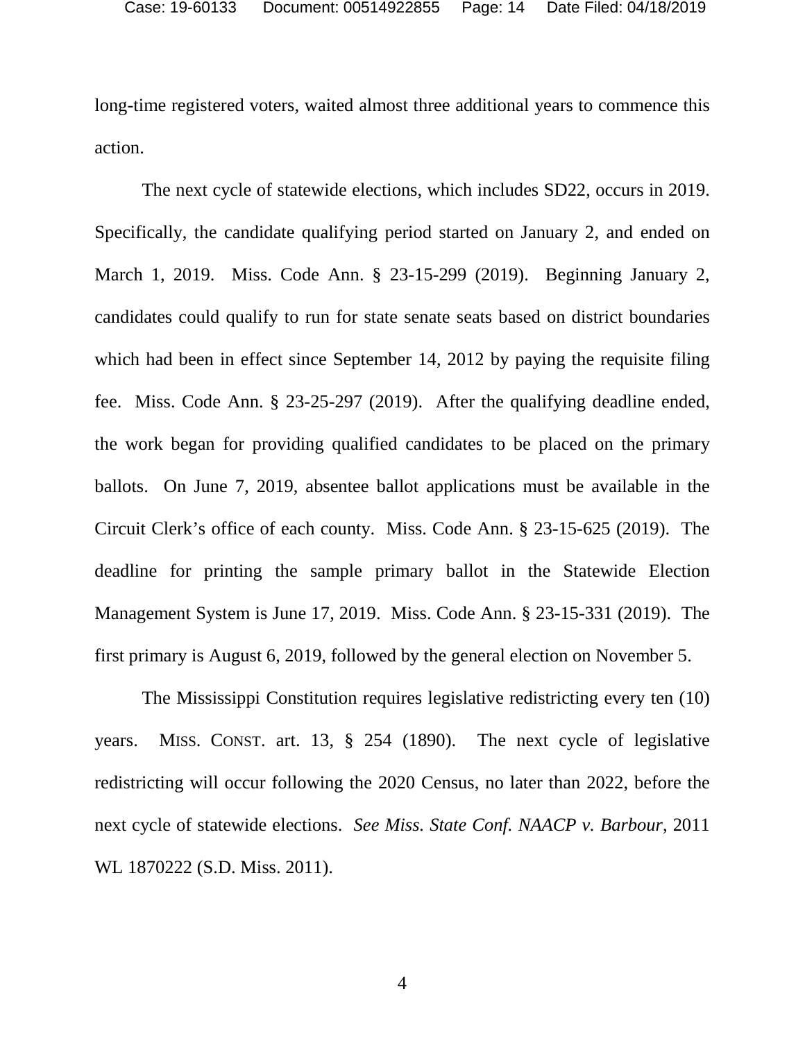long-time registered voters, waited almost three additional years to commence this action.

The next cycle of statewide elections, which includes SD22, occurs in 2019. Specifically, the candidate qualifying period started on January 2, and ended on March 1, 2019. Miss. Code Ann. § 23-15-299 (2019). Beginning January 2, candidates could qualify to run for state senate seats based on district boundaries which had been in effect since September 14, 2012 by paying the requisite filing fee. Miss. Code Ann. § 23-25-297 (2019). After the qualifying deadline ended, the work began for providing qualified candidates to be placed on the primary ballots. On June 7, 2019, absentee ballot applications must be available in the Circuit Clerk's office of each county. Miss. Code Ann. § 23-15-625 (2019). The deadline for printing the sample primary ballot in the Statewide Election Management System is June 17, 2019. Miss. Code Ann. § 23-15-331 (2019). The first primary is August 6, 2019, followed by the general election on November 5.

The Mississippi Constitution requires legislative redistricting every ten (10) years. MISS. CONST. art. 13, § 254 (1890). The next cycle of legislative redistricting will occur following the 2020 Census, no later than 2022, before the next cycle of statewide elections. *See Miss. State Conf. NAACP v. Barbour*, 2011 WL 1870222 (S.D. Miss. 2011).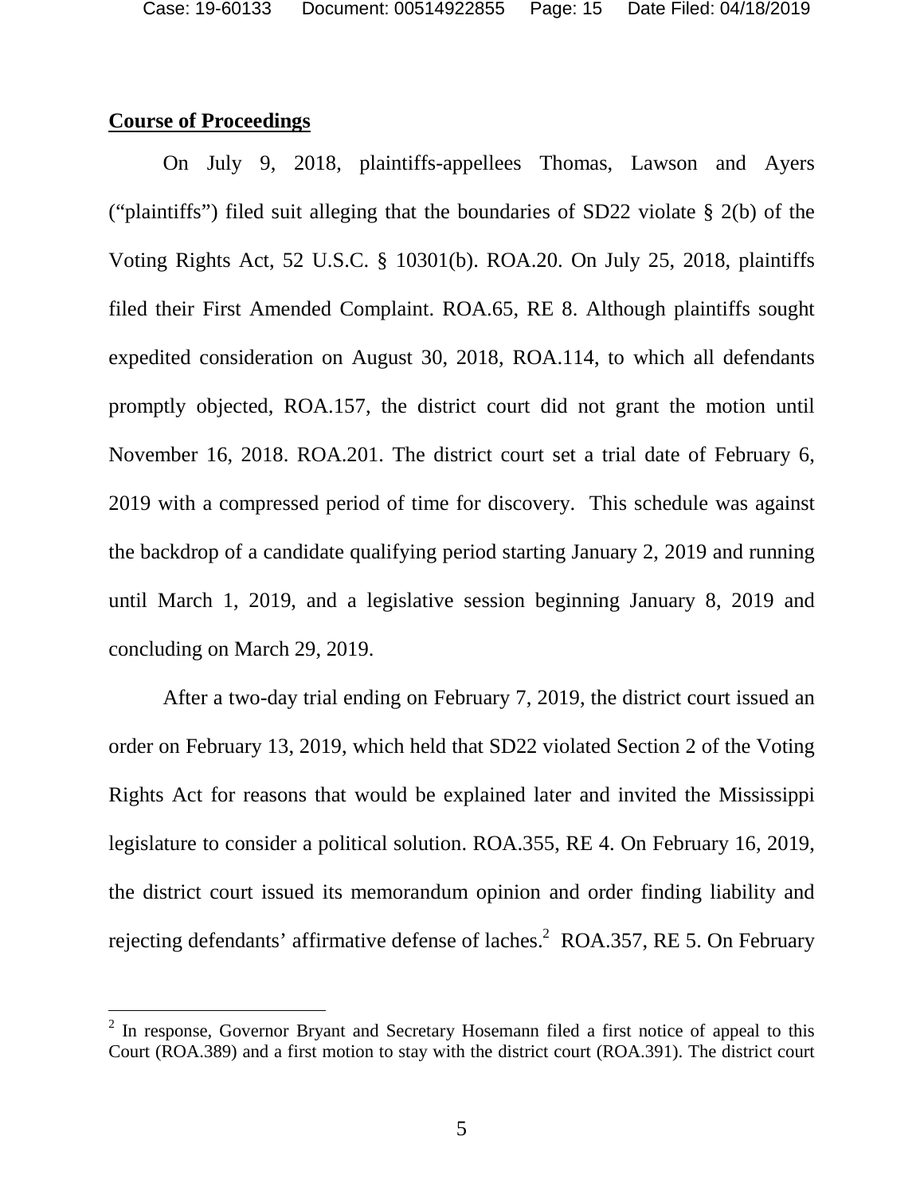**Course of Proceedings**

On July 9, 2018, plaintiffs-appellees Thomas, Lawson and Ayers ("plaintiffs") filed suit alleging that the boundaries of SD22 violate § 2(b) of the Voting Rights Act, 52 U.S.C. § 10301(b). ROA.20. On July 25, 2018, plaintiffs filed their First Amended Complaint. ROA.65, RE 8. Although plaintiffs sought expedited consideration on August 30, 2018, ROA.114, to which all defendants promptly objected, ROA.157, the district court did not grant the motion until November 16, 2018. ROA.201. The district court set a trial date of February 6, 2019 with a compressed period of time for discovery. This schedule was against the backdrop of a candidate qualifying period starting January 2, 2019 and running until March 1, 2019, and a legislative session beginning January 8, 2019 and concluding on March 29, 2019.

After a two-day trial ending on February 7, 2019, the district court issued an order on February 13, 2019, which held that SD22 violated Section 2 of the Voting Rights Act for reasons that would be explained later and invited the Mississippi legislature to consider a political solution. ROA.355, RE 4. On February 16, 2019, the district court issued its memorandum opinion and order finding liability and rejecting defendants' affirmative defense of laches.[2] ROA.357, RE 5. On February

[2] In response, Governor Bryant and Secretary Hosemann filed a first notice of appeal to this Court (ROA.389) and a first motion to stay with the district court (ROA.391). The district court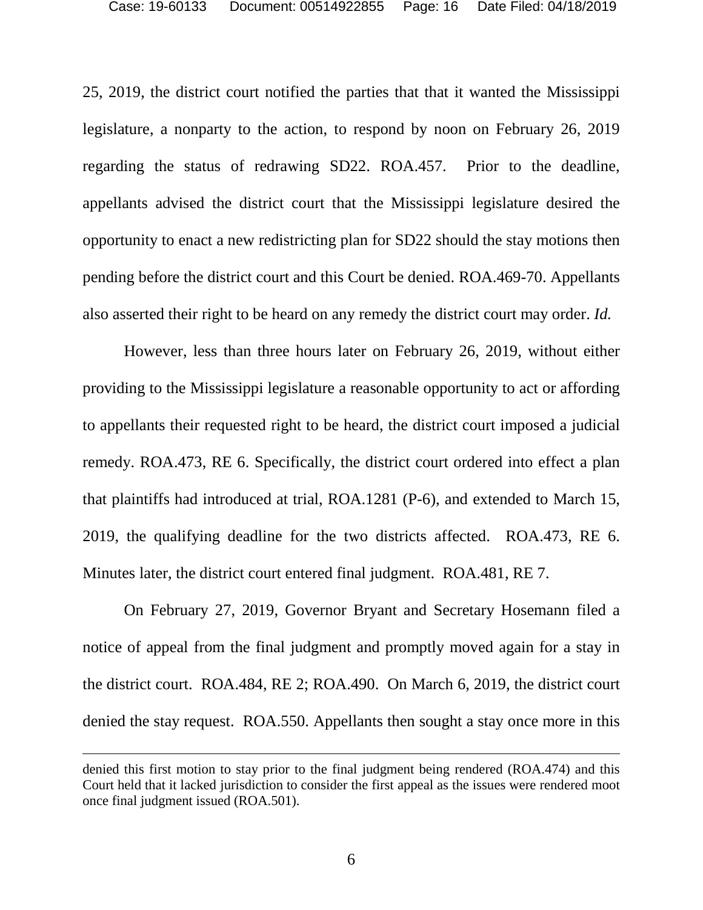25, 2019, the district court notified the parties that that it wanted the Mississippi legislature, a nonparty to the action, to respond by noon on February 26, 2019 regarding the status of redrawing SD22. ROA.457. Prior to the deadline, appellants advised the district court that the Mississippi legislature desired the opportunity to enact a new redistricting plan for SD22 should the stay motions then pending before the district court and this Court be denied. ROA.469-70. Appellants also asserted their right to be heard on any remedy the district court may order. *Id.*

However, less than three hours later on February 26, 2019, without either providing to the Mississippi legislature a reasonable opportunity to act or affording to appellants their requested right to be heard, the district court imposed a judicial remedy. ROA.473, RE 6. Specifically, the district court ordered into effect a plan that plaintiffs had introduced at trial, ROA.1281 (P-6), and extended to March 15, 2019, the qualifying deadline for the two districts affected. ROA.473, RE 6. Minutes later, the district court entered final judgment. ROA.481, RE 7.

On February 27, 2019, Governor Bryant and Secretary Hosemann filed a notice of appeal from the final judgment and promptly moved again for a stay in the district court. ROA.484, RE 2; ROA.490. On March 6, 2019, the district court denied the stay request. ROA.550. Appellants then sought a stay once more in this

---

denied this first motion to stay prior to the final judgment being rendered (ROA.474) and this Court held that it lacked jurisdiction to consider the first appeal as the issues were rendered moot once final judgment issued (ROA.501).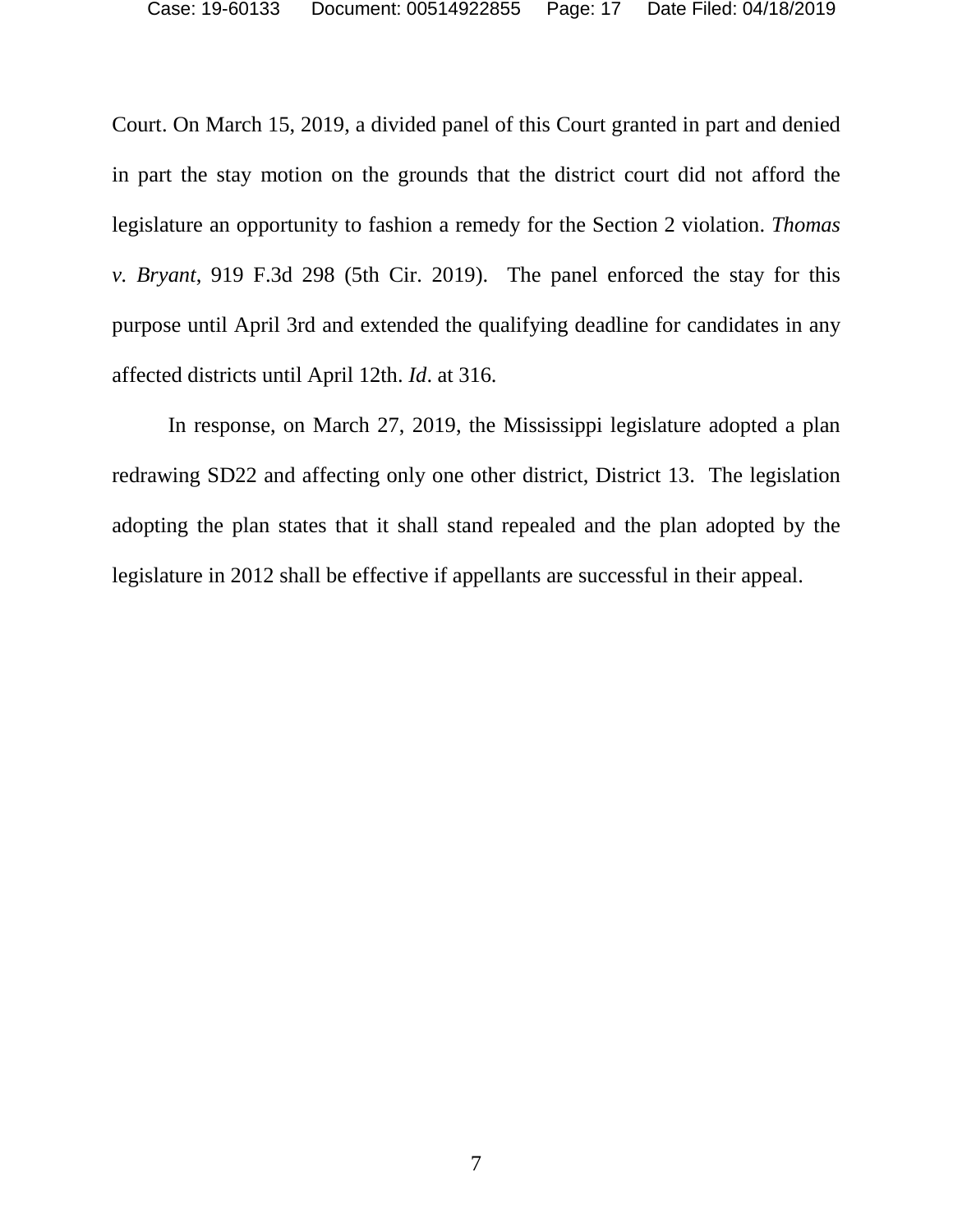Court. On March 15, 2019, a divided panel of this Court granted in part and denied in part the stay motion on the grounds that the district court did not afford the legislature an opportunity to fashion a remedy for the Section 2 violation. *Thomas v. Bryant*, 919 F.3d 298 (5th Cir. 2019). The panel enforced the stay for this purpose until April 3rd and extended the qualifying deadline for candidates in any affected districts until April 12th. *Id*. at 316.

In response, on March 27, 2019, the Mississippi legislature adopted a plan redrawing SD22 and affecting only one other district, District 13. The legislation adopting the plan states that it shall stand repealed and the plan adopted by the legislature in 2012 shall be effective if appellants are successful in their appeal.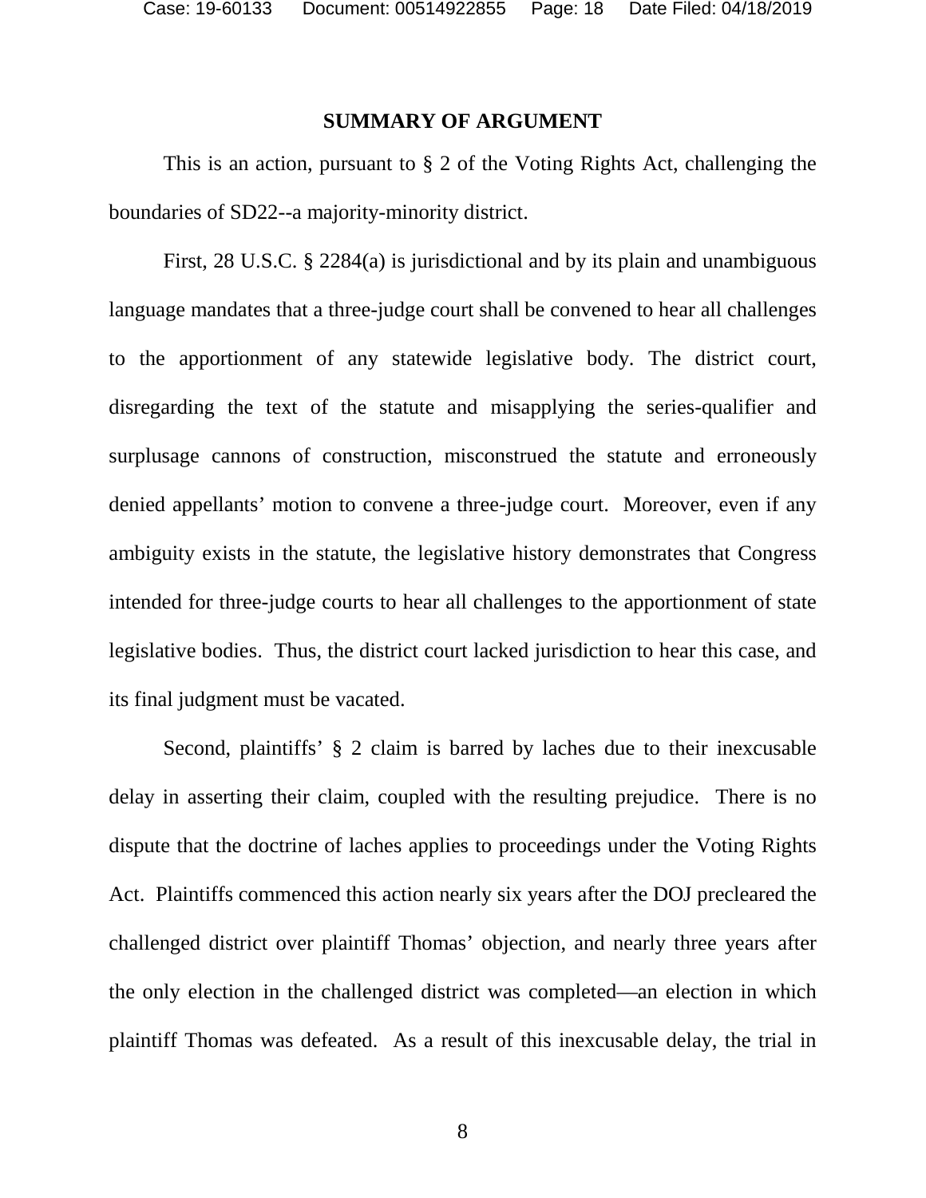## SUMMARY OF ARGUMENT

This is an action, pursuant to § 2 of the Voting Rights Act, challenging the boundaries of SD22--a majority-minority district.

First, 28 U.S.C. § 2284(a) is jurisdictional and by its plain and unambiguous language mandates that a three-judge court shall be convened to hear all challenges to the apportionment of any statewide legislative body. The district court, disregarding the text of the statute and misapplying the series-qualifier and surplusage cannons of construction, misconstrued the statute and erroneously denied appellants' motion to convene a three-judge court. Moreover, even if any ambiguity exists in the statute, the legislative history demonstrates that Congress intended for three-judge courts to hear all challenges to the apportionment of state legislative bodies. Thus, the district court lacked jurisdiction to hear this case, and its final judgment must be vacated.

Second, plaintiffs' § 2 claim is barred by laches due to their inexcusable delay in asserting their claim, coupled with the resulting prejudice. There is no dispute that the doctrine of laches applies to proceedings under the Voting Rights Act. Plaintiffs commenced this action nearly six years after the DOJ precleared the challenged district over plaintiff Thomas' objection, and nearly three years after the only election in the challenged district was completed—an election in which plaintiff Thomas was defeated. As a result of this inexcusable delay, the trial in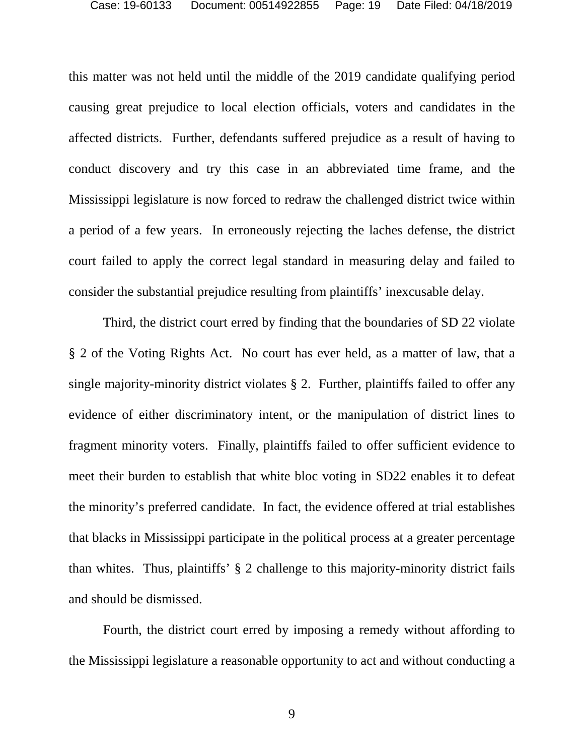this matter was not held until the middle of the 2019 candidate qualifying period causing great prejudice to local election officials, voters and candidates in the affected districts. Further, defendants suffered prejudice as a result of having to conduct discovery and try this case in an abbreviated time frame, and the Mississippi legislature is now forced to redraw the challenged district twice within a period of a few years. In erroneously rejecting the laches defense, the district court failed to apply the correct legal standard in measuring delay and failed to consider the substantial prejudice resulting from plaintiffs' inexcusable delay.

Third, the district court erred by finding that the boundaries of SD 22 violate § 2 of the Voting Rights Act. No court has ever held, as a matter of law, that a single majority-minority district violates § 2. Further, plaintiffs failed to offer any evidence of either discriminatory intent, or the manipulation of district lines to fragment minority voters. Finally, plaintiffs failed to offer sufficient evidence to meet their burden to establish that white bloc voting in SD22 enables it to defeat the minority's preferred candidate. In fact, the evidence offered at trial establishes that blacks in Mississippi participate in the political process at a greater percentage than whites. Thus, plaintiffs' § 2 challenge to this majority-minority district fails and should be dismissed.

Fourth, the district court erred by imposing a remedy without affording to the Mississippi legislature a reasonable opportunity to act and without conducting a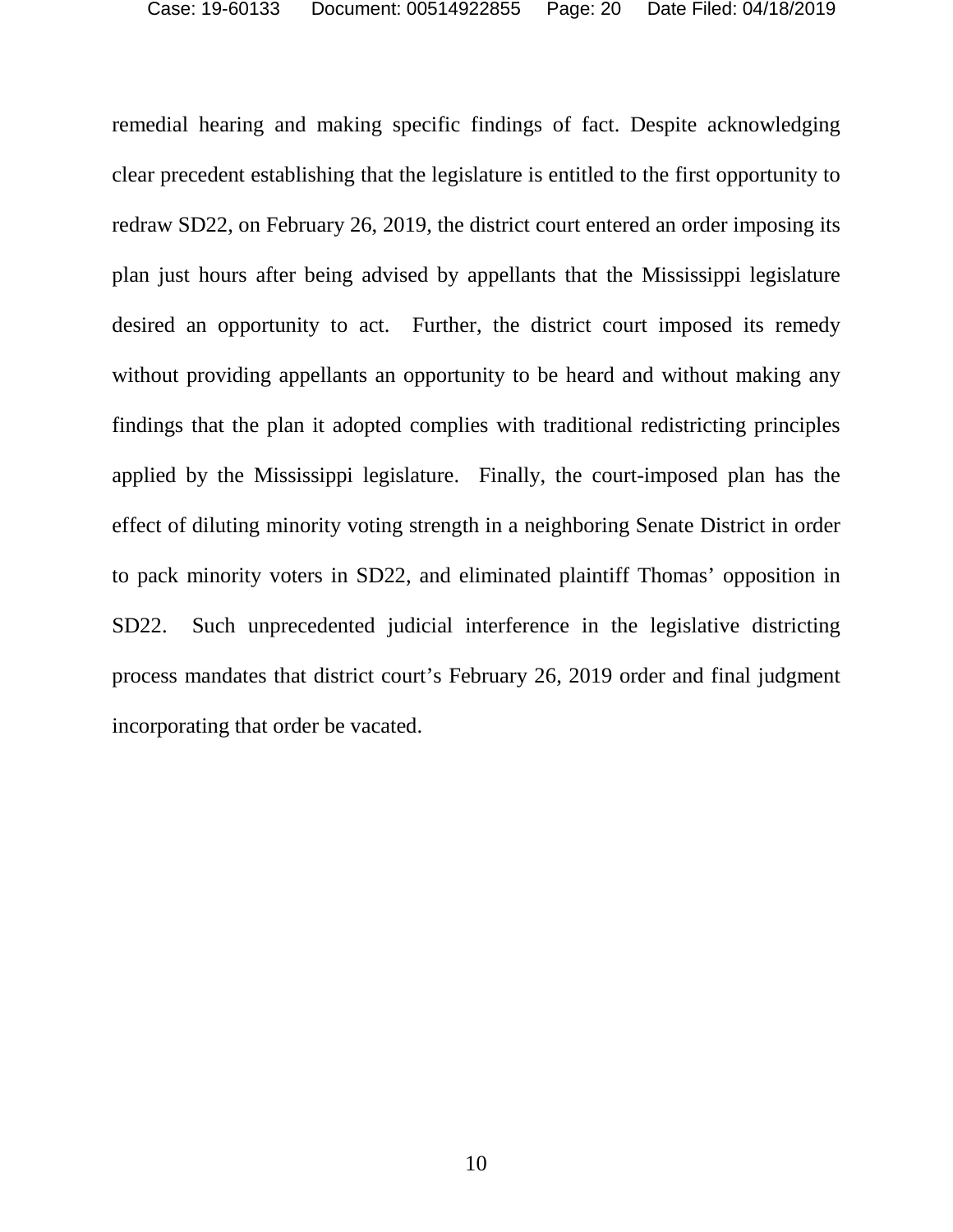remedial hearing and making specific findings of fact. Despite acknowledging clear precedent establishing that the legislature is entitled to the first opportunity to redraw SD22, on February 26, 2019, the district court entered an order imposing its plan just hours after being advised by appellants that the Mississippi legislature desired an opportunity to act. Further, the district court imposed its remedy without providing appellants an opportunity to be heard and without making any findings that the plan it adopted complies with traditional redistricting principles applied by the Mississippi legislature. Finally, the court-imposed plan has the effect of diluting minority voting strength in a neighboring Senate District in order to pack minority voters in SD22, and eliminated plaintiff Thomas' opposition in SD22. Such unprecedented judicial interference in the legislative districting process mandates that district court's February 26, 2019 order and final judgment incorporating that order be vacated.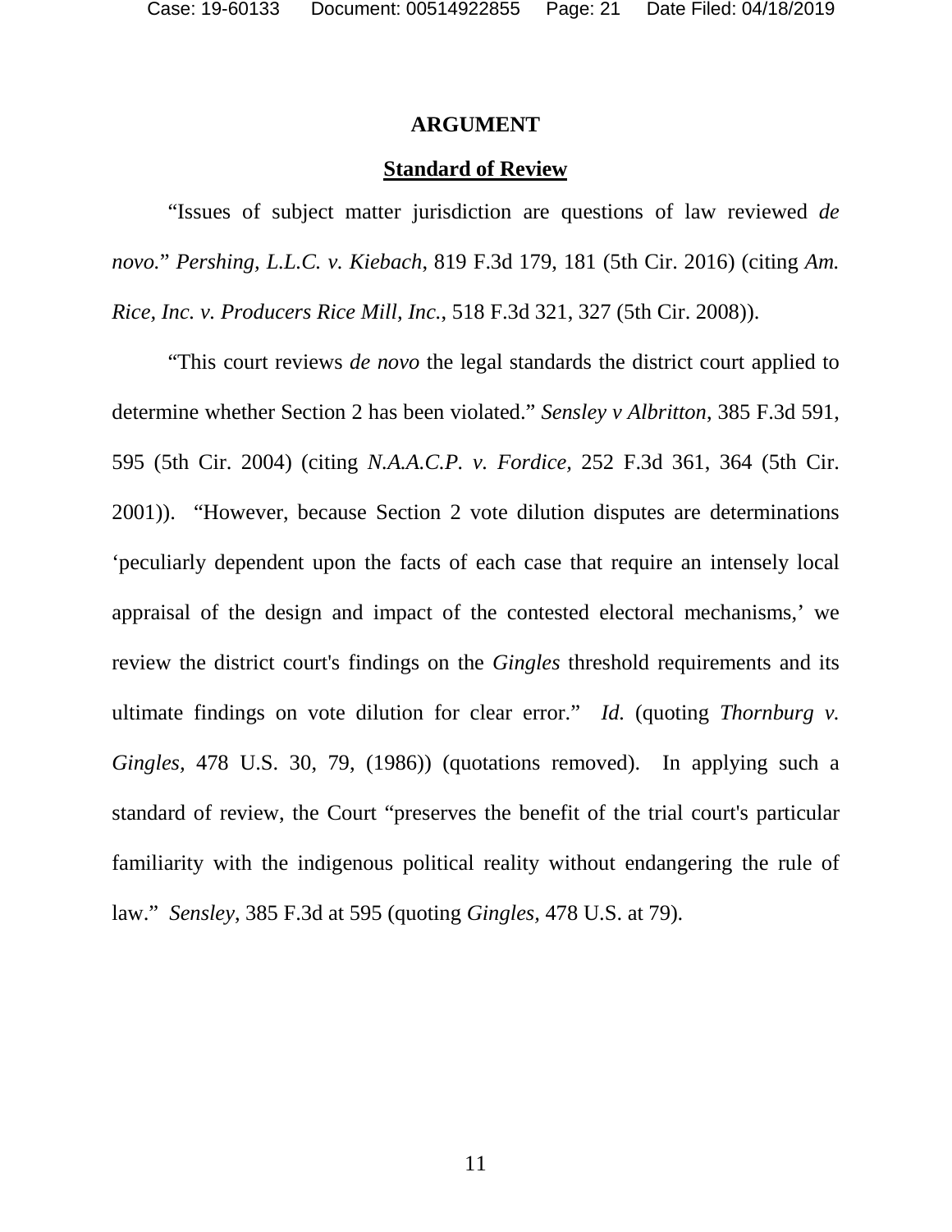## ARGUMENT

### Standard of Review

"Issues of subject matter jurisdiction are questions of law reviewed *de novo.*" *Pershing, L.L.C. v. Kiebach*, 819 F.3d 179, 181 (5th Cir. 2016) (citing *Am. Rice, Inc. v. Producers Rice Mill, Inc.*, 518 F.3d 321, 327 (5th Cir. 2008)).

"This court reviews *de novo* the legal standards the district court applied to determine whether Section 2 has been violated." *Sensley v Albritton*, 385 F.3d 591, 595 (5th Cir. 2004) (citing *N.A.A.C.P. v. Fordice*, 252 F.3d 361, 364 (5th Cir. 2001)). "However, because Section 2 vote dilution disputes are determinations 'peculiarly dependent upon the facts of each case that require an intensely local appraisal of the design and impact of the contested electoral mechanisms,' we review the district court's findings on the *Gingles* threshold requirements and its ultimate findings on vote dilution for clear error." *Id.* (quoting *Thornburg v. Gingles*, 478 U.S. 30, 79, (1986)) (quotations removed). In applying such a standard of review, the Court "preserves the benefit of the trial court's particular familiarity with the indigenous political reality without endangering the rule of law." *Sensley*, 385 F.3d at 595 (quoting *Gingles*, 478 U.S. at 79).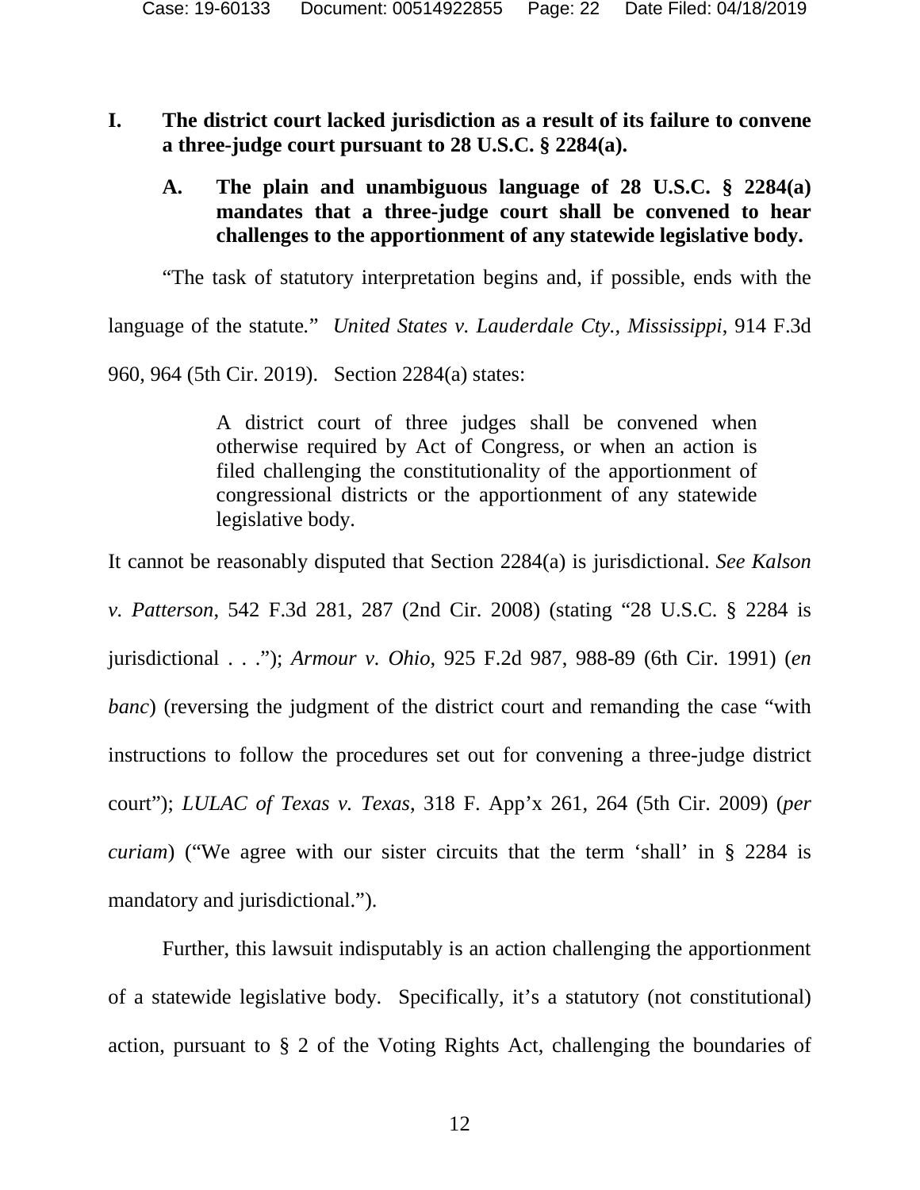## I. The district court lacked jurisdiction as a result of its failure to convene a three-judge court pursuant to 28 U.S.C. § 2284(a).

### A. The plain and unambiguous language of 28 U.S.C. § 2284(a) mandates that a three-judge court shall be convened to hear challenges to the apportionment of any statewide legislative body.

"The task of statutory interpretation begins and, if possible, ends with the language of the statute." *United States v. Lauderdale Cty., Mississippi*, 914 F.3d 960, 964 (5th Cir. 2019). Section 2284(a) states:

> A district court of three judges shall be convened when otherwise required by Act of Congress, or when an action is filed challenging the constitutionality of the apportionment of congressional districts or the apportionment of any statewide legislative body.

It cannot be reasonably disputed that Section 2284(a) is jurisdictional. *See Kalson v. Patterson*, 542 F.3d 281, 287 (2nd Cir. 2008) (stating "28 U.S.C. § 2284 is jurisdictional . . ."); *Armour v. Ohio*, 925 F.2d 987, 988-89 (6th Cir. 1991) (*en banc*) (reversing the judgment of the district court and remanding the case "with instructions to follow the procedures set out for convening a three-judge district court"); *LULAC of Texas v. Texas*, 318 F. App'x 261, 264 (5th Cir. 2009) (*per curiam*) ("We agree with our sister circuits that the term 'shall' in § 2284 is mandatory and jurisdictional.").

Further, this lawsuit indisputably is an action challenging the apportionment of a statewide legislative body. Specifically, it's a statutory (not constitutional) action, pursuant to § 2 of the Voting Rights Act, challenging the boundaries of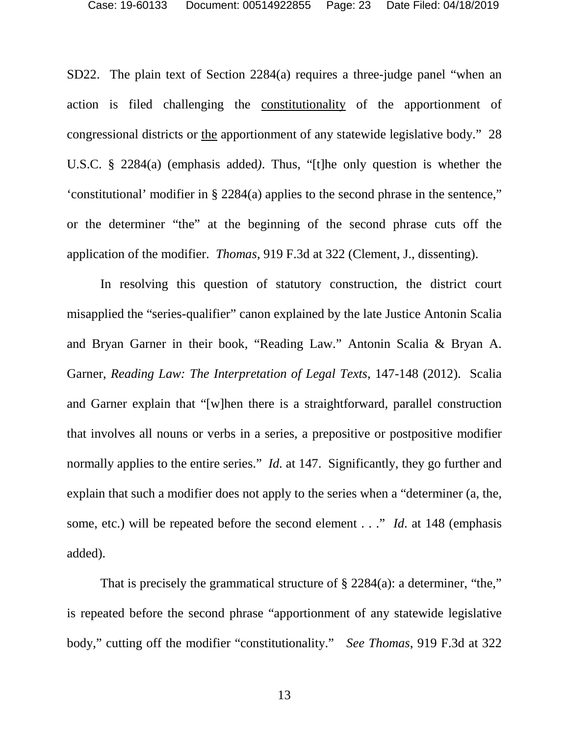SD22. The plain text of Section 2284(a) requires a three-judge panel "when an action is filed challenging the <u>constitutionality</u> of the apportionment of congressional districts or <u>the</u> apportionment of any statewide legislative body." 28 U.S.C. § 2284(a) (emphasis added). Thus, "[t]he only question is whether the 'constitutional' modifier in § 2284(a) applies to the second phrase in the sentence," or the determiner "the" at the beginning of the second phrase cuts off the application of the modifier. *Thomas*, 919 F.3d at 322 (Clement, J., dissenting).

In resolving this question of statutory construction, the district court misapplied the "series-qualifier" canon explained by the late Justice Antonin Scalia and Bryan Garner in their book, "Reading Law." Antonin Scalia & Bryan A. Garner, *Reading Law: The Interpretation of Legal Texts*, 147-148 (2012). Scalia and Garner explain that "[w]hen there is a straightforward, parallel construction that involves all nouns or verbs in a series, a prepositive or postpositive modifier normally applies to the entire series." *Id.* at 147. Significantly, they go further and explain that such a modifier does not apply to the series when a "determiner (a, the, some, etc.) will be repeated before the second element . . ." *Id.* at 148 (emphasis added).

That is precisely the grammatical structure of § 2284(a): a determiner, "the," is repeated before the second phrase "apportionment of any statewide legislative body," cutting off the modifier "constitutionality." *See Thomas*, 919 F.3d at 322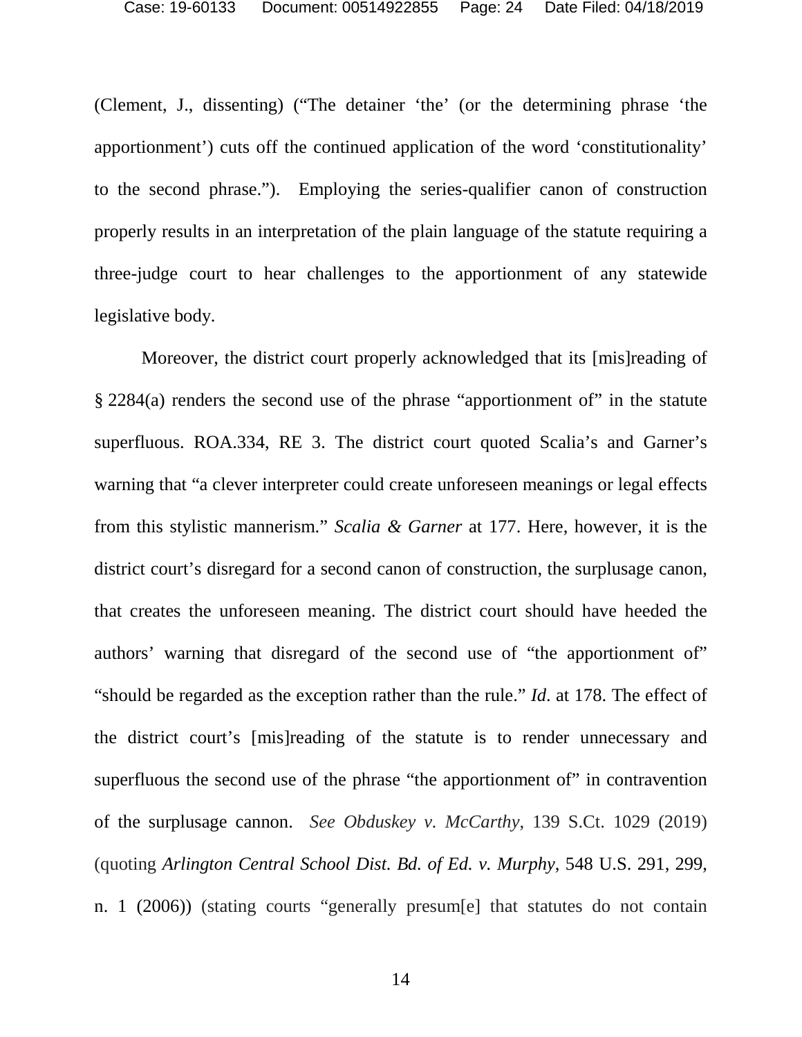(Clement, J., dissenting) ("The detainer 'the' (or the determining phrase 'the apportionment') cuts off the continued application of the word 'constitutionality' to the second phrase."). Employing the series-qualifier canon of construction properly results in an interpretation of the plain language of the statute requiring a three-judge court to hear challenges to the apportionment of any statewide legislative body.

Moreover, the district court properly acknowledged that its [mis]reading of § 2284(a) renders the second use of the phrase "apportionment of" in the statute superfluous. ROA.334, RE 3. The district court quoted Scalia's and Garner's warning that "a clever interpreter could create unforeseen meanings or legal effects from this stylistic mannerism." *Scalia & Garner* at 177. Here, however, it is the district court's disregard for a second canon of construction, the surplusage canon, that creates the unforeseen meaning. The district court should have heeded the authors' warning that disregard of the second use of "the apportionment of" "should be regarded as the exception rather than the rule." *Id*. at 178. The effect of the district court's [mis]reading of the statute is to render unnecessary and superfluous the second use of the phrase "the apportionment of" in contravention of the surplusage cannon. *See Obduskey v. McCarthy*, 139 S.Ct. 1029 (2019) (quoting *Arlington Central School Dist. Bd. of Ed. v. Murphy*, 548 U.S. 291, 299, n. 1 (2006)) (stating courts "generally presum[e] that statutes do not contain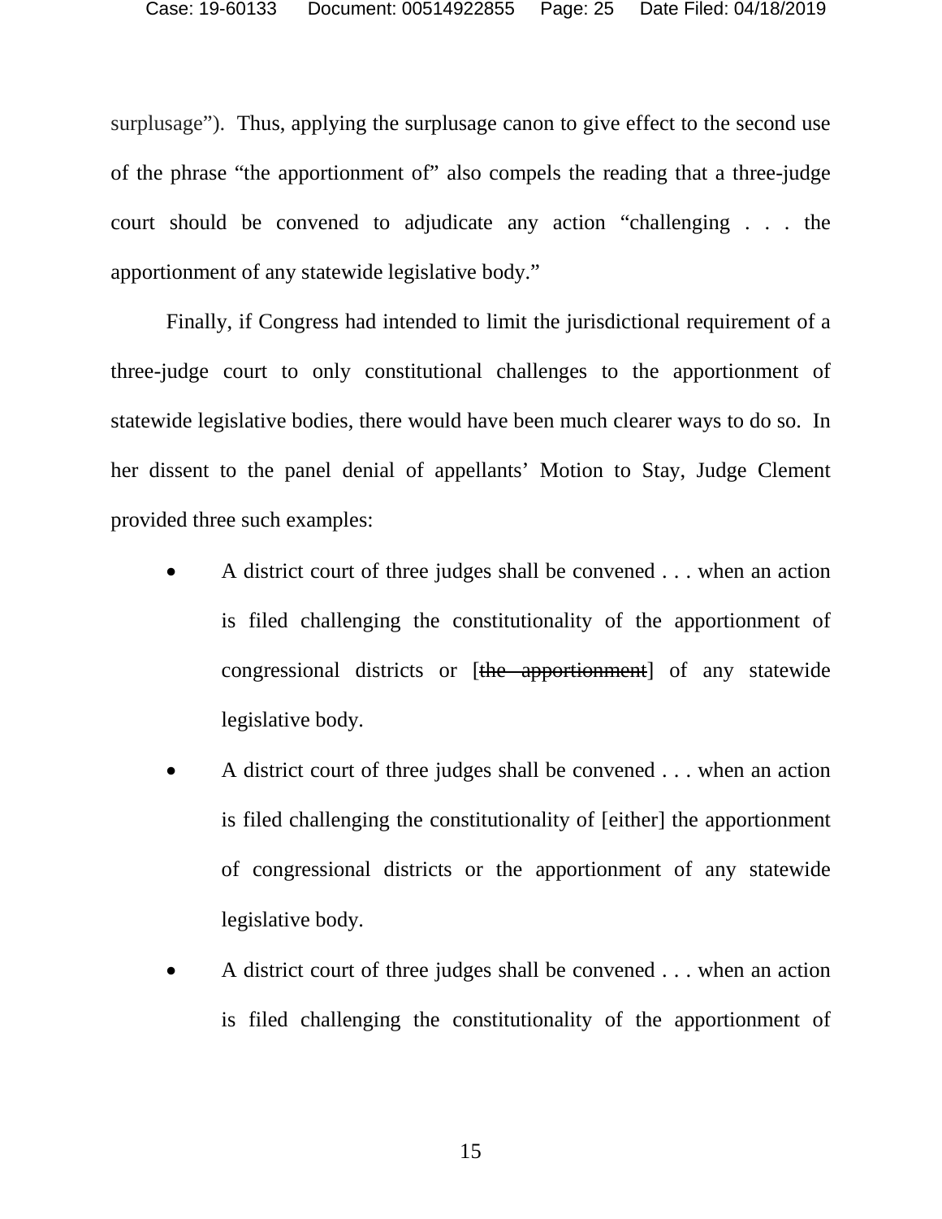surplusage"). Thus, applying the surplusage canon to give effect to the second use of the phrase "the apportionment of" also compels the reading that a three-judge court should be convened to adjudicate any action "challenging . . . the apportionment of any statewide legislative body."

Finally, if Congress had intended to limit the jurisdictional requirement of a three-judge court to only constitutional challenges to the apportionment of statewide legislative bodies, there would have been much clearer ways to do so. In her dissent to the panel denial of appellants' Motion to Stay, Judge Clement provided three such examples:

- A district court of three judges shall be convened . . . when an action is filed challenging the constitutionality of the apportionment of congressional districts or [~~the apportionment~~] of any statewide legislative body.
- A district court of three judges shall be convened . . . when an action is filed challenging the constitutionality of [either] the apportionment of congressional districts or the apportionment of any statewide legislative body.
- A district court of three judges shall be convened . . . when an action is filed challenging the constitutionality of the apportionment of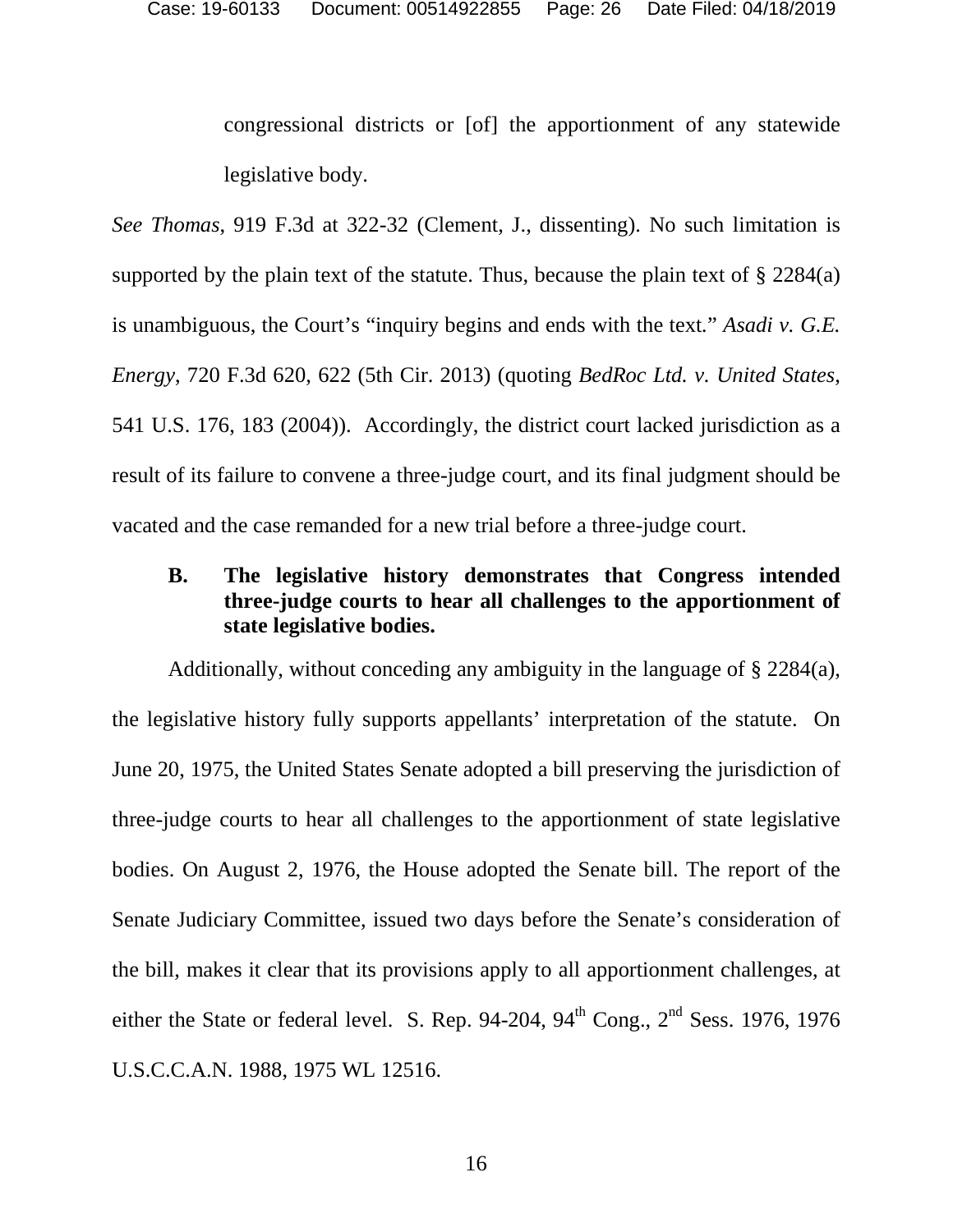> congressional districts or [of] the apportionment of any statewide legislative body.

*See Thomas*, 919 F.3d at 322-32 (Clement, J., dissenting). No such limitation is supported by the plain text of the statute. Thus, because the plain text of § 2284(a) is unambiguous, the Court's "inquiry begins and ends with the text." *Asadi v. G.E. Energy*, 720 F.3d 620, 622 (5th Cir. 2013) (quoting *BedRoc Ltd. v. United States*, 541 U.S. 176, 183 (2004)). Accordingly, the district court lacked jurisdiction as a result of its failure to convene a three-judge court, and its final judgment should be vacated and the case remanded for a new trial before a three-judge court.

### B. The legislative history demonstrates that Congress intended three-judge courts to hear all challenges to the apportionment of state legislative bodies.

Additionally, without conceding any ambiguity in the language of § 2284(a), the legislative history fully supports appellants' interpretation of the statute. On June 20, 1975, the United States Senate adopted a bill preserving the jurisdiction of three-judge courts to hear all challenges to the apportionment of state legislative bodies. On August 2, 1976, the House adopted the Senate bill. The report of the Senate Judiciary Committee, issued two days before the Senate's consideration of the bill, makes it clear that its provisions apply to all apportionment challenges, at either the State or federal level. S. Rep. 94-204, 94th Cong., 2nd Sess. 1976, 1976 U.S.C.C.A.N. 1988, 1975 WL 12516.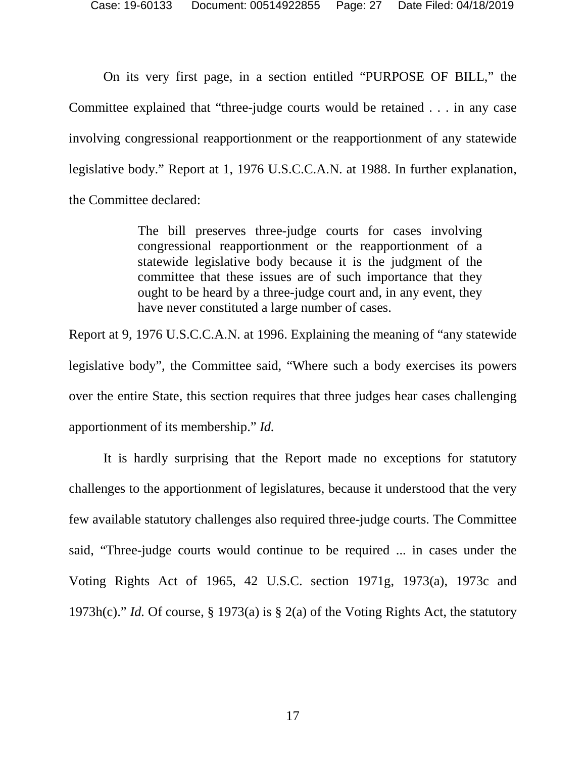On its very first page, in a section entitled "PURPOSE OF BILL," the Committee explained that "three-judge courts would be retained . . . in any case involving congressional reapportionment or the reapportionment of any statewide legislative body." Report at 1, 1976 U.S.C.C.A.N. at 1988. In further explanation, the Committee declared:

> The bill preserves three-judge courts for cases involving congressional reapportionment or the reapportionment of a statewide legislative body because it is the judgment of the committee that these issues are of such importance that they ought to be heard by a three-judge court and, in any event, they have never constituted a large number of cases.

Report at 9, 1976 U.S.C.C.A.N. at 1996. Explaining the meaning of "any statewide legislative body", the Committee said, "Where such a body exercises its powers over the entire State, this section requires that three judges hear cases challenging apportionment of its membership." *Id.*

It is hardly surprising that the Report made no exceptions for statutory challenges to the apportionment of legislatures, because it understood that the very few available statutory challenges also required three-judge courts. The Committee said, "Three-judge courts would continue to be required ... in cases under the Voting Rights Act of 1965, 42 U.S.C. section 1971g, 1973(a), 1973c and 1973h(c)." *Id.* Of course, § 1973(a) is § 2(a) of the Voting Rights Act, the statutory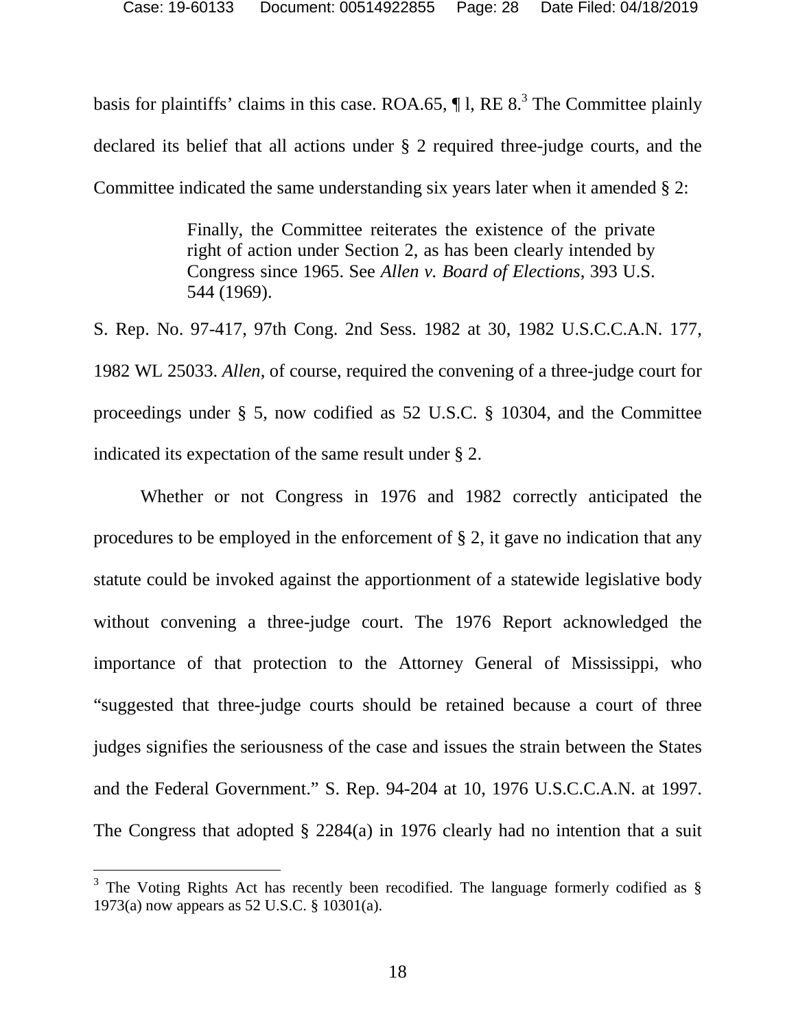basis for plaintiffs' claims in this case. ROA.65, ¶ l, RE 8.[3] The Committee plainly declared its belief that all actions under § 2 required three-judge courts, and the Committee indicated the same understanding six years later when it amended § 2:

> Finally, the Committee reiterates the existence of the private right of action under Section 2, as has been clearly intended by Congress since 1965. See *Allen v. Board of Elections*, 393 U.S. 544 (1969).

S. Rep. No. 97-417, 97th Cong. 2nd Sess. 1982 at 30, 1982 U.S.C.C.A.N. 177, 1982 WL 25033. *Allen*, of course, required the convening of a three-judge court for proceedings under § 5, now codified as 52 U.S.C. § 10304, and the Committee indicated its expectation of the same result under § 2.

Whether or not Congress in 1976 and 1982 correctly anticipated the procedures to be employed in the enforcement of § 2, it gave no indication that any statute could be invoked against the apportionment of a statewide legislative body without convening a three-judge court. The 1976 Report acknowledged the importance of that protection to the Attorney General of Mississippi, who "suggested that three-judge courts should be retained because a court of three judges signifies the seriousness of the case and issues the strain between the States and the Federal Government." S. Rep. 94-204 at 10, 1976 U.S.C.C.A.N. at 1997. The Congress that adopted § 2284(a) in 1976 clearly had no intention that a suit

[3] The Voting Rights Act has recently been recodified. The language formerly codified as § 1973(a) now appears as 52 U.S.C. § 10301(a).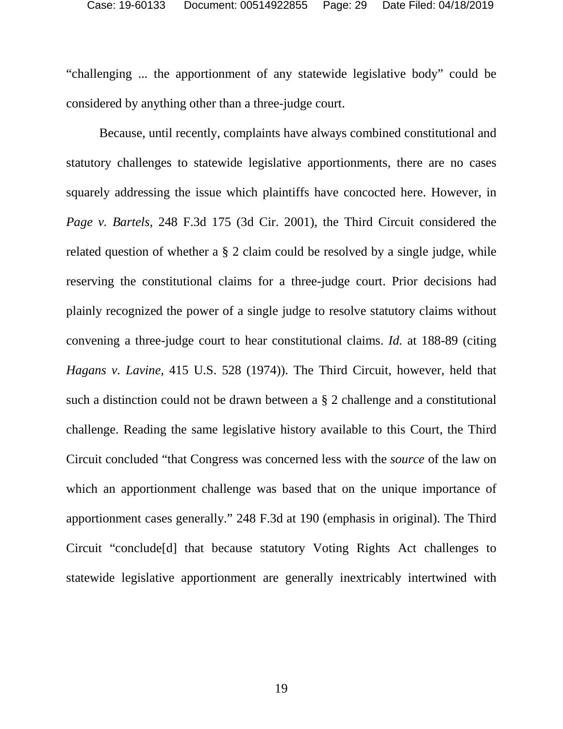"challenging ... the apportionment of any statewide legislative body" could be considered by anything other than a three-judge court.

Because, until recently, complaints have always combined constitutional and statutory challenges to statewide legislative apportionments, there are no cases squarely addressing the issue which plaintiffs have concocted here. However, in *Page v. Bartels*, 248 F.3d 175 (3d Cir. 2001), the Third Circuit considered the related question of whether a § 2 claim could be resolved by a single judge, while reserving the constitutional claims for a three-judge court. Prior decisions had plainly recognized the power of a single judge to resolve statutory claims without convening a three-judge court to hear constitutional claims. *Id.* at 188-89 (citing *Hagans v. Lavine*, 415 U.S. 528 (1974)). The Third Circuit, however, held that such a distinction could not be drawn between a § 2 challenge and a constitutional challenge. Reading the same legislative history available to this Court, the Third Circuit concluded "that Congress was concerned less with the *source* of the law on which an apportionment challenge was based that on the unique importance of apportionment cases generally." 248 F.3d at 190 (emphasis in original). The Third Circuit "conclude[d] that because statutory Voting Rights Act challenges to statewide legislative apportionment are generally inextricably intertwined with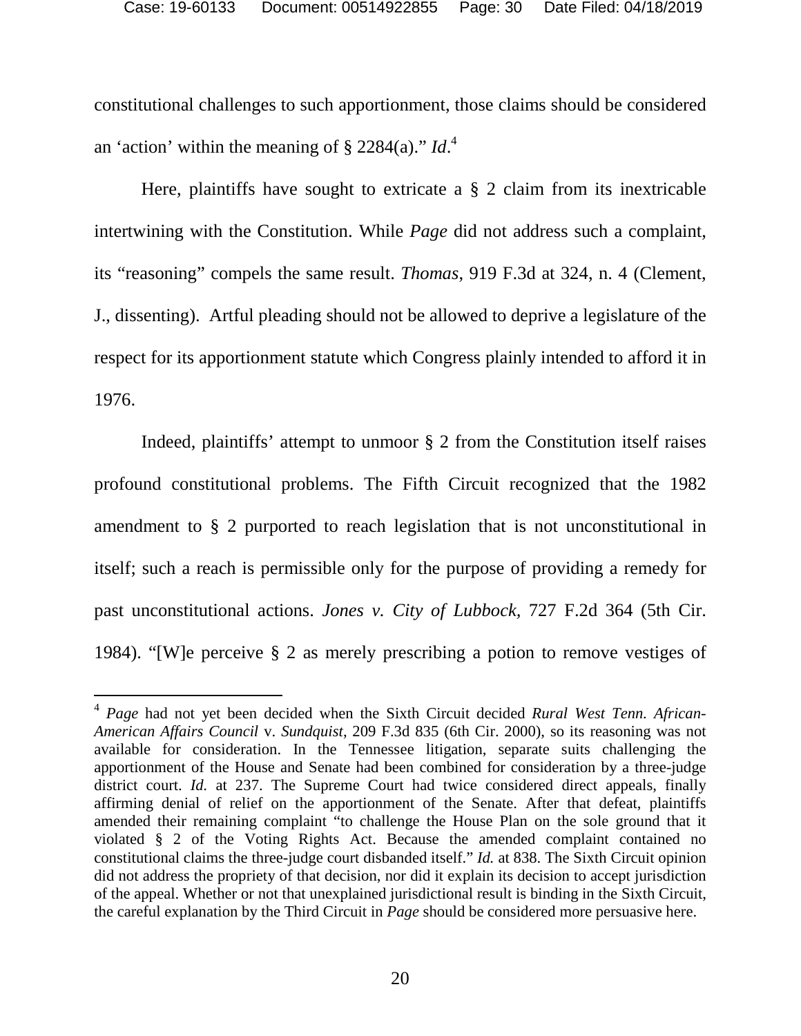constitutional challenges to such apportionment, those claims should be considered an 'action' within the meaning of § 2284(a)." *Id*.[4]

Here, plaintiffs have sought to extricate a § 2 claim from its inextricable intertwining with the Constitution. While *Page* did not address such a complaint, its "reasoning" compels the same result. *Thomas*, 919 F.3d at 324, n. 4 (Clement, J., dissenting). Artful pleading should not be allowed to deprive a legislature of the respect for its apportionment statute which Congress plainly intended to afford it in 1976.

Indeed, plaintiffs' attempt to unmoor § 2 from the Constitution itself raises profound constitutional problems. The Fifth Circuit recognized that the 1982 amendment to § 2 purported to reach legislation that is not unconstitutional in itself; such a reach is permissible only for the purpose of providing a remedy for past unconstitutional actions. *Jones v. City of Lubbock*, 727 F.2d 364 (5th Cir. 1984). "[W]e perceive § 2 as merely prescribing a potion to remove vestiges of

---

[4] *Page* had not yet been decided when the Sixth Circuit decided *Rural West Tenn. African-American Affairs Council* v. *Sundquist*, 209 F.3d 835 (6th Cir. 2000), so its reasoning was not available for consideration. In the Tennessee litigation, separate suits challenging the apportionment of the House and Senate had been combined for consideration by a three-judge district court. *Id.* at 237. The Supreme Court had twice considered direct appeals, finally affirming denial of relief on the apportionment of the Senate. After that defeat, plaintiffs amended their remaining complaint "to challenge the House Plan on the sole ground that it violated § 2 of the Voting Rights Act. Because the amended complaint contained no constitutional claims the three-judge court disbanded itself." *Id.* at 838. The Sixth Circuit opinion did not address the propriety of that decision, nor did it explain its decision to accept jurisdiction of the appeal. Whether or not that unexplained jurisdictional result is binding in the Sixth Circuit, the careful explanation by the Third Circuit in *Page* should be considered more persuasive here.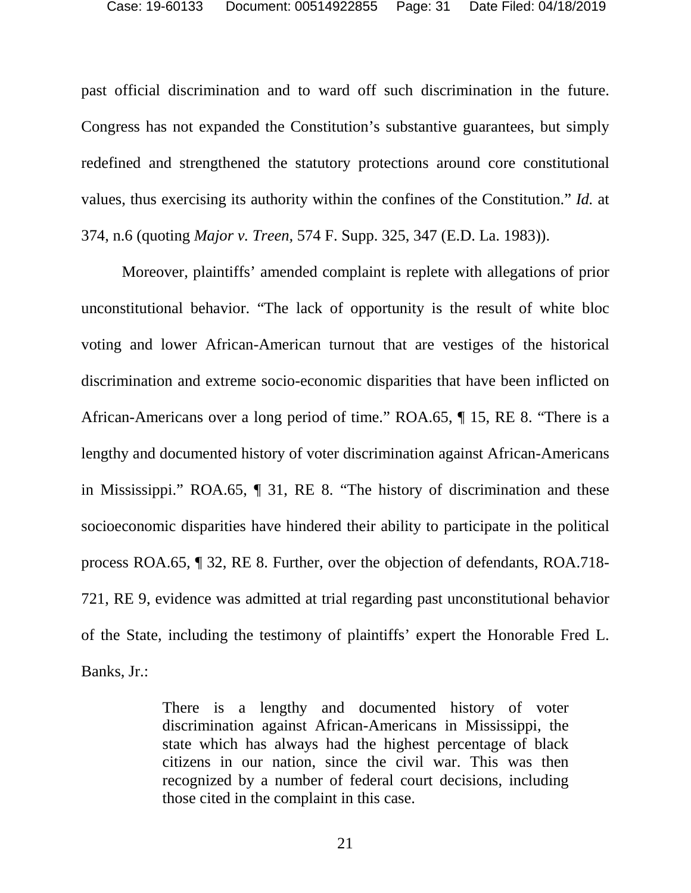past official discrimination and to ward off such discrimination in the future. Congress has not expanded the Constitution's substantive guarantees, but simply redefined and strengthened the statutory protections around core constitutional values, thus exercising its authority within the confines of the Constitution." *Id.* at 374, n.6 (quoting *Major v. Treen*, 574 F. Supp. 325, 347 (E.D. La. 1983)).

Moreover, plaintiffs' amended complaint is replete with allegations of prior unconstitutional behavior. "The lack of opportunity is the result of white bloc voting and lower African-American turnout that are vestiges of the historical discrimination and extreme socio-economic disparities that have been inflicted on African-Americans over a long period of time." ROA.65, ¶ 15, RE 8. "There is a lengthy and documented history of voter discrimination against African-Americans in Mississippi." ROA.65, ¶ 31, RE 8. "The history of discrimination and these socioeconomic disparities have hindered their ability to participate in the political process ROA.65, ¶ 32, RE 8. Further, over the objection of defendants, ROA.718-721, RE 9, evidence was admitted at trial regarding past unconstitutional behavior of the State, including the testimony of plaintiffs' expert the Honorable Fred L. Banks, Jr.:

> There is a lengthy and documented history of voter discrimination against African-Americans in Mississippi, the state which has always had the highest percentage of black citizens in our nation, since the civil war. This was then recognized by a number of federal court decisions, including those cited in the complaint in this case.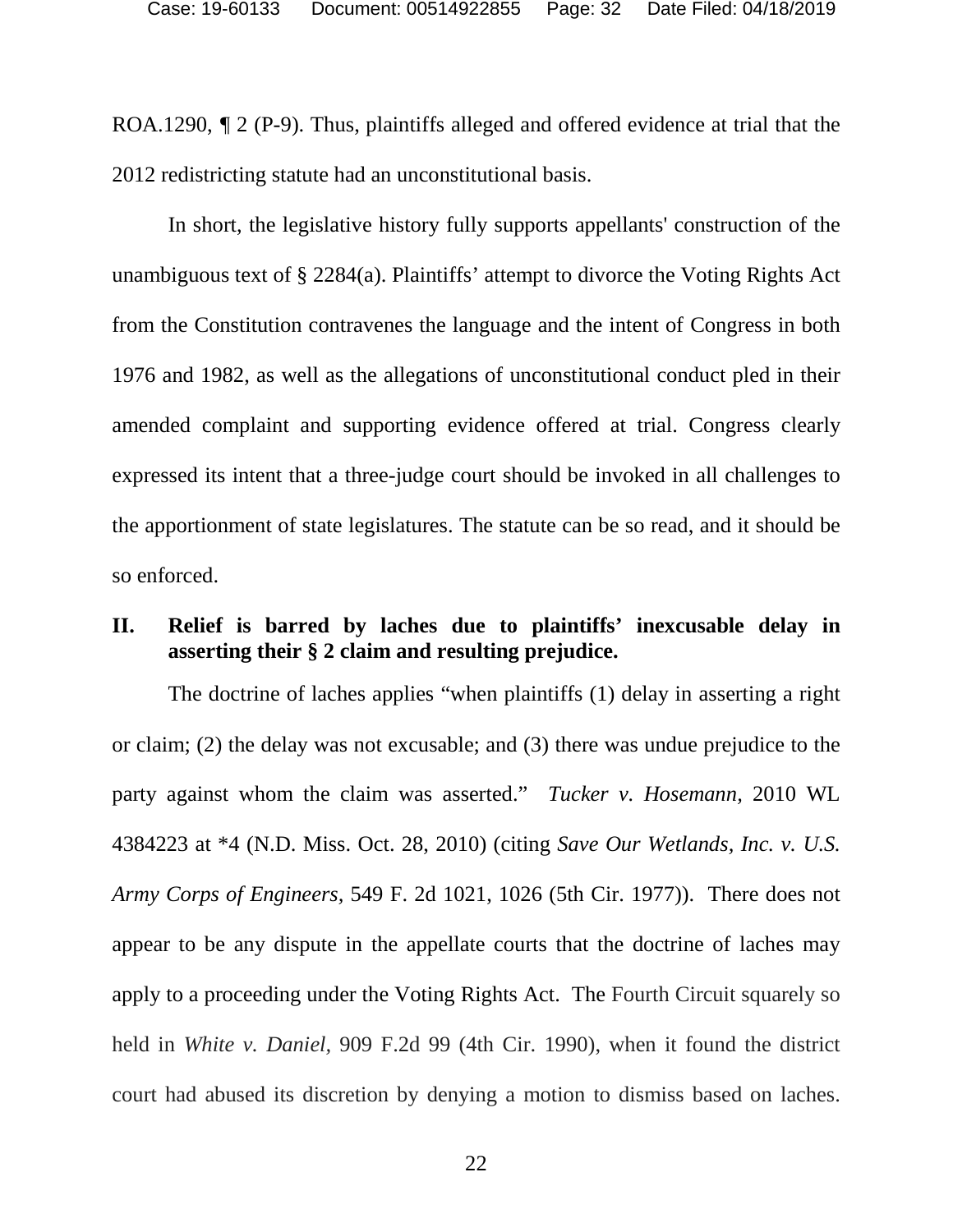ROA.1290, ¶ 2 (P-9). Thus, plaintiffs alleged and offered evidence at trial that the 2012 redistricting statute had an unconstitutional basis.

In short, the legislative history fully supports appellants' construction of the unambiguous text of § 2284(a). Plaintiffs' attempt to divorce the Voting Rights Act from the Constitution contravenes the language and the intent of Congress in both 1976 and 1982, as well as the allegations of unconstitutional conduct pled in their amended complaint and supporting evidence offered at trial. Congress clearly expressed its intent that a three-judge court should be invoked in all challenges to the apportionment of state legislatures. The statute can be so read, and it should be so enforced.

## II. Relief is barred by laches due to plaintiffs' inexcusable delay in asserting their § 2 claim and resulting prejudice.

The doctrine of laches applies "when plaintiffs (1) delay in asserting a right or claim; (2) the delay was not excusable; and (3) there was undue prejudice to the party against whom the claim was asserted." *Tucker v. Hosemann,* 2010 WL 4384223 at *4 (N.D. Miss. Oct. 28, 2010) (citing *Save Our Wetlands, Inc. v. U.S. Army Corps of Engineers,* 549 F. 2d 1021, 1026 (5th Cir. 1977)). There does not appear to be any dispute in the appellate courts that the doctrine of laches may apply to a proceeding under the Voting Rights Act. The Fourth Circuit squarely so held in *White v. Daniel,* 909 F.2d 99 (4th Cir. 1990), when it found the district court had abused its discretion by denying a motion to dismiss based on laches.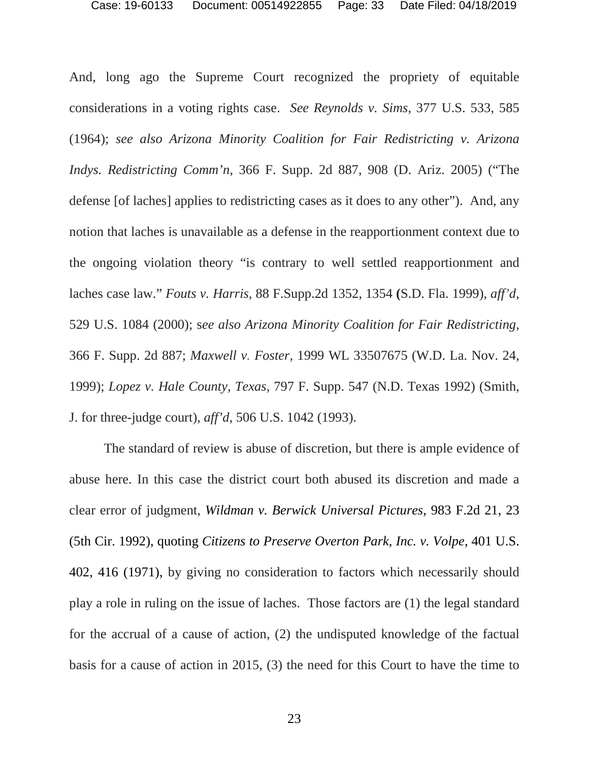And, long ago the Supreme Court recognized the propriety of equitable considerations in a voting rights case. *See Reynolds v. Sims*, 377 U.S. 533, 585 (1964); *see also Arizona Minority Coalition for Fair Redistricting v. Arizona Indys. Redistricting Comm'n*, 366 F. Supp. 2d 887, 908 (D. Ariz. 2005) ("The defense [of laches] applies to redistricting cases as it does to any other"). And, any notion that laches is unavailable as a defense in the reapportionment context due to the ongoing violation theory "is contrary to well settled reapportionment and laches case law." *Fouts v. Harris*, 88 F.Supp.2d 1352, 1354 (S.D. Fla. 1999), *aff'd*, 529 U.S. 1084 (2000); s*ee also Arizona Minority Coalition for Fair Redistricting*, 366 F. Supp. 2d 887; *Maxwell v. Foster*, 1999 WL 33507675 (W.D. La. Nov. 24, 1999); *Lopez v. Hale County, Texas*, 797 F. Supp. 547 (N.D. Texas 1992) (Smith, J. for three-judge court), *aff'd*, 506 U.S. 1042 (1993).

The standard of review is abuse of discretion, but there is ample evidence of abuse here. In this case the district court both abused its discretion and made a clear error of judgment, *Wildman v. Berwick Universal Pictures*, 983 F.2d 21, 23 (5th Cir. 1992), quoting *Citizens to Preserve Overton Park, Inc. v. Volpe*, 401 U.S. 402, 416 (1971), by giving no consideration to factors which necessarily should play a role in ruling on the issue of laches. Those factors are (1) the legal standard for the accrual of a cause of action, (2) the undisputed knowledge of the factual basis for a cause of action in 2015, (3) the need for this Court to have the time to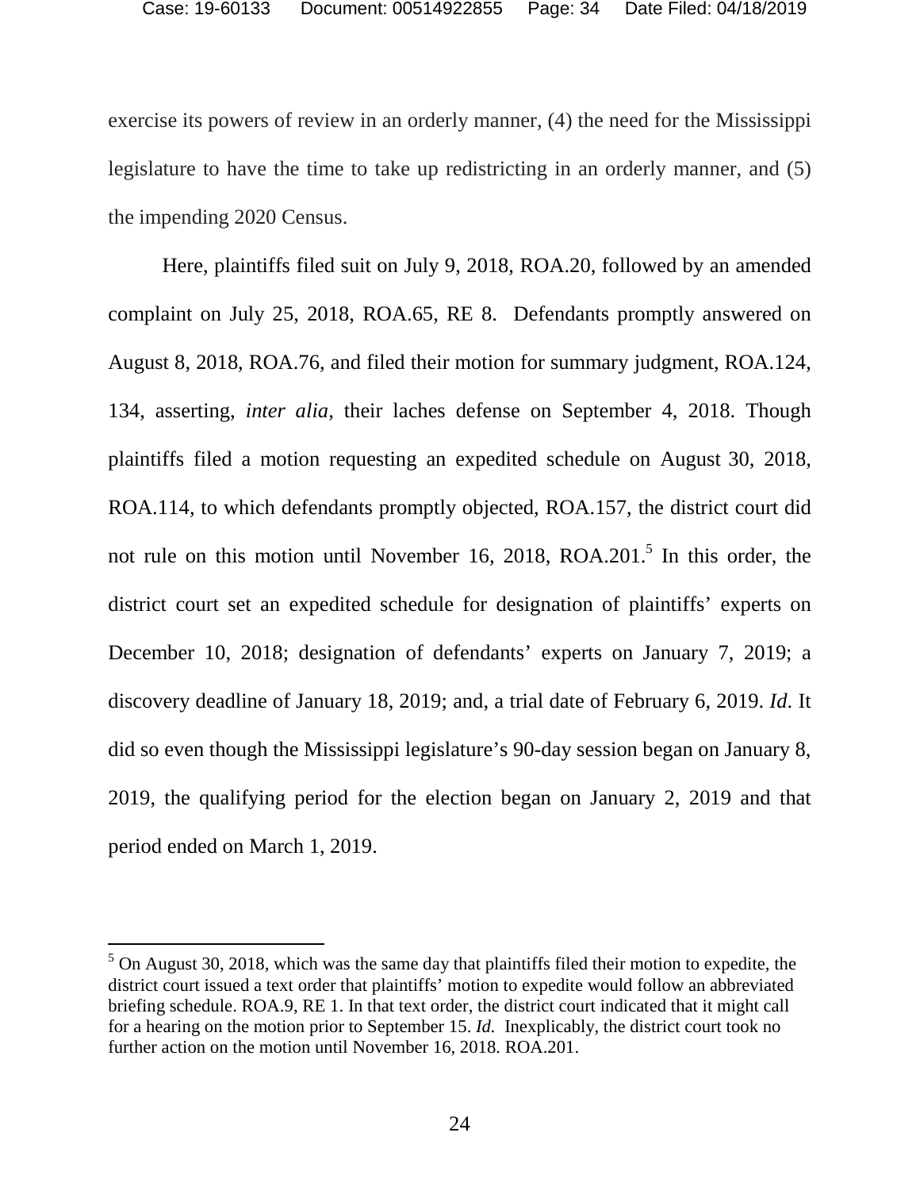exercise its powers of review in an orderly manner, (4) the need for the Mississippi legislature to have the time to take up redistricting in an orderly manner, and (5) the impending 2020 Census.

Here, plaintiffs filed suit on July 9, 2018, ROA.20, followed by an amended complaint on July 25, 2018, ROA.65, RE 8. Defendants promptly answered on August 8, 2018, ROA.76, and filed their motion for summary judgment, ROA.124, 134, asserting, *inter alia,* their laches defense on September 4, 2018. Though plaintiffs filed a motion requesting an expedited schedule on August 30, 2018, ROA.114, to which defendants promptly objected, ROA.157, the district court did not rule on this motion until November 16, 2018, ROA.201.[5] In this order, the district court set an expedited schedule for designation of plaintiffs' experts on December 10, 2018; designation of defendants' experts on January 7, 2019; a discovery deadline of January 18, 2019; and, a trial date of February 6, 2019. *Id*. It did so even though the Mississippi legislature's 90-day session began on January 8, 2019, the qualifying period for the election began on January 2, 2019 and that period ended on March 1, 2019.

---

[5] On August 30, 2018, which was the same day that plaintiffs filed their motion to expedite, the district court issued a text order that plaintiffs' motion to expedite would follow an abbreviated briefing schedule. ROA.9, RE 1. In that text order, the district court indicated that it might call for a hearing on the motion prior to September 15. *Id.* Inexplicably, the district court took no further action on the motion until November 16, 2018. ROA.201.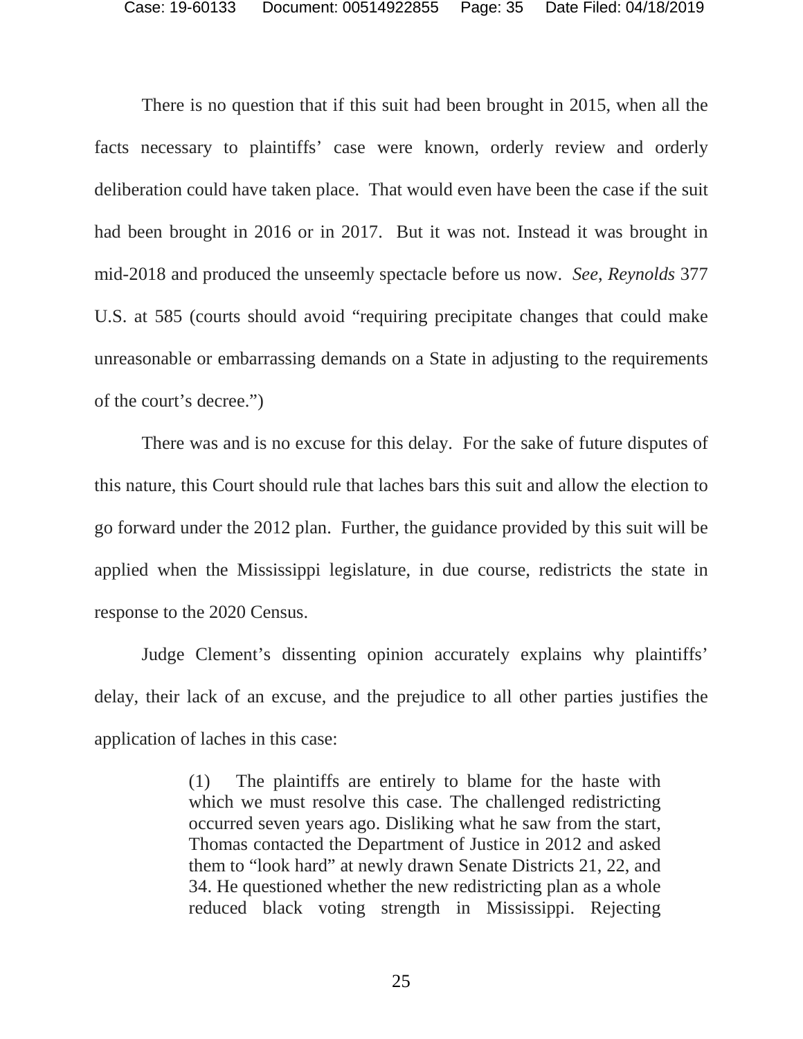There is no question that if this suit had been brought in 2015, when all the facts necessary to plaintiffs' case were known, orderly review and orderly deliberation could have taken place. That would even have been the case if the suit had been brought in 2016 or in 2017. But it was not. Instead it was brought in mid-2018 and produced the unseemly spectacle before us now. *See, Reynolds* 377 U.S. at 585 (courts should avoid "requiring precipitate changes that could make unreasonable or embarrassing demands on a State in adjusting to the requirements of the court's decree.")

There was and is no excuse for this delay. For the sake of future disputes of this nature, this Court should rule that laches bars this suit and allow the election to go forward under the 2012 plan. Further, the guidance provided by this suit will be applied when the Mississippi legislature, in due course, redistricts the state in response to the 2020 Census.

Judge Clement's dissenting opinion accurately explains why plaintiffs' delay, their lack of an excuse, and the prejudice to all other parties justifies the application of laches in this case:

> (1) The plaintiffs are entirely to blame for the haste with which we must resolve this case. The challenged redistricting occurred seven years ago. Disliking what he saw from the start, Thomas contacted the Department of Justice in 2012 and asked them to "look hard" at newly drawn Senate Districts 21, 22, and 34. He questioned whether the new redistricting plan as a whole reduced black voting strength in Mississippi. Rejecting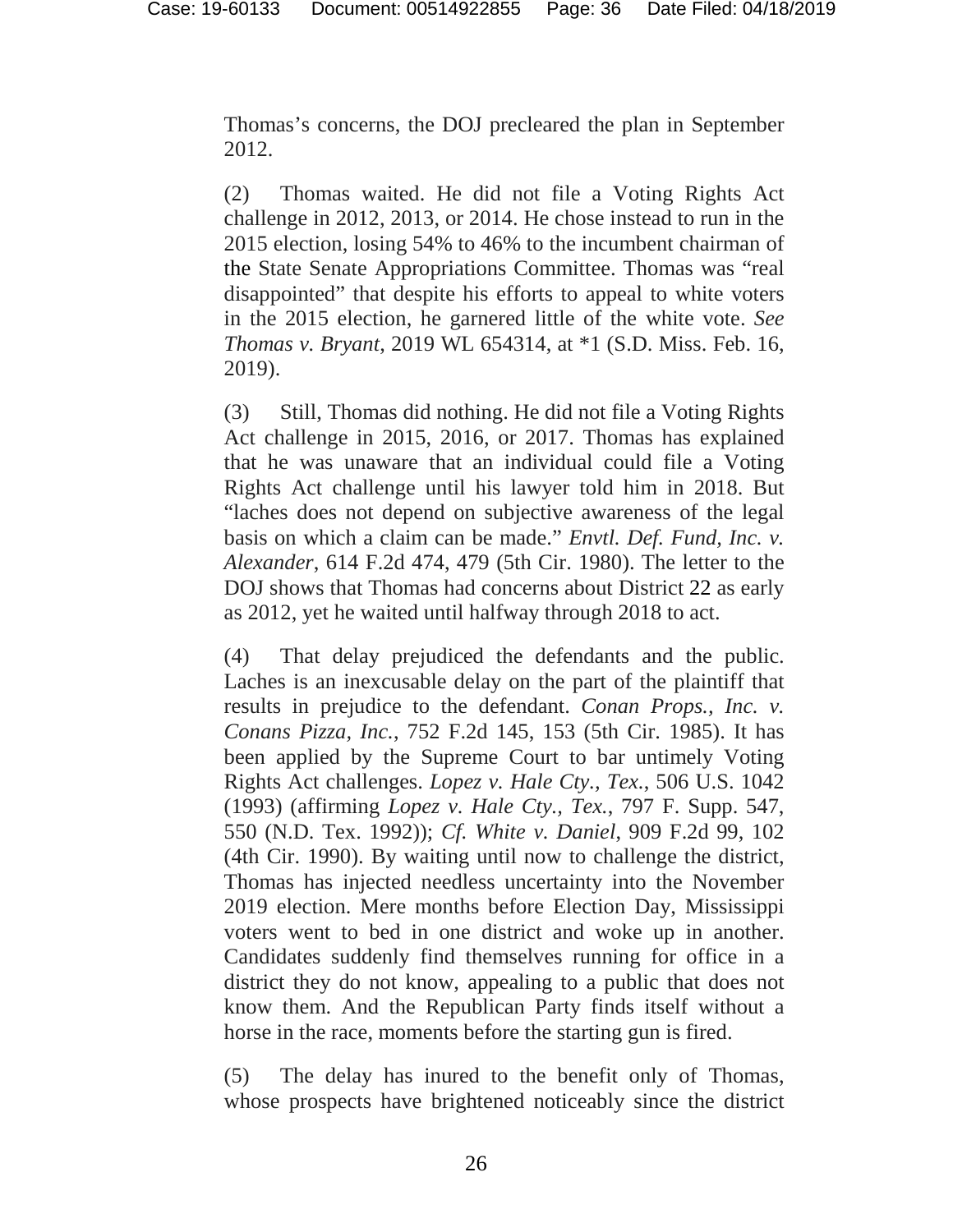Thomas's concerns, the DOJ precleared the plan in September 2012.

(2) Thomas waited. He did not file a Voting Rights Act challenge in 2012, 2013, or 2014. He chose instead to run in the 2015 election, losing 54% to 46% to the incumbent chairman of the State Senate Appropriations Committee. Thomas was "real disappointed" that despite his efforts to appeal to white voters in the 2015 election, he garnered little of the white vote. *See Thomas v. Bryant*, 2019 WL 654314, at *1 (S.D. Miss. Feb. 16, 2019).

(3) Still, Thomas did nothing. He did not file a Voting Rights Act challenge in 2015, 2016, or 2017. Thomas has explained that he was unaware that an individual could file a Voting Rights Act challenge until his lawyer told him in 2018. But "laches does not depend on subjective awareness of the legal basis on which a claim can be made." *Envtl. Def. Fund, Inc. v. Alexander*, 614 F.2d 474, 479 (5th Cir. 1980). The letter to the DOJ shows that Thomas had concerns about District 22 as early as 2012, yet he waited until halfway through 2018 to act.

(4) That delay prejudiced the defendants and the public. Laches is an inexcusable delay on the part of the plaintiff that results in prejudice to the defendant. *Conan Props., Inc. v. Conans Pizza, Inc.*, 752 F.2d 145, 153 (5th Cir. 1985). It has been applied by the Supreme Court to bar untimely Voting Rights Act challenges. *Lopez v. Hale Cty., Tex.*, 506 U.S. 1042 (1993) (affirming *Lopez v. Hale Cty., Tex.*, 797 F. Supp. 547, 550 (N.D. Tex. 1992)); *Cf. White v. Daniel*, 909 F.2d 99, 102 (4th Cir. 1990). By waiting until now to challenge the district, Thomas has injected needless uncertainty into the November 2019 election. Mere months before Election Day, Mississippi voters went to bed in one district and woke up in another. Candidates suddenly find themselves running for office in a district they do not know, appealing to a public that does not know them. And the Republican Party finds itself without a horse in the race, moments before the starting gun is fired.

(5) The delay has inured to the benefit only of Thomas, whose prospects have brightened noticeably since the district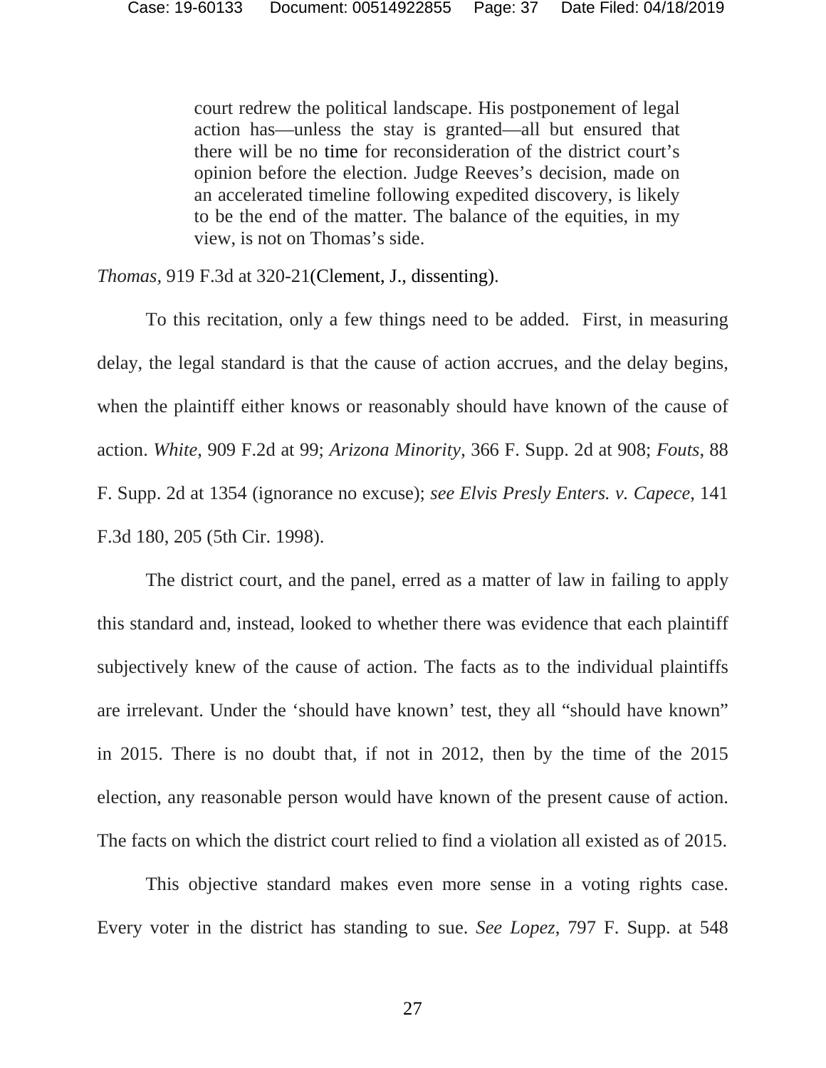> court redrew the political landscape. His postponement of legal action has—unless the stay is granted—all but ensured that there will be no time for reconsideration of the district court's opinion before the election. Judge Reeves's decision, made on an accelerated timeline following expedited discovery, is likely to be the end of the matter. The balance of the equities, in my view, is not on Thomas's side.

*Thomas*, 919 F.3d at 320-21(Clement, J., dissenting).

To this recitation, only a few things need to be added. First, in measuring delay, the legal standard is that the cause of action accrues, and the delay begins, when the plaintiff either knows or reasonably should have known of the cause of action. *White*, 909 F.2d at 99; *Arizona Minority*, 366 F. Supp. 2d at 908; *Fouts*, 88 F. Supp. 2d at 1354 (ignorance no excuse); *see Elvis Presly Enters. v. Capece*, 141 F.3d 180, 205 (5th Cir. 1998).

The district court, and the panel, erred as a matter of law in failing to apply this standard and, instead, looked to whether there was evidence that each plaintiff subjectively knew of the cause of action. The facts as to the individual plaintiffs are irrelevant. Under the 'should have known' test, they all "should have known" in 2015. There is no doubt that, if not in 2012, then by the time of the 2015 election, any reasonable person would have known of the present cause of action. The facts on which the district court relied to find a violation all existed as of 2015.

This objective standard makes even more sense in a voting rights case. Every voter in the district has standing to sue. *See Lopez*, 797 F. Supp. at 548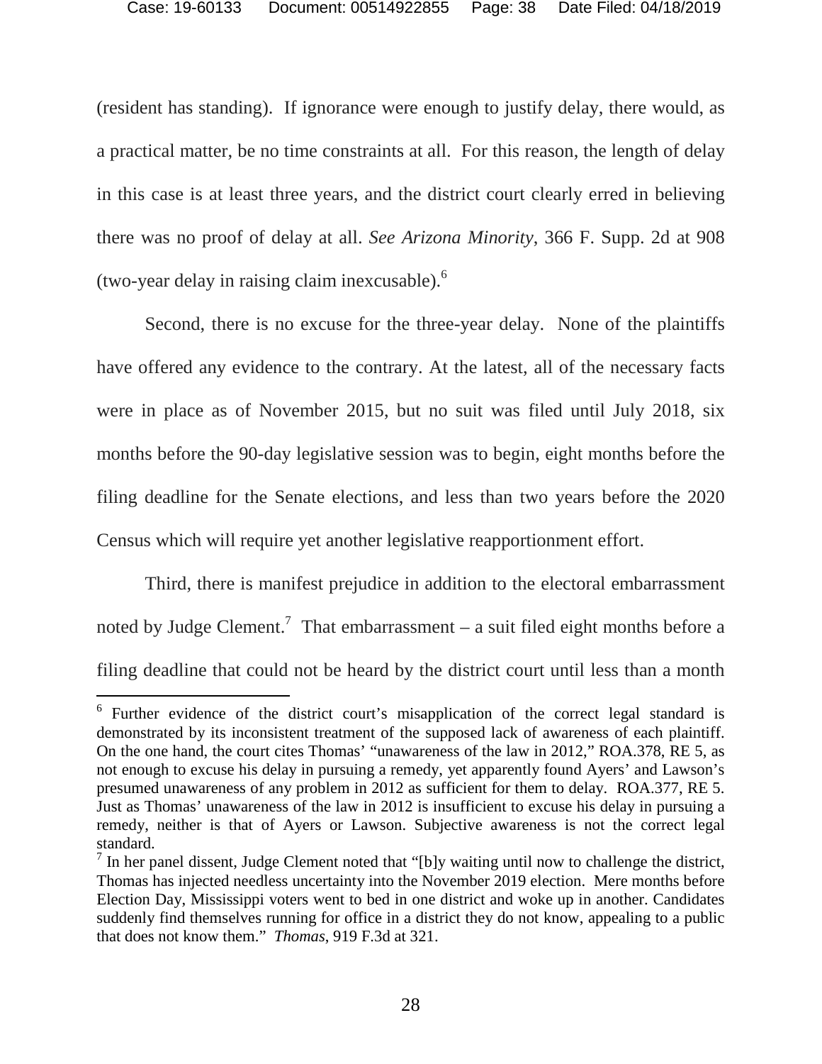(resident has standing). If ignorance were enough to justify delay, there would, as a practical matter, be no time constraints at all. For this reason, the length of delay in this case is at least three years, and the district court clearly erred in believing there was no proof of delay at all. *See Arizona Minority*, 366 F. Supp. 2d at 908 (two-year delay in raising claim inexcusable).[6]

Second, there is no excuse for the three-year delay. None of the plaintiffs have offered any evidence to the contrary. At the latest, all of the necessary facts were in place as of November 2015, but no suit was filed until July 2018, six months before the 90-day legislative session was to begin, eight months before the filing deadline for the Senate elections, and less than two years before the 2020 Census which will require yet another legislative reapportionment effort.

Third, there is manifest prejudice in addition to the electoral embarrassment noted by Judge Clement.[7] That embarrassment – a suit filed eight months before a filing deadline that could not be heard by the district court until less than a month

---

[6] Further evidence of the district court's misapplication of the correct legal standard is demonstrated by its inconsistent treatment of the supposed lack of awareness of each plaintiff. On the one hand, the court cites Thomas' "unawareness of the law in 2012," ROA.378, RE 5, as not enough to excuse his delay in pursuing a remedy, yet apparently found Ayers' and Lawson's presumed unawareness of any problem in 2012 as sufficient for them to delay. ROA.377, RE 5. Just as Thomas' unawareness of the law in 2012 is insufficient to excuse his delay in pursuing a remedy, neither is that of Ayers or Lawson. Subjective awareness is not the correct legal standard.

[7] In her panel dissent, Judge Clement noted that "[b]y waiting until now to challenge the district, Thomas has injected needless uncertainty into the November 2019 election. Mere months before Election Day, Mississippi voters went to bed in one district and woke up in another. Candidates suddenly find themselves running for office in a district they do not know, appealing to a public that does not know them." *Thomas*, 919 F.3d at 321.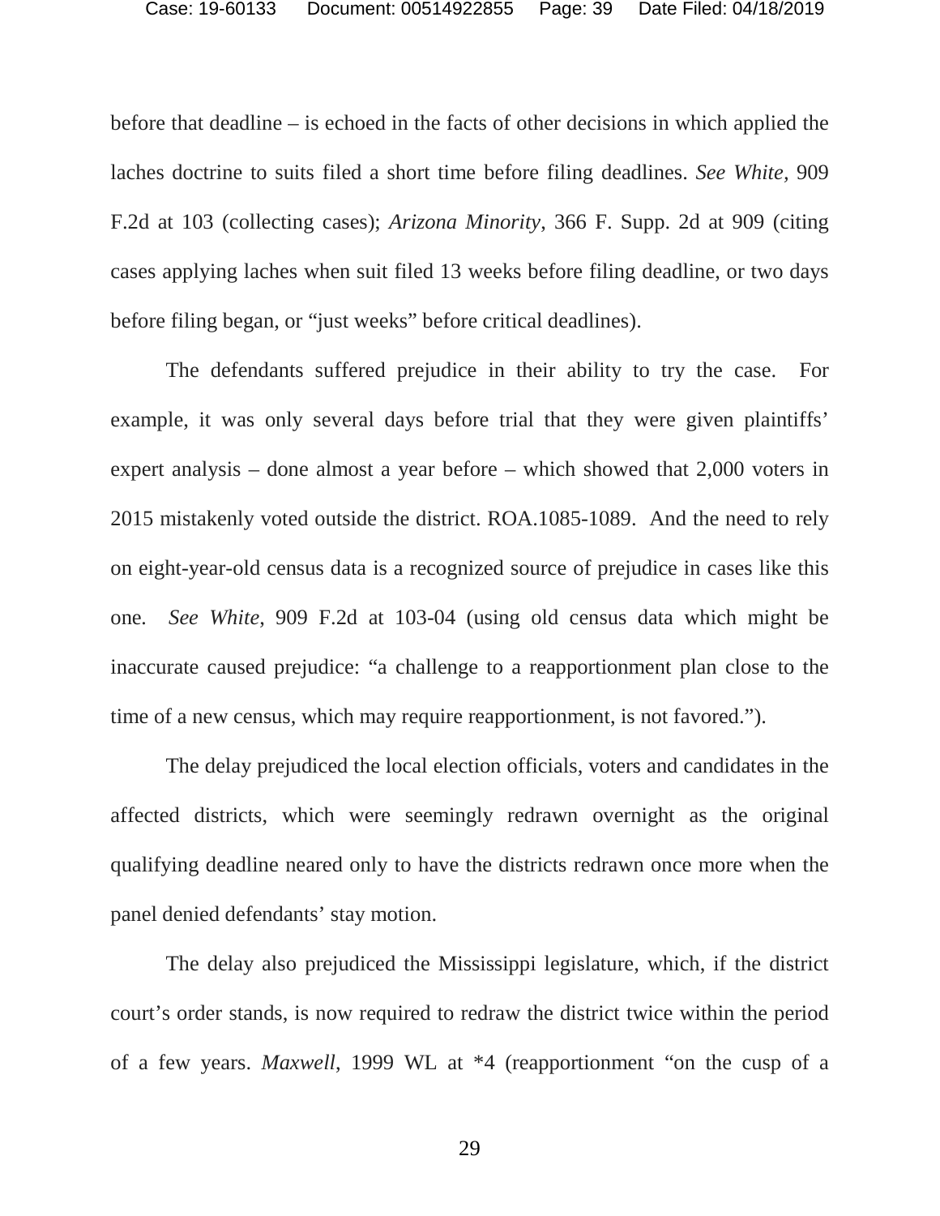before that deadline – is echoed in the facts of other decisions in which applied the laches doctrine to suits filed a short time before filing deadlines. *See White*, 909 F.2d at 103 (collecting cases); *Arizona Minority*, 366 F. Supp. 2d at 909 (citing cases applying laches when suit filed 13 weeks before filing deadline, or two days before filing began, or "just weeks" before critical deadlines).

The defendants suffered prejudice in their ability to try the case. For example, it was only several days before trial that they were given plaintiffs' expert analysis – done almost a year before – which showed that 2,000 voters in 2015 mistakenly voted outside the district. ROA.1085-1089. And the need to rely on eight-year-old census data is a recognized source of prejudice in cases like this one. *See White*, 909 F.2d at 103-04 (using old census data which might be inaccurate caused prejudice: "a challenge to a reapportionment plan close to the time of a new census, which may require reapportionment, is not favored.").

The delay prejudiced the local election officials, voters and candidates in the affected districts, which were seemingly redrawn overnight as the original qualifying deadline neared only to have the districts redrawn once more when the panel denied defendants' stay motion.

The delay also prejudiced the Mississippi legislature, which, if the district court's order stands, is now required to redraw the district twice within the period of a few years. *Maxwell*, 1999 WL at *4 (reapportionment "on the cusp of a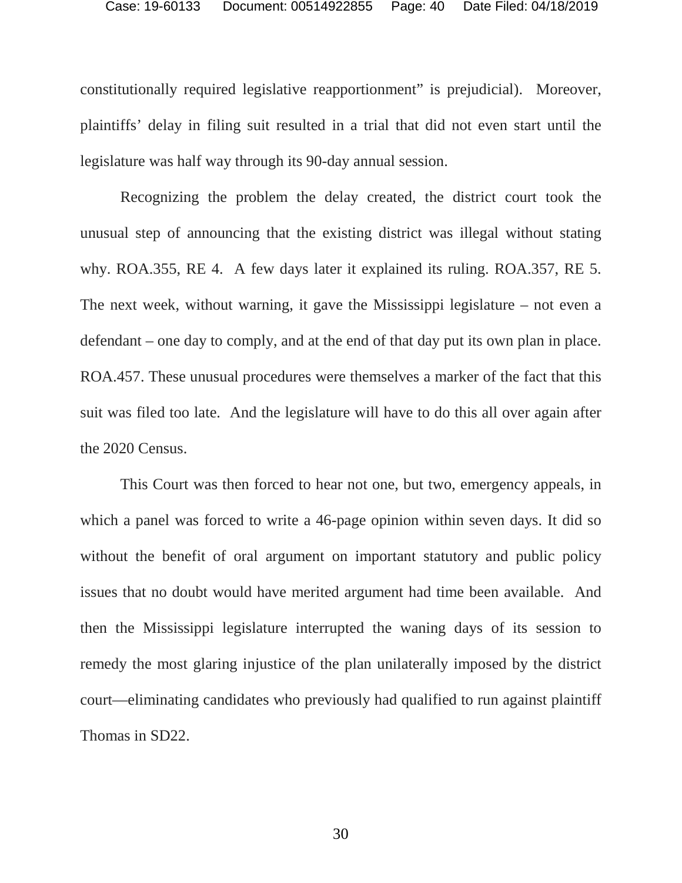constitutionally required legislative reapportionment" is prejudicial). Moreover, plaintiffs' delay in filing suit resulted in a trial that did not even start until the legislature was half way through its 90-day annual session.

Recognizing the problem the delay created, the district court took the unusual step of announcing that the existing district was illegal without stating why. ROA.355, RE 4. A few days later it explained its ruling. ROA.357, RE 5. The next week, without warning, it gave the Mississippi legislature – not even a defendant – one day to comply, and at the end of that day put its own plan in place. ROA.457. These unusual procedures were themselves a marker of the fact that this suit was filed too late. And the legislature will have to do this all over again after the 2020 Census.

This Court was then forced to hear not one, but two, emergency appeals, in which a panel was forced to write a 46-page opinion within seven days. It did so without the benefit of oral argument on important statutory and public policy issues that no doubt would have merited argument had time been available. And then the Mississippi legislature interrupted the waning days of its session to remedy the most glaring injustice of the plan unilaterally imposed by the district court—eliminating candidates who previously had qualified to run against plaintiff Thomas in SD22.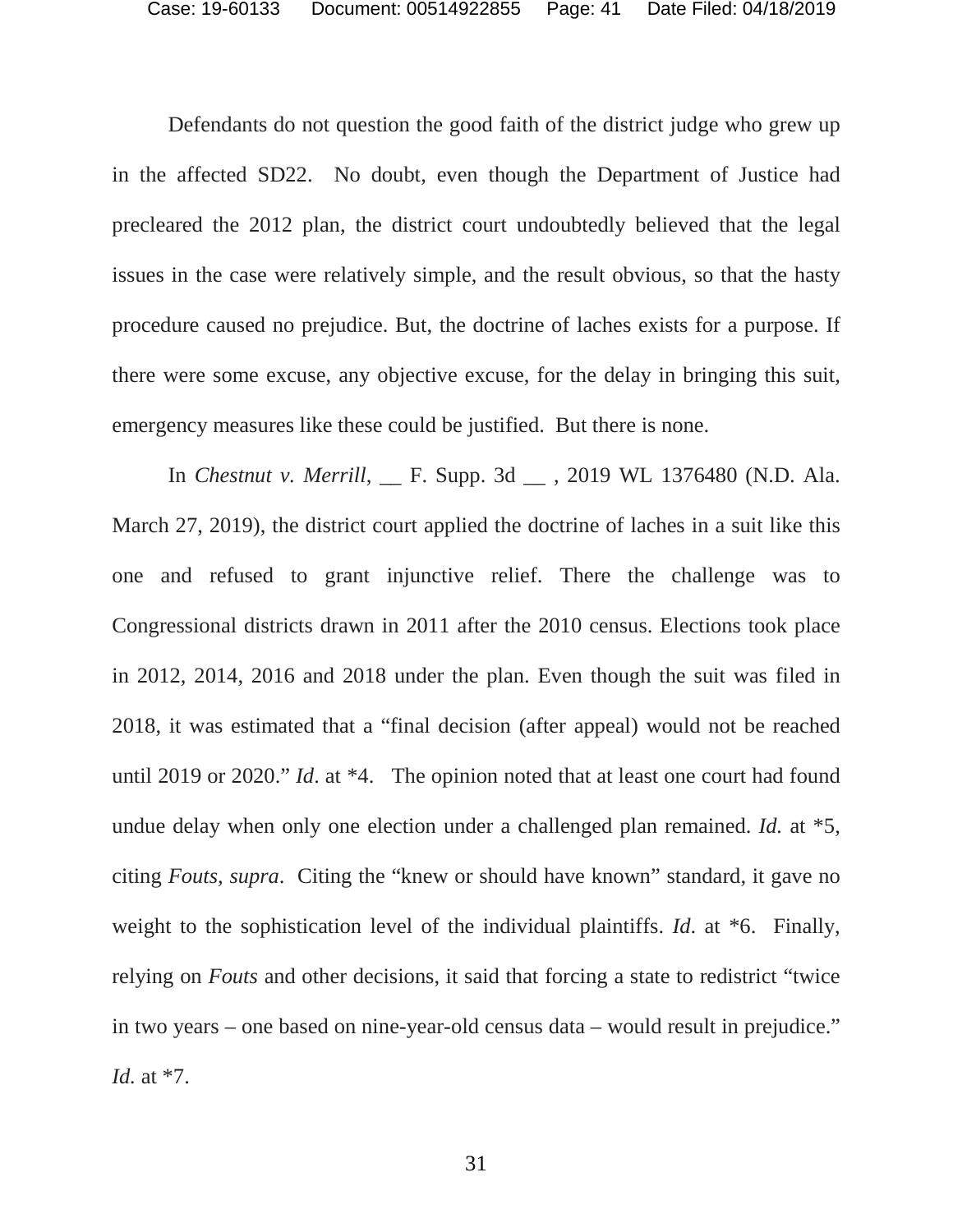Defendants do not question the good faith of the district judge who grew up in the affected SD22. No doubt, even though the Department of Justice had precleared the 2012 plan, the district court undoubtedly believed that the legal issues in the case were relatively simple, and the result obvious, so that the hasty procedure caused no prejudice. But, the doctrine of laches exists for a purpose. If there were some excuse, any objective excuse, for the delay in bringing this suit, emergency measures like these could be justified. But there is none.

In *Chestnut v. Merrill*, __ F. Supp. 3d __ , 2019 WL 1376480 (N.D. Ala. March 27, 2019), the district court applied the doctrine of laches in a suit like this one and refused to grant injunctive relief. There the challenge was to Congressional districts drawn in 2011 after the 2010 census. Elections took place in 2012, 2014, 2016 and 2018 under the plan. Even though the suit was filed in 2018, it was estimated that a "final decision (after appeal) would not be reached until 2019 or 2020." *Id*. at *4. The opinion noted that at least one court had found undue delay when only one election under a challenged plan remained. *Id.* at *5, citing *Fouts, supra*. Citing the "knew or should have known" standard, it gave no weight to the sophistication level of the individual plaintiffs. *Id*. at *6. Finally, relying on *Fouts* and other decisions, it said that forcing a state to redistrict "twice in two years – one based on nine-year-old census data – would result in prejudice." *Id.* at *7.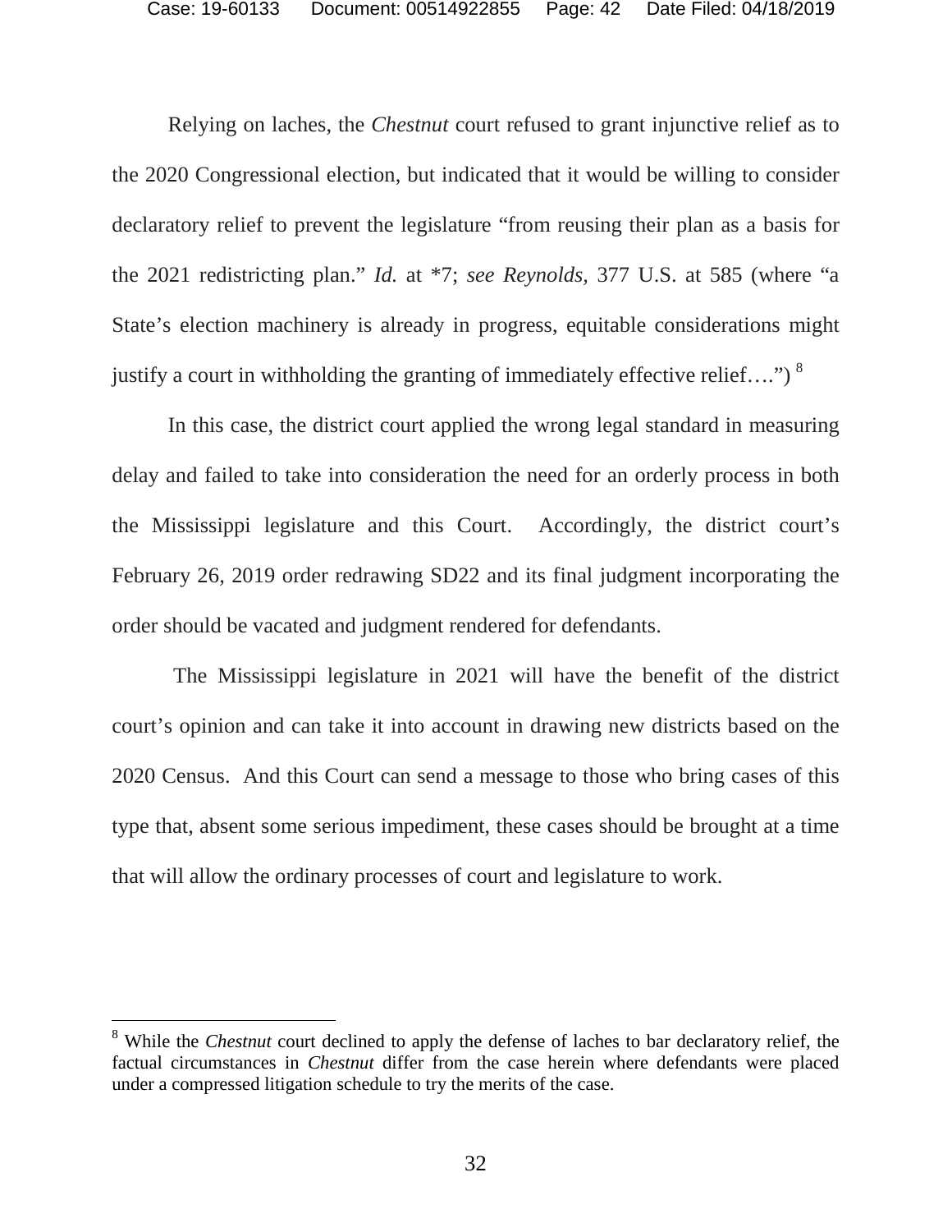Relying on laches, the *Chestnut* court refused to grant injunctive relief as to the 2020 Congressional election, but indicated that it would be willing to consider declaratory relief to prevent the legislature "from reusing their plan as a basis for the 2021 redistricting plan." *Id.* at *7; *see Reynolds*, 377 U.S. at 585 (where "a State's election machinery is already in progress, equitable considerations might justify a court in withholding the granting of immediately effective relief….")[8]

In this case, the district court applied the wrong legal standard in measuring delay and failed to take into consideration the need for an orderly process in both the Mississippi legislature and this Court. Accordingly, the district court's February 26, 2019 order redrawing SD22 and its final judgment incorporating the order should be vacated and judgment rendered for defendants.

The Mississippi legislature in 2021 will have the benefit of the district court's opinion and can take it into account in drawing new districts based on the 2020 Census. And this Court can send a message to those who bring cases of this type that, absent some serious impediment, these cases should be brought at a time that will allow the ordinary processes of court and legislature to work.

---

[8] While the *Chestnut* court declined to apply the defense of laches to bar declaratory relief, the factual circumstances in *Chestnut* differ from the case herein where defendants were placed under a compressed litigation schedule to try the merits of the case.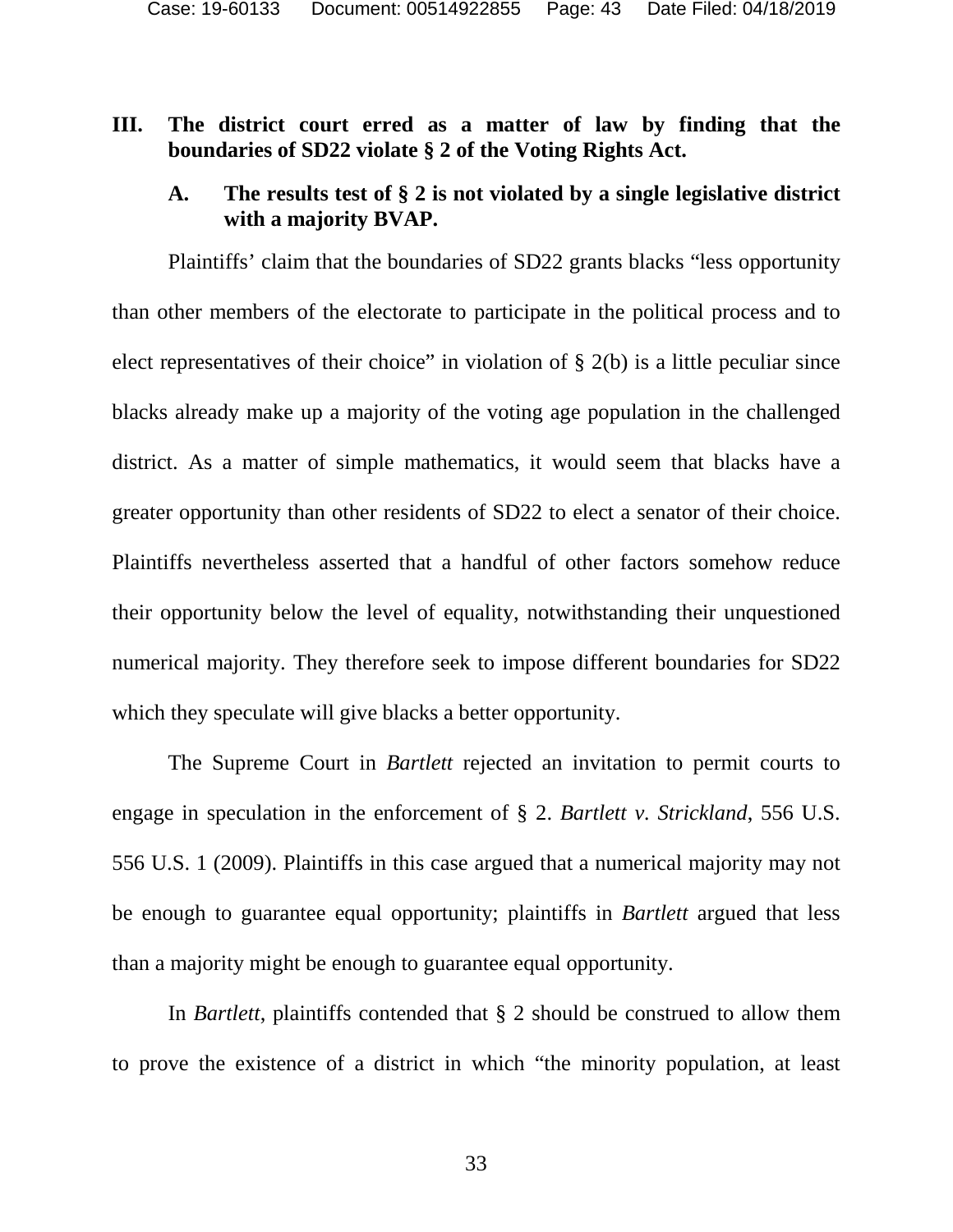## III. The district court erred as a matter of law by finding that the boundaries of SD22 violate § 2 of the Voting Rights Act.

### A. The results test of § 2 is not violated by a single legislative district with a majority BVAP.

Plaintiffs' claim that the boundaries of SD22 grants blacks "less opportunity than other members of the electorate to participate in the political process and to elect representatives of their choice" in violation of § 2(b) is a little peculiar since blacks already make up a majority of the voting age population in the challenged district. As a matter of simple mathematics, it would seem that blacks have a greater opportunity than other residents of SD22 to elect a senator of their choice. Plaintiffs nevertheless asserted that a handful of other factors somehow reduce their opportunity below the level of equality, notwithstanding their unquestioned numerical majority. They therefore seek to impose different boundaries for SD22 which they speculate will give blacks a better opportunity.

The Supreme Court in *Bartlett* rejected an invitation to permit courts to engage in speculation in the enforcement of § 2. *Bartlett v. Strickland*, 556 U.S. 556 U.S. 1 (2009). Plaintiffs in this case argued that a numerical majority may not be enough to guarantee equal opportunity; plaintiffs in *Bartlett* argued that less than a majority might be enough to guarantee equal opportunity.

In *Bartlett*, plaintiffs contended that § 2 should be construed to allow them to prove the existence of a district in which "the minority population, at least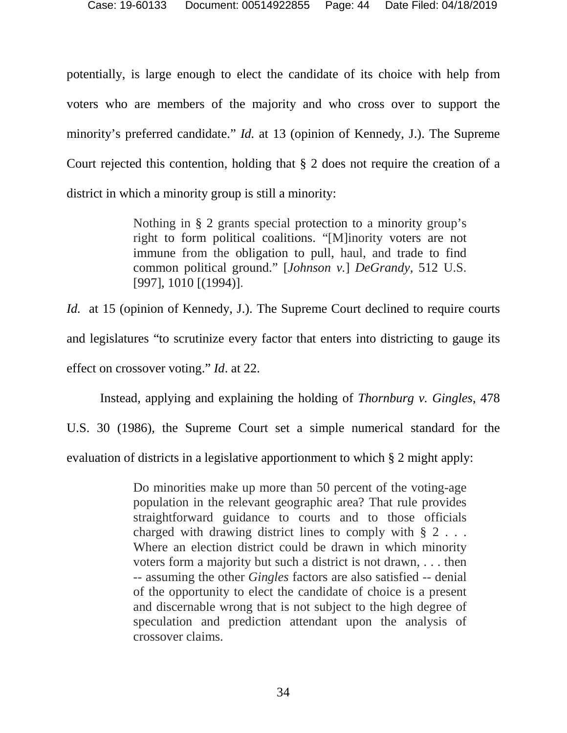potentially, is large enough to elect the candidate of its choice with help from voters who are members of the majority and who cross over to support the minority's preferred candidate." *Id.* at 13 (opinion of Kennedy, J.). The Supreme Court rejected this contention, holding that § 2 does not require the creation of a district in which a minority group is still a minority:

> Nothing in § 2 grants special protection to a minority group's right to form political coalitions. "[M]inority voters are not immune from the obligation to pull, haul, and trade to find common political ground." [*Johnson v.*] *DeGrandy*, 512 U.S. [997], 1010 [(1994)].

*Id.* at 15 (opinion of Kennedy, J.). The Supreme Court declined to require courts and legislatures "to scrutinize every factor that enters into districting to gauge its effect on crossover voting." *Id*. at 22.

Instead, applying and explaining the holding of *Thornburg v. Gingles*, 478 U.S. 30 (1986), the Supreme Court set a simple numerical standard for the evaluation of districts in a legislative apportionment to which § 2 might apply:

> Do minorities make up more than 50 percent of the voting-age population in the relevant geographic area? That rule provides straightforward guidance to courts and to those officials charged with drawing district lines to comply with § 2 . . . Where an election district could be drawn in which minority voters form a majority but such a district is not drawn, . . . then -- assuming the other *Gingles* factors are also satisfied -- denial of the opportunity to elect the candidate of choice is a present and discernable wrong that is not subject to the high degree of speculation and prediction attendant upon the analysis of crossover claims.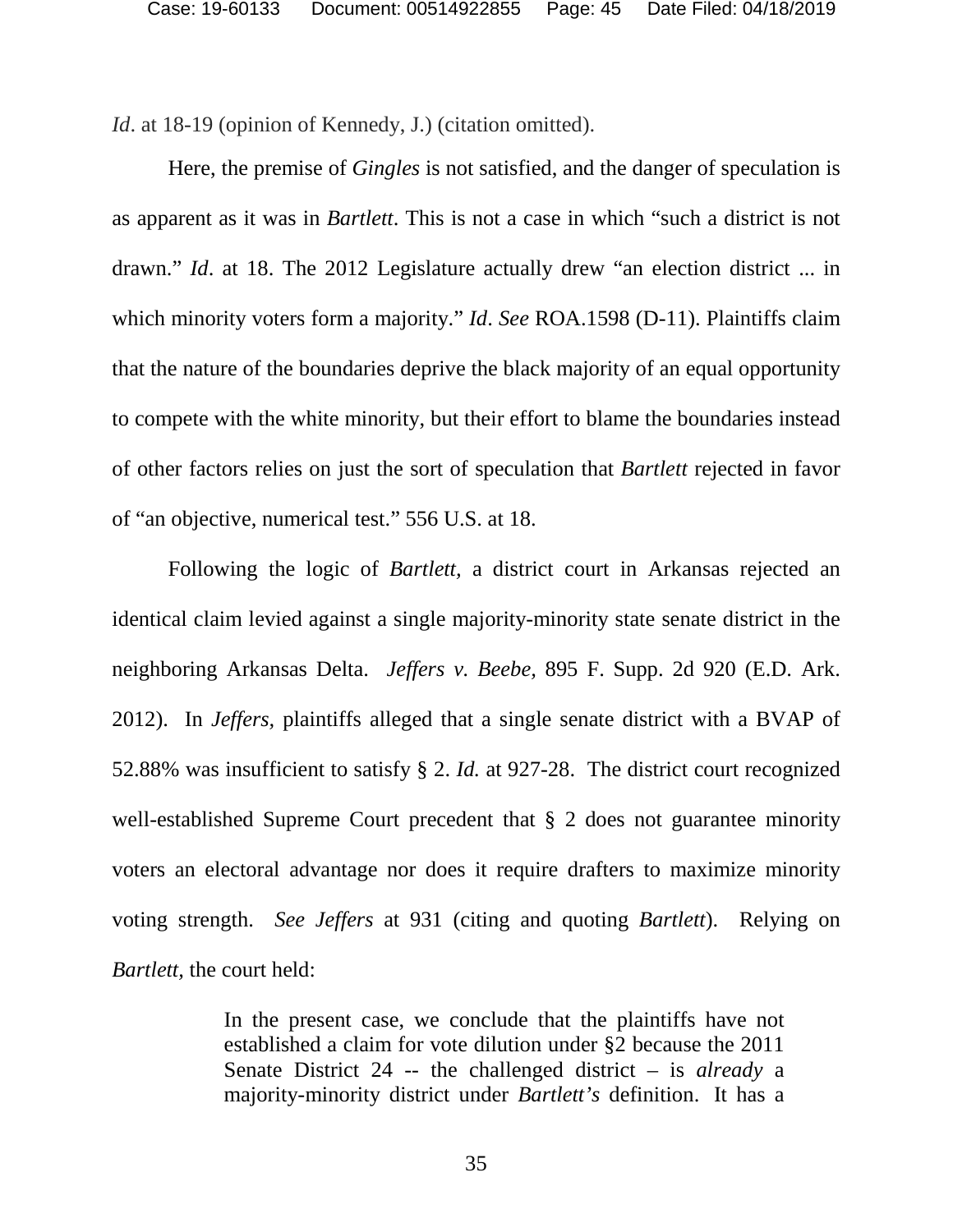*Id*. at 18-19 (opinion of Kennedy, J.) (citation omitted).

Here, the premise of *Gingles* is not satisfied, and the danger of speculation is as apparent as it was in *Bartlett*. This is not a case in which "such a district is not drawn." *Id*. at 18. The 2012 Legislature actually drew "an election district ... in which minority voters form a majority." *Id*. *See* ROA.1598 (D-11). Plaintiffs claim that the nature of the boundaries deprive the black majority of an equal opportunity to compete with the white minority, but their effort to blame the boundaries instead of other factors relies on just the sort of speculation that *Bartlett* rejected in favor of "an objective, numerical test." 556 U.S. at 18.

Following the logic of *Bartlett,* a district court in Arkansas rejected an identical claim levied against a single majority-minority state senate district in the neighboring Arkansas Delta. *Jeffers v. Beebe,* 895 F. Supp. 2d 920 (E.D. Ark. 2012). In *Jeffers,* plaintiffs alleged that a single senate district with a BVAP of 52.88% was insufficient to satisfy § 2. *Id.* at 927-28. The district court recognized well-established Supreme Court precedent that § 2 does not guarantee minority voters an electoral advantage nor does it require drafters to maximize minority voting strength. *See Jeffers* at 931 (citing and quoting *Bartlett*). Relying on *Bartlett,* the court held:

> In the present case, we conclude that the plaintiffs have not established a claim for vote dilution under §2 because the 2011 Senate District 24 -- the challenged district – is *already* a majority-minority district under *Bartlett's* definition. It has a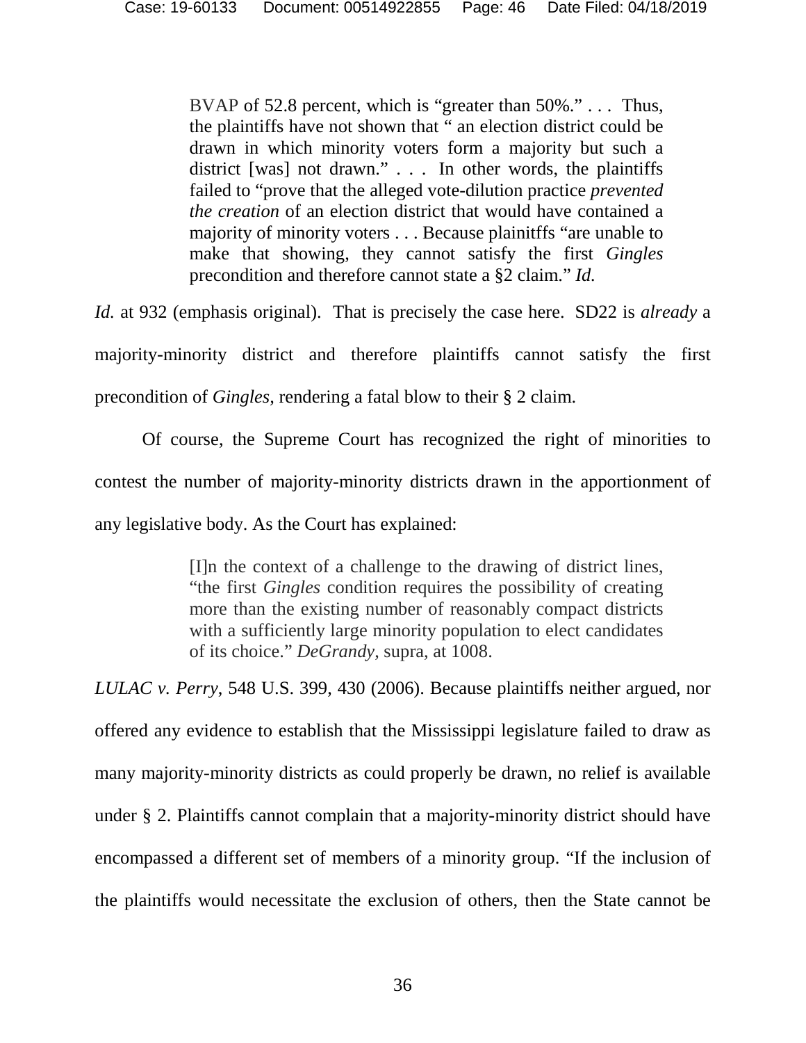> BVAP of 52.8 percent, which is "greater than 50%." . . . Thus, the plaintiffs have not shown that " an election district could be drawn in which minority voters form a majority but such a district [was] not drawn." . . . In other words, the plaintiffs failed to "prove that the alleged vote-dilution practice *prevented the creation* of an election district that would have contained a majority of minority voters . . . Because plainitffs "are unable to make that showing, they cannot satisfy the first *Gingles* precondition and therefore cannot state a §2 claim." *Id.*

*Id.* at 932 (emphasis original). That is precisely the case here. SD22 is *already* a majority-minority district and therefore plaintiffs cannot satisfy the first precondition of *Gingles,* rendering a fatal blow to their § 2 claim.

Of course, the Supreme Court has recognized the right of minorities to contest the number of majority-minority districts drawn in the apportionment of any legislative body. As the Court has explained:

> [I]n the context of a challenge to the drawing of district lines, "the first *Gingles* condition requires the possibility of creating more than the existing number of reasonably compact districts with a sufficiently large minority population to elect candidates of its choice." *DeGrandy*, supra, at 1008.

*LULAC v. Perry,* 548 U.S. 399, 430 (2006). Because plaintiffs neither argued, nor offered any evidence to establish that the Mississippi legislature failed to draw as many majority-minority districts as could properly be drawn, no relief is available under § 2. Plaintiffs cannot complain that a majority-minority district should have encompassed a different set of members of a minority group. "If the inclusion of the plaintiffs would necessitate the exclusion of others, then the State cannot be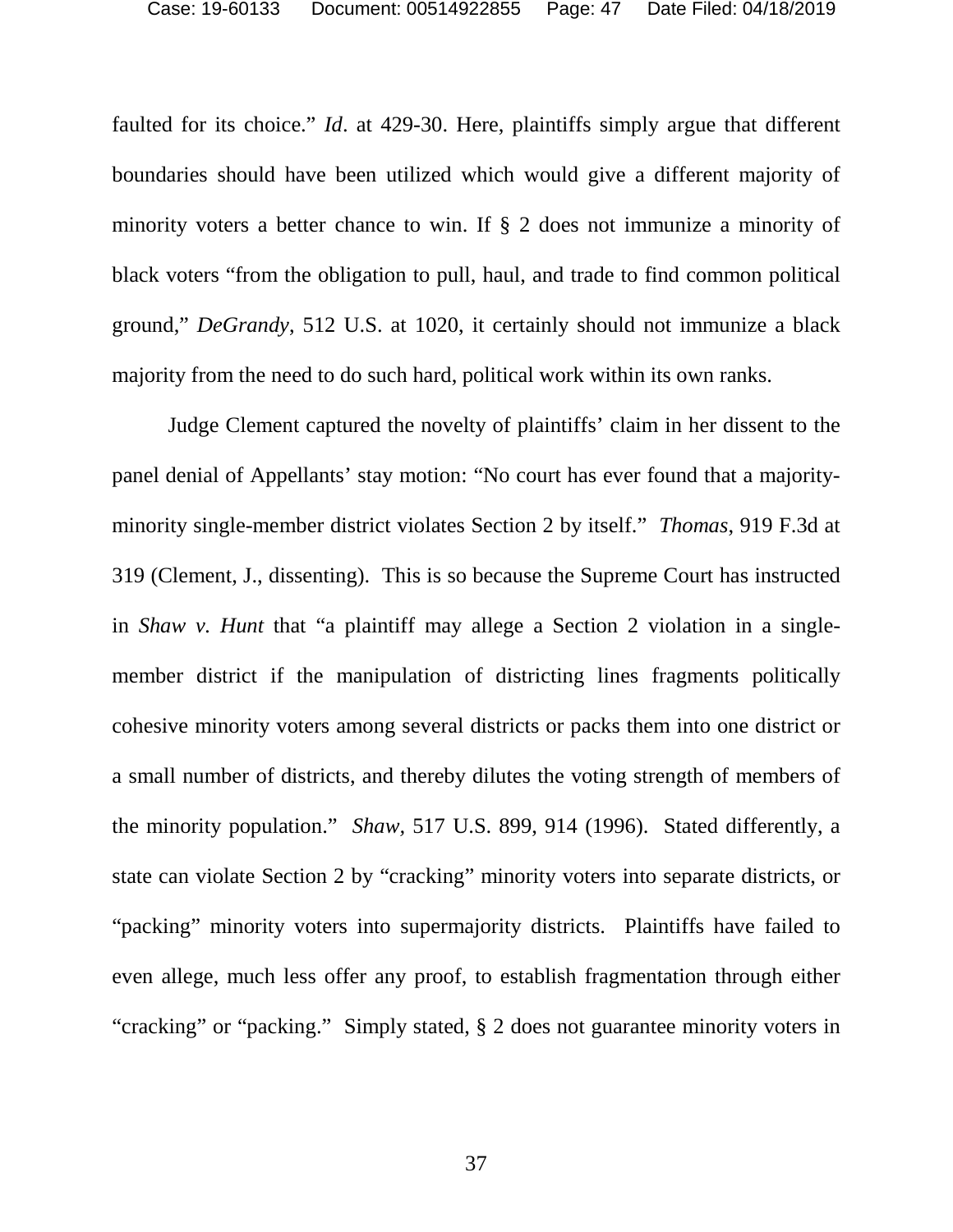faulted for its choice." *Id*. at 429-30. Here, plaintiffs simply argue that different boundaries should have been utilized which would give a different majority of minority voters a better chance to win. If § 2 does not immunize a minority of black voters "from the obligation to pull, haul, and trade to find common political ground," *DeGrandy*, 512 U.S. at 1020, it certainly should not immunize a black majority from the need to do such hard, political work within its own ranks.

Judge Clement captured the novelty of plaintiffs' claim in her dissent to the panel denial of Appellants' stay motion: "No court has ever found that a majority-minority single-member district violates Section 2 by itself." *Thomas*, 919 F.3d at 319 (Clement, J., dissenting). This is so because the Supreme Court has instructed in *Shaw v. Hunt* that "a plaintiff may allege a Section 2 violation in a single-member district if the manipulation of districting lines fragments politically cohesive minority voters among several districts or packs them into one district or a small number of districts, and thereby dilutes the voting strength of members of the minority population." *Shaw*, 517 U.S. 899, 914 (1996). Stated differently, a state can violate Section 2 by "cracking" minority voters into separate districts, or "packing" minority voters into supermajority districts. Plaintiffs have failed to even allege, much less offer any proof, to establish fragmentation through either "cracking" or "packing." Simply stated, § 2 does not guarantee minority voters in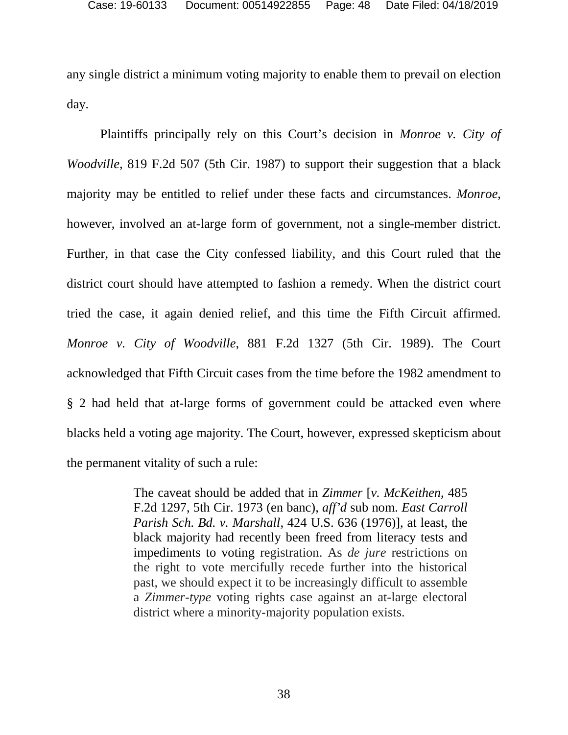any single district a minimum voting majority to enable them to prevail on election day.

Plaintiffs principally rely on this Court's decision in *Monroe v. City of Woodville*, 819 F.2d 507 (5th Cir. 1987) to support their suggestion that a black majority may be entitled to relief under these facts and circumstances. *Monroe*, however, involved an at-large form of government, not a single-member district. Further, in that case the City confessed liability, and this Court ruled that the district court should have attempted to fashion a remedy. When the district court tried the case, it again denied relief, and this time the Fifth Circuit affirmed. *Monroe v. City of Woodville*, 881 F.2d 1327 (5th Cir. 1989). The Court acknowledged that Fifth Circuit cases from the time before the 1982 amendment to § 2 had held that at-large forms of government could be attacked even where blacks held a voting age majority. The Court, however, expressed skepticism about the permanent vitality of such a rule:

> The caveat should be added that in *Zimmer* [*v. McKeithen*, 485 F.2d 1297, 5th Cir. 1973 (en banc), *aff'd* sub nom. *East Carroll Parish Sch. Bd. v. Marshall*, 424 U.S. 636 (1976)], at least, the black majority had recently been freed from literacy tests and impediments to voting registration. As *de jure* restrictions on the right to vote mercifully recede further into the historical past, we should expect it to be increasingly difficult to assemble a *Zimmer-type* voting rights case against an at-large electoral district where a minority-majority population exists.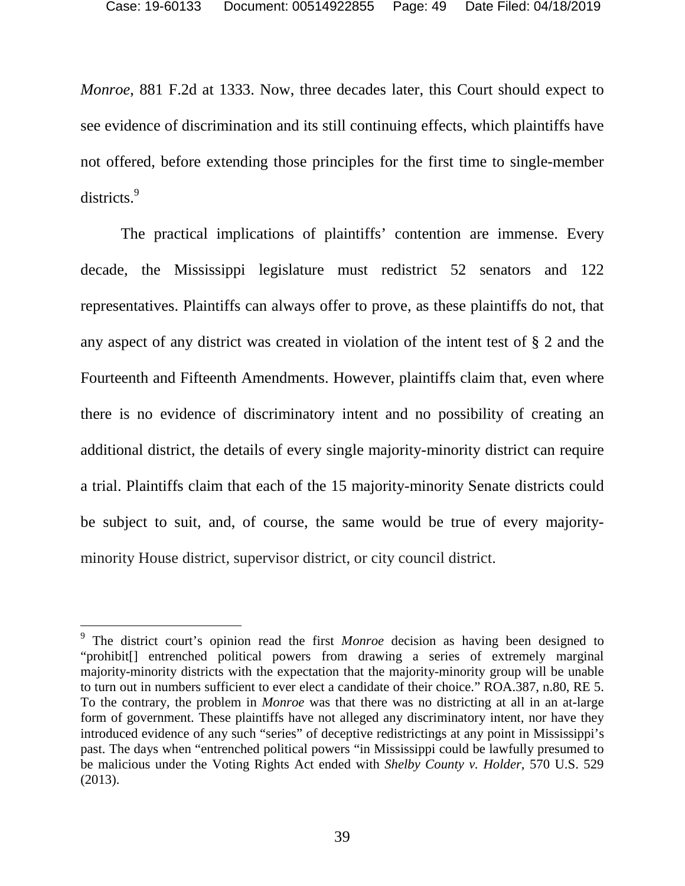*Monroe*, 881 F.2d at 1333. Now, three decades later, this Court should expect to see evidence of discrimination and its still continuing effects, which plaintiffs have not offered, before extending those principles for the first time to single-member districts.[9]

The practical implications of plaintiffs' contention are immense. Every decade, the Mississippi legislature must redistrict 52 senators and 122 representatives. Plaintiffs can always offer to prove, as these plaintiffs do not, that any aspect of any district was created in violation of the intent test of § 2 and the Fourteenth and Fifteenth Amendments. However, plaintiffs claim that, even where there is no evidence of discriminatory intent and no possibility of creating an additional district, the details of every single majority-minority district can require a trial. Plaintiffs claim that each of the 15 majority-minority Senate districts could be subject to suit, and, of course, the same would be true of every majority-minority House district, supervisor district, or city council district.

---

[9] The district court's opinion read the first *Monroe* decision as having been designed to "prohibit[] entrenched political powers from drawing a series of extremely marginal majority-minority districts with the expectation that the majority-minority group will be unable to turn out in numbers sufficient to ever elect a candidate of their choice." ROA.387, n.80, RE 5. To the contrary, the problem in *Monroe* was that there was no districting at all in an at-large form of government. These plaintiffs have not alleged any discriminatory intent, nor have they introduced evidence of any such "series" of deceptive redistrictings at any point in Mississippi's past. The days when "entrenched political powers "in Mississippi could be lawfully presumed to be malicious under the Voting Rights Act ended with *Shelby County v. Holder*, 570 U.S. 529 (2013).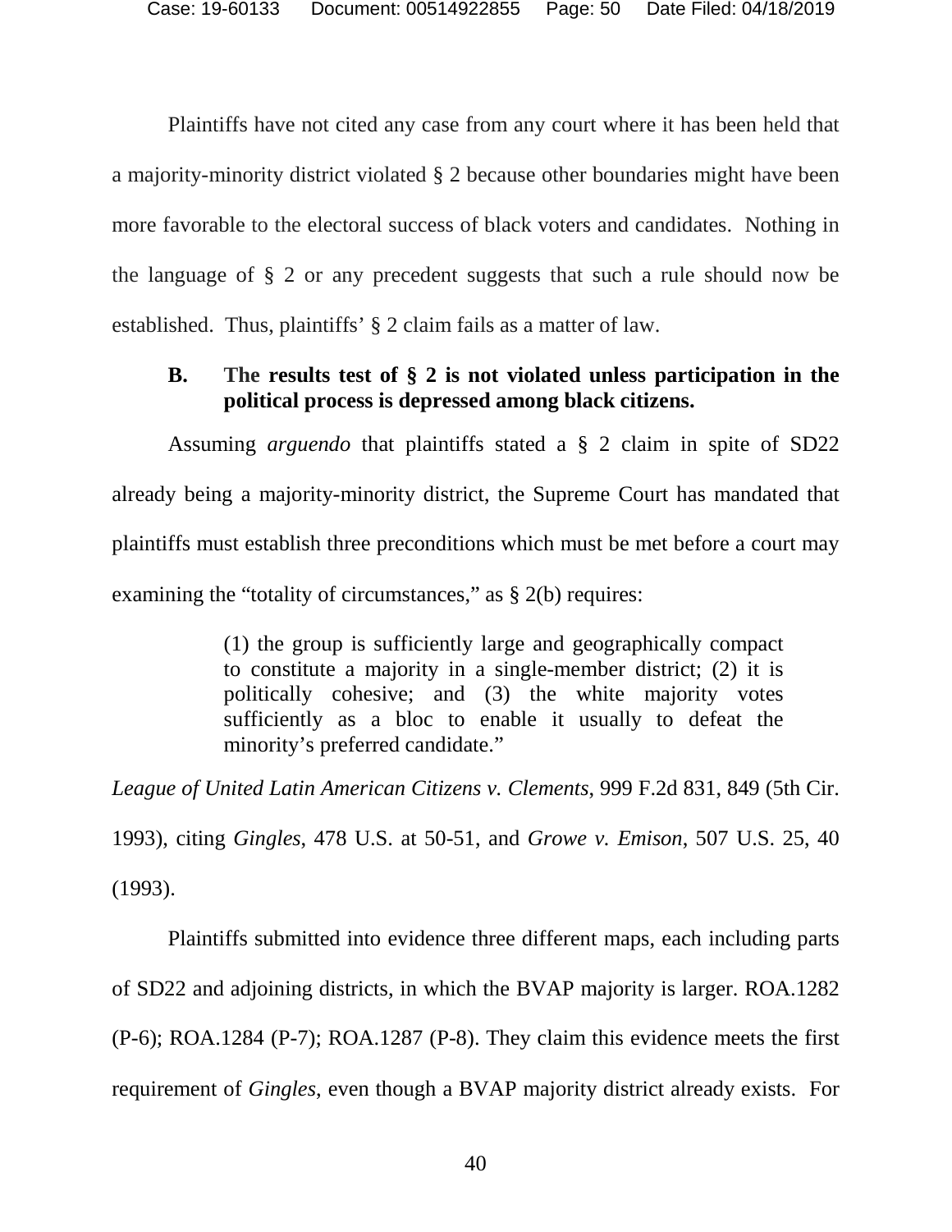Plaintiffs have not cited any case from any court where it has been held that a majority-minority district violated § 2 because other boundaries might have been more favorable to the electoral success of black voters and candidates. Nothing in the language of § 2 or any precedent suggests that such a rule should now be established. Thus, plaintiffs' § 2 claim fails as a matter of law.

### B. The results test of § 2 is not violated unless participation in the political process is depressed among black citizens.

Assuming *arguendo* that plaintiffs stated a § 2 claim in spite of SD22 already being a majority-minority district, the Supreme Court has mandated that plaintiffs must establish three preconditions which must be met before a court may examining the "totality of circumstances," as § 2(b) requires:

> (1) the group is sufficiently large and geographically compact to constitute a majority in a single-member district; (2) it is politically cohesive; and (3) the white majority votes sufficiently as a bloc to enable it usually to defeat the minority's preferred candidate."

*League of United Latin American Citizens v. Clements*, 999 F.2d 831, 849 (5th Cir. 1993), citing *Gingles*, 478 U.S. at 50-51, and *Growe v. Emison*, 507 U.S. 25, 40 (1993).

Plaintiffs submitted into evidence three different maps, each including parts of SD22 and adjoining districts, in which the BVAP majority is larger. ROA.1282 (P-6); ROA.1284 (P-7); ROA.1287 (P-8). They claim this evidence meets the first requirement of *Gingles*, even though a BVAP majority district already exists. For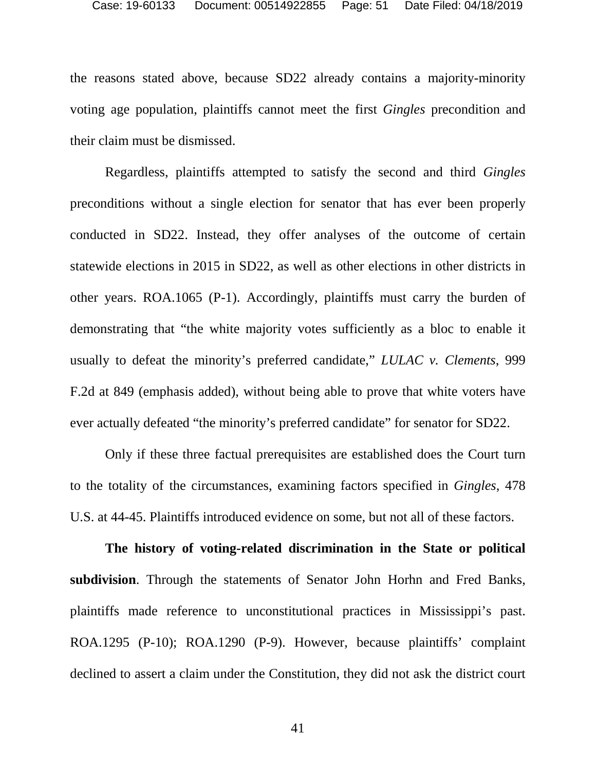the reasons stated above, because SD22 already contains a majority-minority voting age population, plaintiffs cannot meet the first *Gingles* precondition and their claim must be dismissed.

Regardless, plaintiffs attempted to satisfy the second and third *Gingles* preconditions without a single election for senator that has ever been properly conducted in SD22. Instead, they offer analyses of the outcome of certain statewide elections in 2015 in SD22, as well as other elections in other districts in other years. ROA.1065 (P-1). Accordingly, plaintiffs must carry the burden of demonstrating that "the white majority votes sufficiently as a bloc to enable it usually to defeat the minority's preferred candidate," *LULAC v. Clements*, 999 F.2d at 849 (emphasis added), without being able to prove that white voters have ever actually defeated "the minority's preferred candidate" for senator for SD22.

Only if these three factual prerequisites are established does the Court turn to the totality of the circumstances, examining factors specified in *Gingles*, 478 U.S. at 44-45. Plaintiffs introduced evidence on some, but not all of these factors.

**The history of voting-related discrimination in the State or political subdivision**. Through the statements of Senator John Horhn and Fred Banks, plaintiffs made reference to unconstitutional practices in Mississippi's past. ROA.1295 (P-10); ROA.1290 (P-9). However, because plaintiffs' complaint declined to assert a claim under the Constitution, they did not ask the district court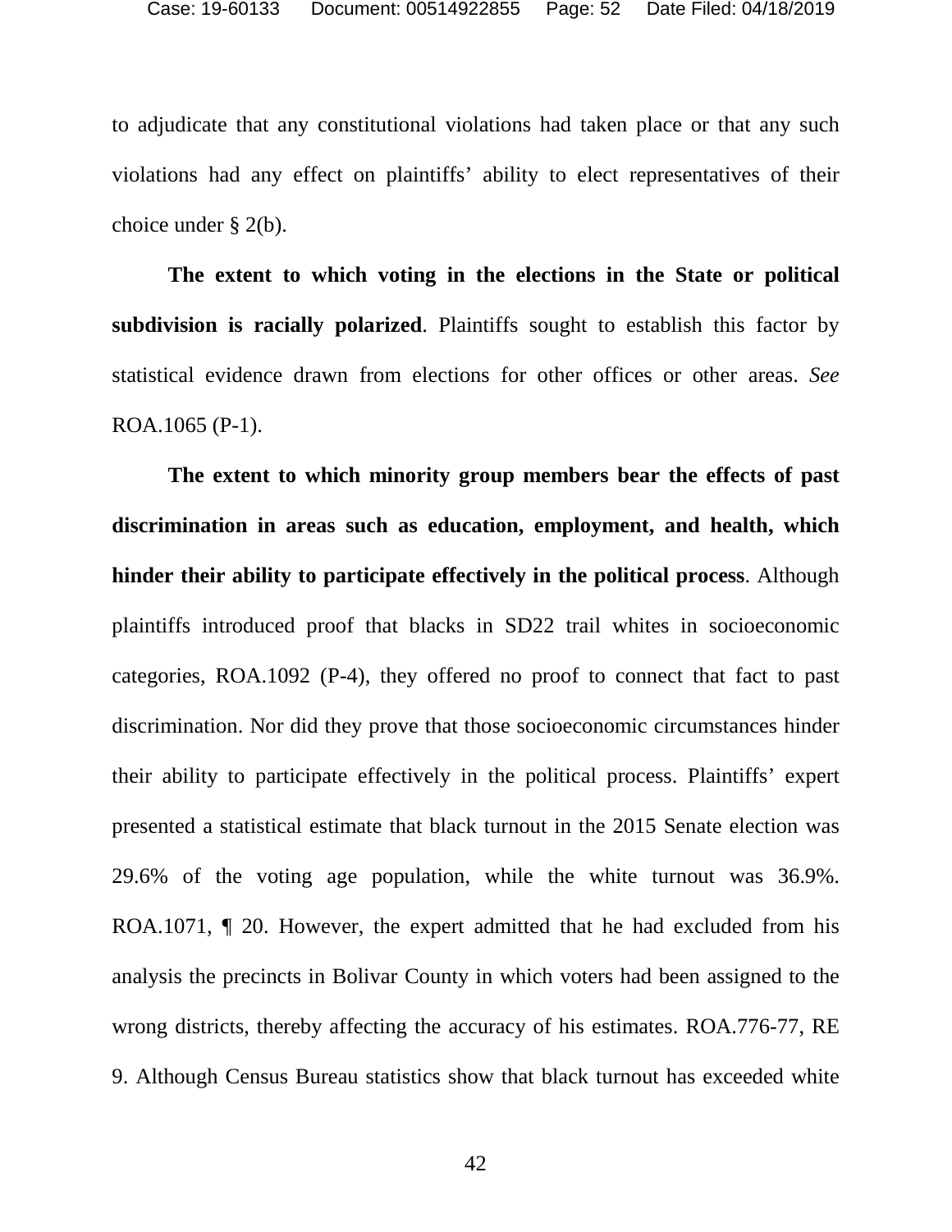to adjudicate that any constitutional violations had taken place or that any such violations had any effect on plaintiffs' ability to elect representatives of their choice under § 2(b).

**The extent to which voting in the elections in the State or political subdivision is racially polarized**. Plaintiffs sought to establish this factor by statistical evidence drawn from elections for other offices or other areas. *See* ROA.1065 (P-1).

**The extent to which minority group members bear the effects of past discrimination in areas such as education, employment, and health, which hinder their ability to participate effectively in the political process**. Although plaintiffs introduced proof that blacks in SD22 trail whites in socioeconomic categories, ROA.1092 (P-4), they offered no proof to connect that fact to past discrimination. Nor did they prove that those socioeconomic circumstances hinder their ability to participate effectively in the political process. Plaintiffs' expert presented a statistical estimate that black turnout in the 2015 Senate election was 29.6% of the voting age population, while the white turnout was 36.9%. ROA.1071, ¶ 20. However, the expert admitted that he had excluded from his analysis the precincts in Bolivar County in which voters had been assigned to the wrong districts, thereby affecting the accuracy of his estimates. ROA.776-77, RE 9. Although Census Bureau statistics show that black turnout has exceeded white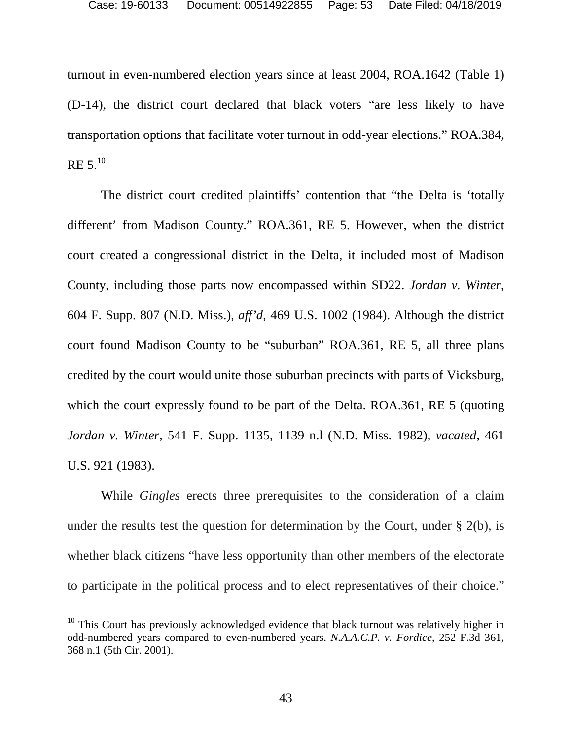turnout in even-numbered election years since at least 2004, ROA.1642 (Table 1) (D-14), the district court declared that black voters "are less likely to have transportation options that facilitate voter turnout in odd-year elections." ROA.384, RE 5.[10]

The district court credited plaintiffs' contention that "the Delta is 'totally different' from Madison County." ROA.361, RE 5. However, when the district court created a congressional district in the Delta, it included most of Madison County, including those parts now encompassed within SD22. *Jordan v. Winter*, 604 F. Supp. 807 (N.D. Miss.), *aff'd*, 469 U.S. 1002 (1984). Although the district court found Madison County to be "suburban" ROA.361, RE 5, all three plans credited by the court would unite those suburban precincts with parts of Vicksburg, which the court expressly found to be part of the Delta. ROA.361, RE 5 (quoting *Jordan v. Winter*, 541 F. Supp. 1135, 1139 n.l (N.D. Miss. 1982), *vacated*, 461 U.S. 921 (1983).

While *Gingles* erects three prerequisites to the consideration of a claim under the results test the question for determination by the Court, under § 2(b), is whether black citizens "have less opportunity than other members of the electorate to participate in the political process and to elect representatives of their choice."

---

[10] This Court has previously acknowledged evidence that black turnout was relatively higher in odd-numbered years compared to even-numbered years. *N.A.A.C.P. v. Fordice*, 252 F.3d 361, 368 n.1 (5th Cir. 2001).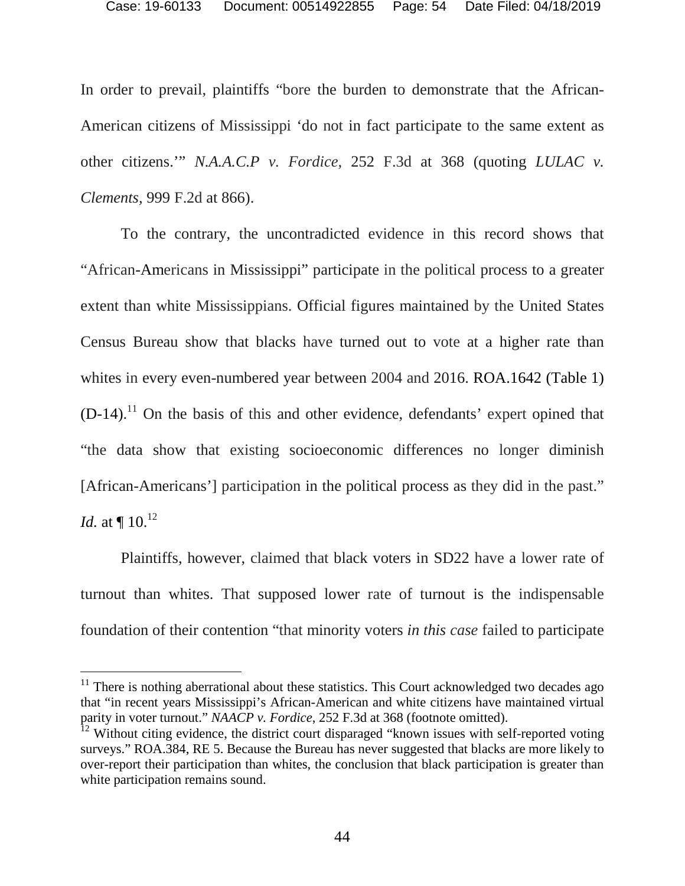In order to prevail, plaintiffs "bore the burden to demonstrate that the African-American citizens of Mississippi 'do not in fact participate to the same extent as other citizens.'" *N.A.A.C.P v. Fordice*, 252 F.3d at 368 (quoting *LULAC v. Clements*, 999 F.2d at 866).

To the contrary, the uncontradicted evidence in this record shows that "African-Americans in Mississippi" participate in the political process to a greater extent than white Mississippians. Official figures maintained by the United States Census Bureau show that blacks have turned out to vote at a higher rate than whites in every even-numbered year between 2004 and 2016. ROA.1642 (Table 1) (D-14).[11] On the basis of this and other evidence, defendants' expert opined that "the data show that existing socioeconomic differences no longer diminish [African-Americans'] participation in the political process as they did in the past." *Id.* at ¶ 10.[12]

Plaintiffs, however, claimed that black voters in SD22 have a lower rate of turnout than whites. That supposed lower rate of turnout is the indispensable foundation of their contention "that minority voters *in this case* failed to participate

---

[11] There is nothing aberrational about these statistics. This Court acknowledged two decades ago that "in recent years Mississippi's African-American and white citizens have maintained virtual parity in voter turnout." *NAACP v. Fordice*, 252 F.3d at 368 (footnote omitted).

[12] Without citing evidence, the district court disparaged "known issues with self-reported voting surveys." ROA.384, RE 5. Because the Bureau has never suggested that blacks are more likely to over-report their participation than whites, the conclusion that black participation is greater than white participation remains sound.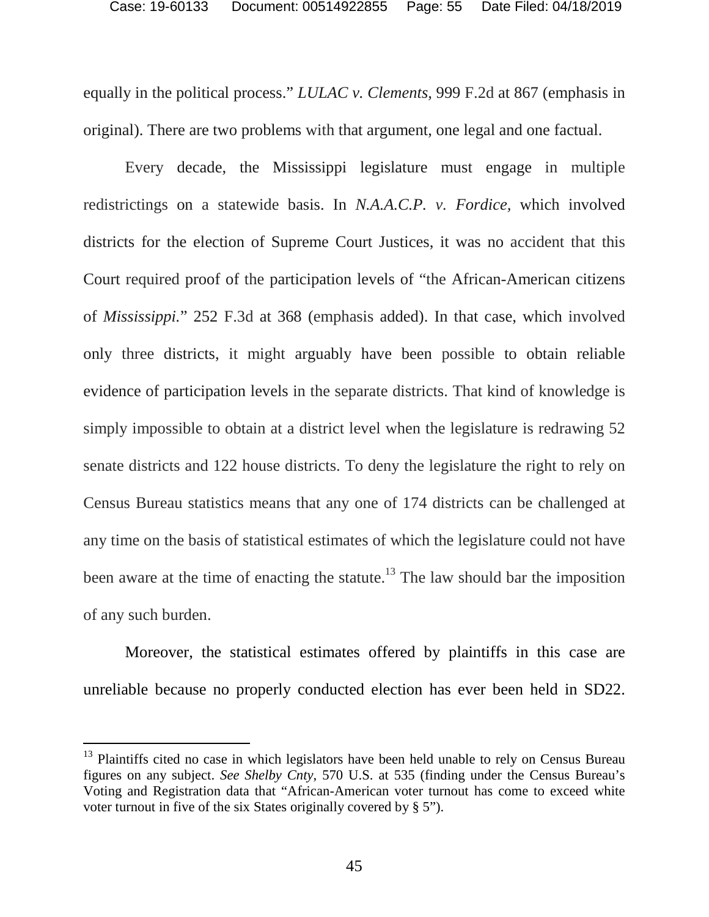equally in the political process." *LULAC v. Clements*, 999 F.2d at 867 (emphasis in original). There are two problems with that argument, one legal and one factual.

Every decade, the Mississippi legislature must engage in multiple redistrictings on a statewide basis. In *N.A.A.C.P. v. Fordice,* which involved districts for the election of Supreme Court Justices, it was no accident that this Court required proof of the participation levels of "the African-American citizens of *Mississippi.*" 252 F.3d at 368 (emphasis added). In that case, which involved only three districts, it might arguably have been possible to obtain reliable evidence of participation levels in the separate districts. That kind of knowledge is simply impossible to obtain at a district level when the legislature is redrawing 52 senate districts and 122 house districts. To deny the legislature the right to rely on Census Bureau statistics means that any one of 174 districts can be challenged at any time on the basis of statistical estimates of which the legislature could not have been aware at the time of enacting the statute.[13] The law should bar the imposition of any such burden.

Moreover, the statistical estimates offered by plaintiffs in this case are unreliable because no properly conducted election has ever been held in SD22.

---

[13] Plaintiffs cited no case in which legislators have been held unable to rely on Census Bureau figures on any subject. *See Shelby Cnty*, 570 U.S. at 535 (finding under the Census Bureau's Voting and Registration data that "African-American voter turnout has come to exceed white voter turnout in five of the six States originally covered by § 5").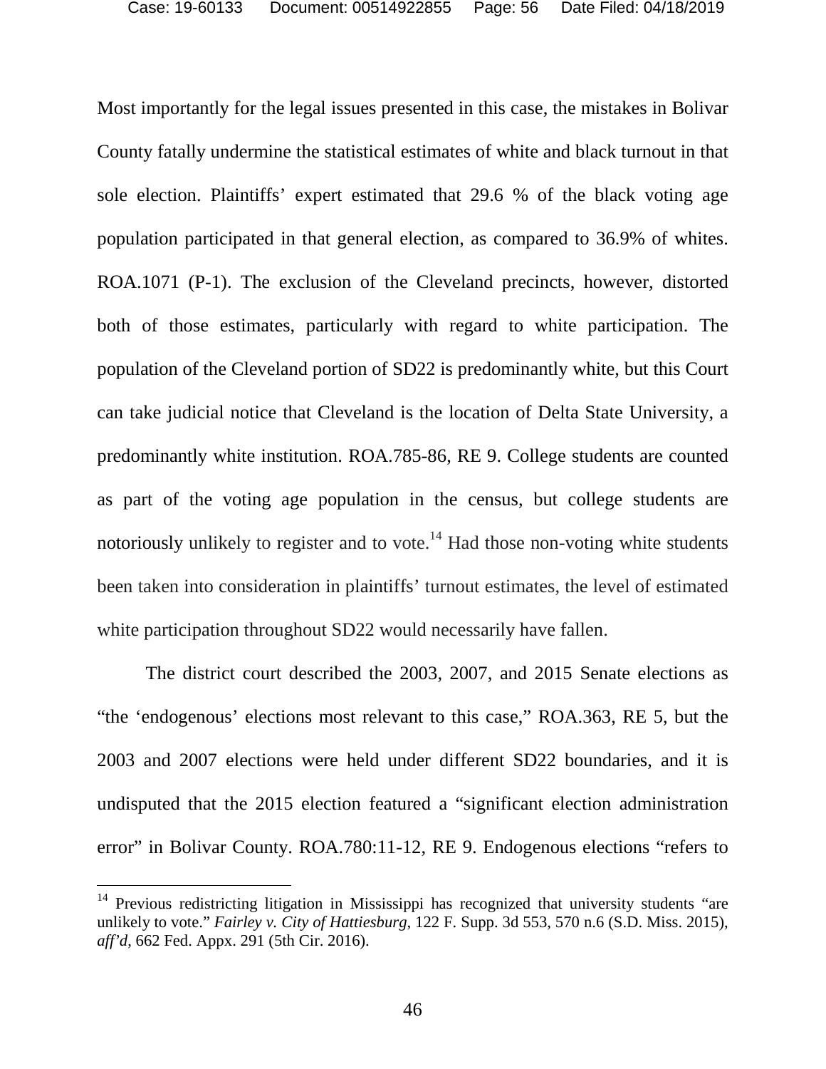Most importantly for the legal issues presented in this case, the mistakes in Bolivar County fatally undermine the statistical estimates of white and black turnout in that sole election. Plaintiffs' expert estimated that 29.6 % of the black voting age population participated in that general election, as compared to 36.9% of whites. ROA.1071 (P-1). The exclusion of the Cleveland precincts, however, distorted both of those estimates, particularly with regard to white participation. The population of the Cleveland portion of SD22 is predominantly white, but this Court can take judicial notice that Cleveland is the location of Delta State University, a predominantly white institution. ROA.785-86, RE 9. College students are counted as part of the voting age population in the census, but college students are notoriously unlikely to register and to vote.[14] Had those non-voting white students been taken into consideration in plaintiffs' turnout estimates, the level of estimated white participation throughout SD22 would necessarily have fallen.

The district court described the 2003, 2007, and 2015 Senate elections as "the 'endogenous' elections most relevant to this case," ROA.363, RE 5, but the 2003 and 2007 elections were held under different SD22 boundaries, and it is undisputed that the 2015 election featured a "significant election administration error" in Bolivar County. ROA.780:11-12, RE 9. Endogenous elections "refers to

---

[14] Previous redistricting litigation in Mississippi has recognized that university students "are unlikely to vote." *Fairley v. City of Hattiesburg*, 122 F. Supp. 3d 553, 570 n.6 (S.D. Miss. 2015), *aff'd*, 662 Fed. Appx. 291 (5th Cir. 2016).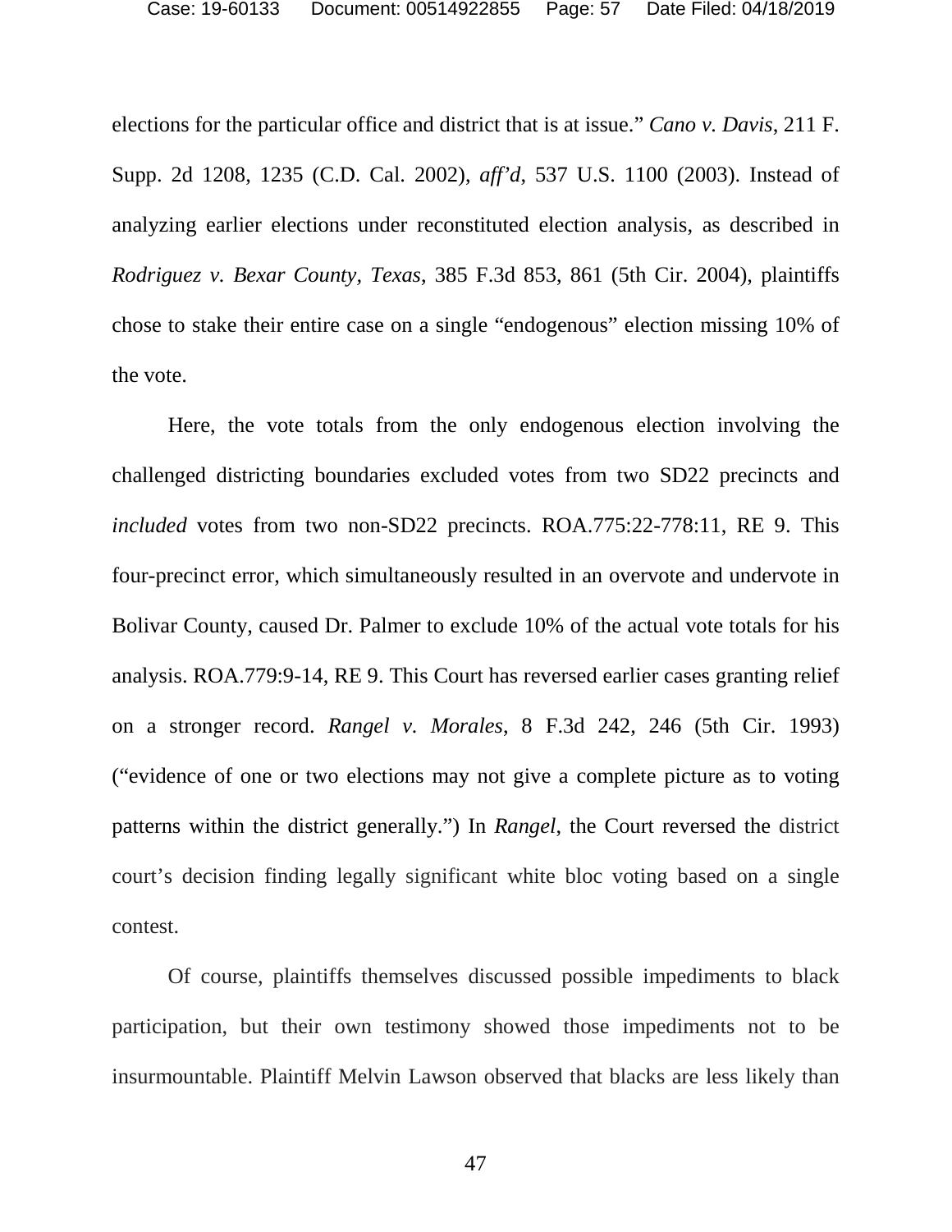elections for the particular office and district that is at issue." *Cano v. Davis*, 211 F. Supp. 2d 1208, 1235 (C.D. Cal. 2002), *aff'd*, 537 U.S. 1100 (2003). Instead of analyzing earlier elections under reconstituted election analysis, as described in *Rodriguez v. Bexar County, Texas*, 385 F.3d 853, 861 (5th Cir. 2004), plaintiffs chose to stake their entire case on a single "endogenous" election missing 10% of the vote.

Here, the vote totals from the only endogenous election involving the challenged districting boundaries excluded votes from two SD22 precincts and *included* votes from two non-SD22 precincts. ROA.775:22-778:11, RE 9. This four-precinct error, which simultaneously resulted in an overvote and undervote in Bolivar County, caused Dr. Palmer to exclude 10% of the actual vote totals for his analysis. ROA.779:9-14, RE 9. This Court has reversed earlier cases granting relief on a stronger record. *Rangel v. Morales*, 8 F.3d 242, 246 (5th Cir. 1993) ("evidence of one or two elections may not give a complete picture as to voting patterns within the district generally.") In *Rangel*, the Court reversed the district court's decision finding legally significant white bloc voting based on a single contest.

Of course, plaintiffs themselves discussed possible impediments to black participation, but their own testimony showed those impediments not to be insurmountable. Plaintiff Melvin Lawson observed that blacks are less likely than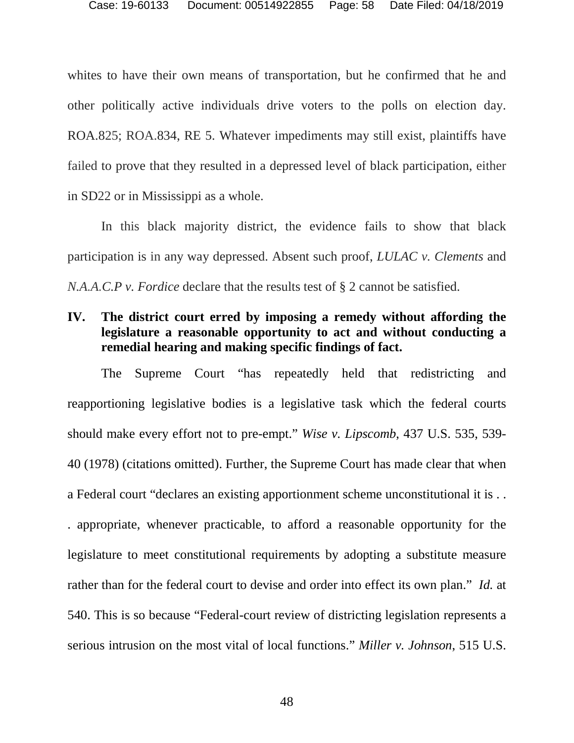whites to have their own means of transportation, but he confirmed that he and other politically active individuals drive voters to the polls on election day. ROA.825; ROA.834, RE 5. Whatever impediments may still exist, plaintiffs have failed to prove that they resulted in a depressed level of black participation, either in SD22 or in Mississippi as a whole.

In this black majority district, the evidence fails to show that black participation is in any way depressed. Absent such proof, *LULAC v. Clements* and *N.A.A.C.P v. Fordice* declare that the results test of § 2 cannot be satisfied.

## IV. The district court erred by imposing a remedy without affording the legislature a reasonable opportunity to act and without conducting a remedial hearing and making specific findings of fact.

The Supreme Court "has repeatedly held that redistricting and reapportioning legislative bodies is a legislative task which the federal courts should make every effort not to pre-empt." *Wise v. Lipscomb*, 437 U.S. 535, 539-40 (1978) (citations omitted). Further, the Supreme Court has made clear that when a Federal court "declares an existing apportionment scheme unconstitutional it is . . . appropriate, whenever practicable, to afford a reasonable opportunity for the legislature to meet constitutional requirements by adopting a substitute measure rather than for the federal court to devise and order into effect its own plan." *Id.* at 540. This is so because "Federal-court review of districting legislation represents a serious intrusion on the most vital of local functions." *Miller v. Johnson*, 515 U.S.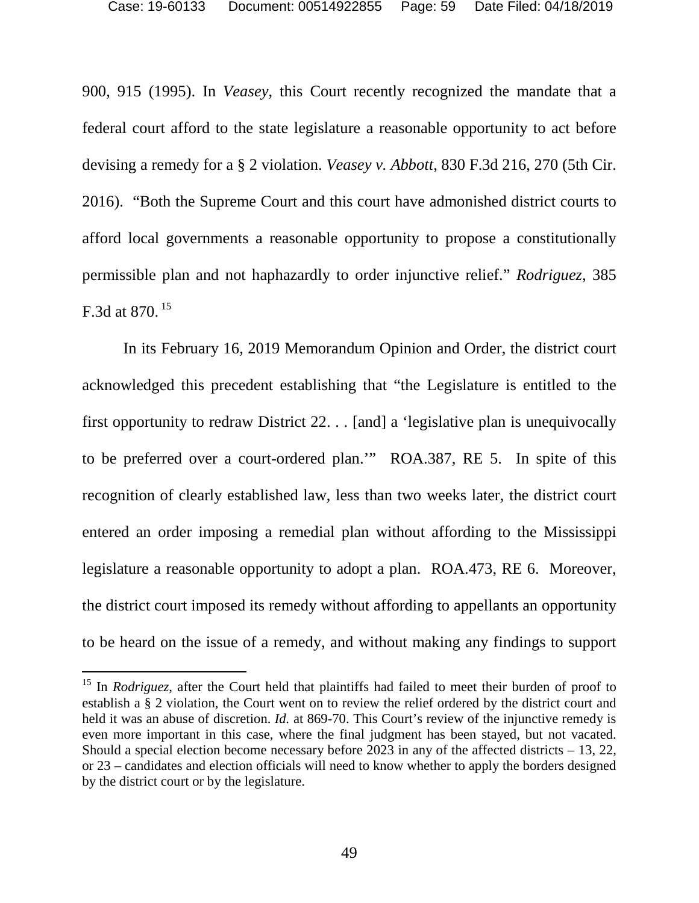900, 915 (1995). In *Veasey*, this Court recently recognized the mandate that a federal court afford to the state legislature a reasonable opportunity to act before devising a remedy for a § 2 violation. *Veasey v. Abbott*, 830 F.3d 216, 270 (5th Cir. 2016). "Both the Supreme Court and this court have admonished district courts to afford local governments a reasonable opportunity to propose a constitutionally permissible plan and not haphazardly to order injunctive relief." *Rodriguez*, 385 F.3d at 870.[15]

In its February 16, 2019 Memorandum Opinion and Order, the district court acknowledged this precedent establishing that "the Legislature is entitled to the first opportunity to redraw District 22. . . [and] a 'legislative plan is unequivocally to be preferred over a court-ordered plan.'" ROA.387, RE 5. In spite of this recognition of clearly established law, less than two weeks later, the district court entered an order imposing a remedial plan without affording to the Mississippi legislature a reasonable opportunity to adopt a plan. ROA.473, RE 6. Moreover, the district court imposed its remedy without affording to appellants an opportunity to be heard on the issue of a remedy, and without making any findings to support

[15] In *Rodriguez*, after the Court held that plaintiffs had failed to meet their burden of proof to establish a § 2 violation, the Court went on to review the relief ordered by the district court and held it was an abuse of discretion. *Id.* at 869-70. This Court's review of the injunctive remedy is even more important in this case, where the final judgment has been stayed, but not vacated. Should a special election become necessary before 2023 in any of the affected districts – 13, 22, or 23 – candidates and election officials will need to know whether to apply the borders designed by the district court or by the legislature.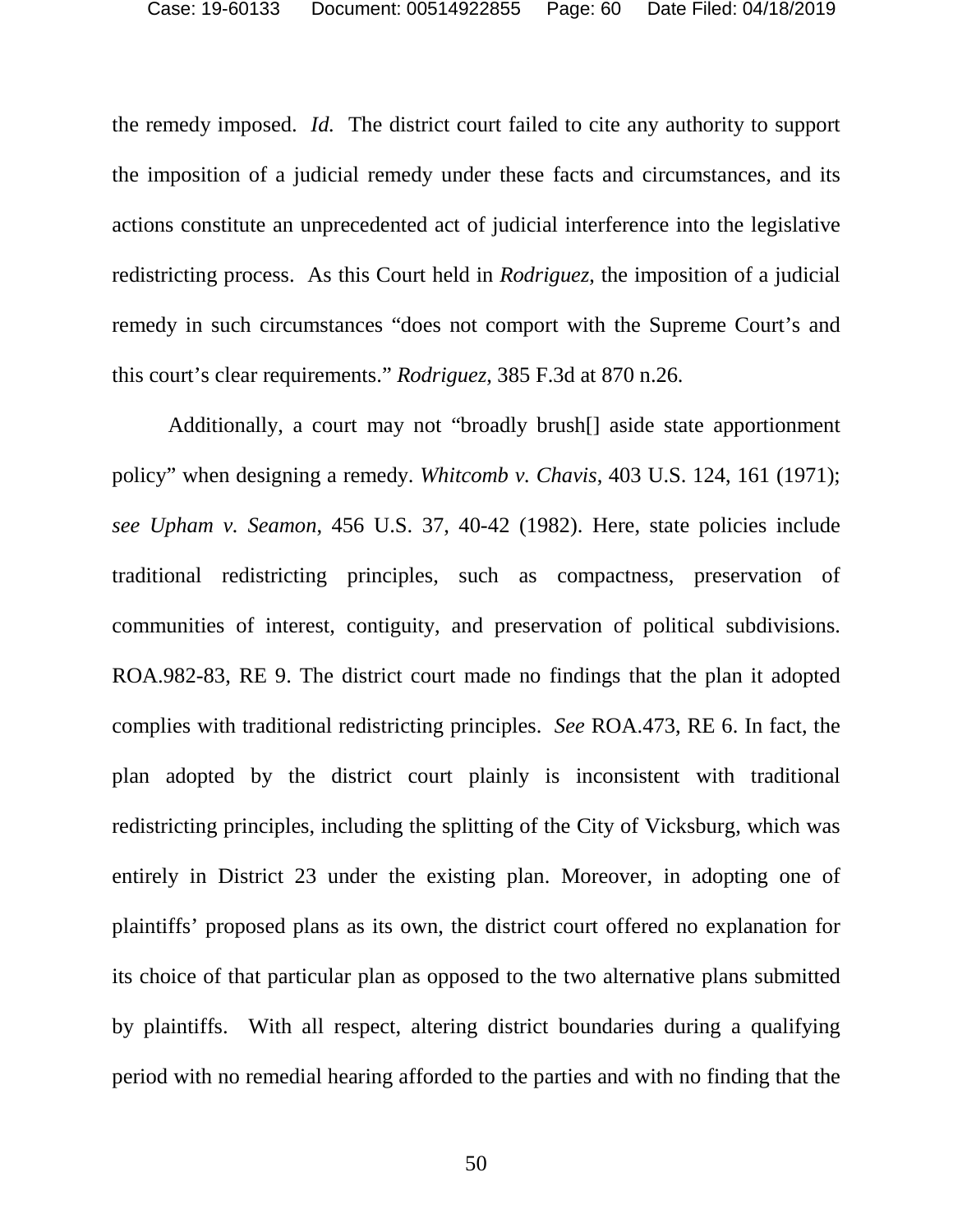the remedy imposed. *Id.* The district court failed to cite any authority to support the imposition of a judicial remedy under these facts and circumstances, and its actions constitute an unprecedented act of judicial interference into the legislative redistricting process. As this Court held in *Rodriguez*, the imposition of a judicial remedy in such circumstances "does not comport with the Supreme Court's and this court's clear requirements." *Rodriguez*, 385 F.3d at 870 n.26.

Additionally, a court may not "broadly brush[] aside state apportionment policy" when designing a remedy. *Whitcomb v. Chavis*, 403 U.S. 124, 161 (1971); *see Upham v. Seamon*, 456 U.S. 37, 40-42 (1982). Here, state policies include traditional redistricting principles, such as compactness, preservation of communities of interest, contiguity, and preservation of political subdivisions. ROA.982-83, RE 9. The district court made no findings that the plan it adopted complies with traditional redistricting principles. *See* ROA.473, RE 6. In fact, the plan adopted by the district court plainly is inconsistent with traditional redistricting principles, including the splitting of the City of Vicksburg, which was entirely in District 23 under the existing plan. Moreover, in adopting one of plaintiffs' proposed plans as its own, the district court offered no explanation for its choice of that particular plan as opposed to the two alternative plans submitted by plaintiffs. With all respect, altering district boundaries during a qualifying period with no remedial hearing afforded to the parties and with no finding that the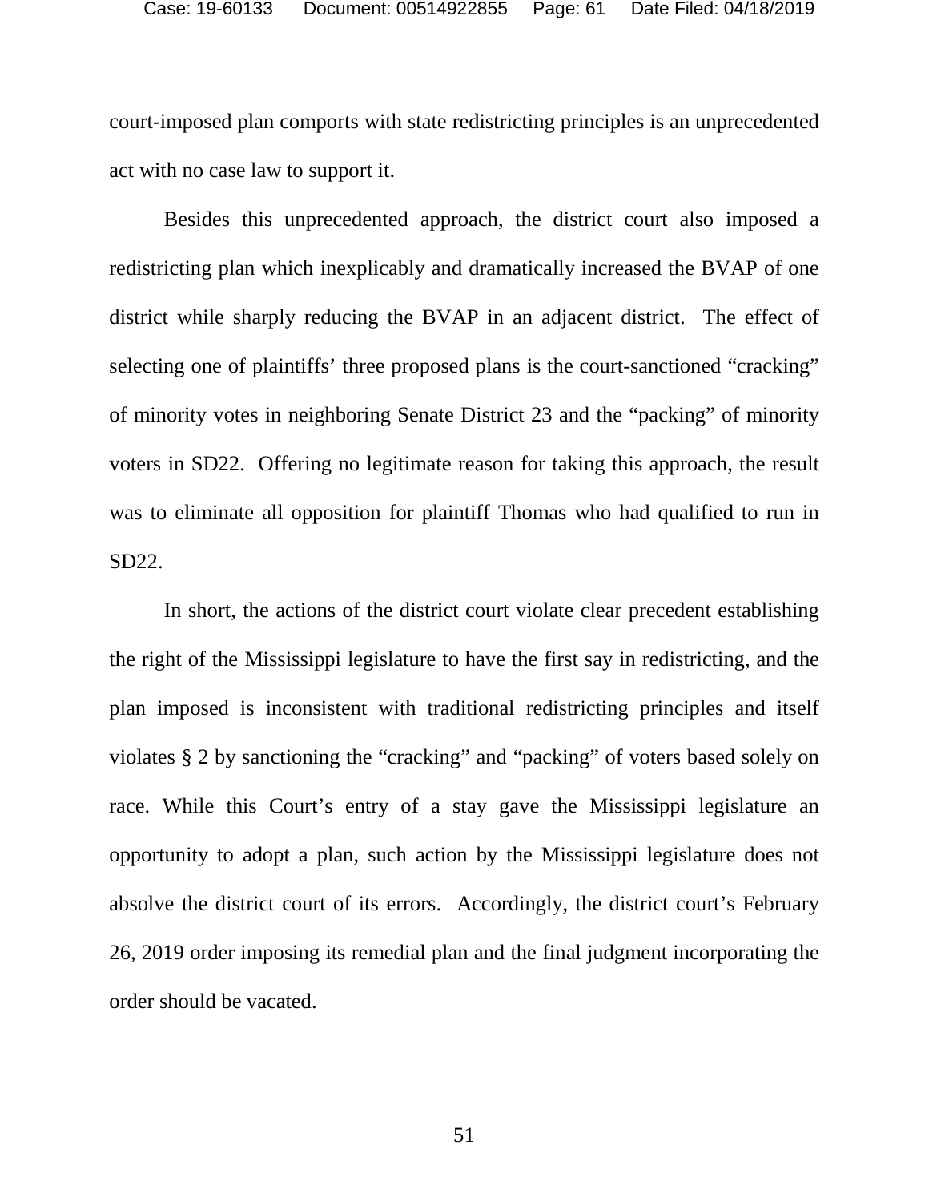court-imposed plan comports with state redistricting principles is an unprecedented act with no case law to support it.

Besides this unprecedented approach, the district court also imposed a redistricting plan which inexplicably and dramatically increased the BVAP of one district while sharply reducing the BVAP in an adjacent district. The effect of selecting one of plaintiffs' three proposed plans is the court-sanctioned "cracking" of minority votes in neighboring Senate District 23 and the "packing" of minority voters in SD22. Offering no legitimate reason for taking this approach, the result was to eliminate all opposition for plaintiff Thomas who had qualified to run in SD22.

In short, the actions of the district court violate clear precedent establishing the right of the Mississippi legislature to have the first say in redistricting, and the plan imposed is inconsistent with traditional redistricting principles and itself violates § 2 by sanctioning the "cracking" and "packing" of voters based solely on race. While this Court's entry of a stay gave the Mississippi legislature an opportunity to adopt a plan, such action by the Mississippi legislature does not absolve the district court of its errors. Accordingly, the district court's February 26, 2019 order imposing its remedial plan and the final judgment incorporating the order should be vacated.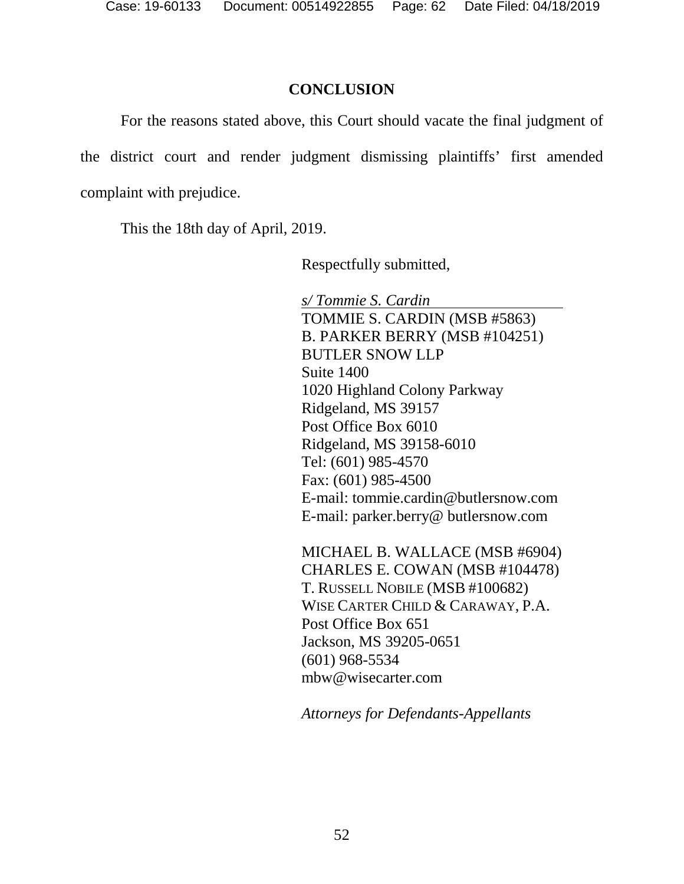## CONCLUSION

For the reasons stated above, this Court should vacate the final judgment of the district court and render judgment dismissing plaintiffs' first amended complaint with prejudice.

This the 18th day of April, 2019.

Respectfully submitted,

*s/ Tommie S. Cardin*
TOMMIE S. CARDIN (MSB #5863)
B. PARKER BERRY (MSB #104251)
BUTLER SNOW LLP
Suite 1400
1020 Highland Colony Parkway
Ridgeland, MS 39157
Post Office Box 6010
Ridgeland, MS 39158-6010
Tel: (601) 985-4570
Fax: (601) 985-4500
E-mail: tommie.cardin@butlersnow.com
E-mail: parker.berry@ butlersnow.com

MICHAEL B. WALLACE (MSB #6904)
CHARLES E. COWAN (MSB #104478)
T. RUSSELL NOBILE (MSB #100682)
WISE CARTER CHILD & CARAWAY, P.A.
Post Office Box 651
Jackson, MS 39205-0651
(601) 968-5534
mbw@wisecarter.com

*Attorneys for Defendants-Appellants*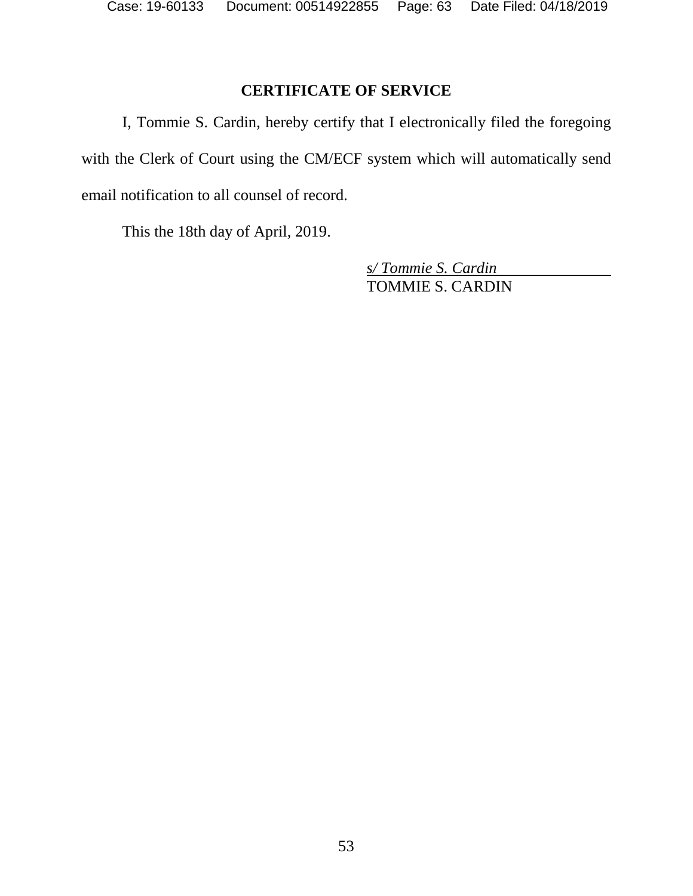## CERTIFICATE OF SERVICE

I, Tommie S. Cardin, hereby certify that I electronically filed the foregoing with the Clerk of Court using the CM/ECF system which will automatically send email notification to all counsel of record.

This the 18th day of April, 2019.

*s/ Tommie S. Cardin*
TOMMIE S. CARDIN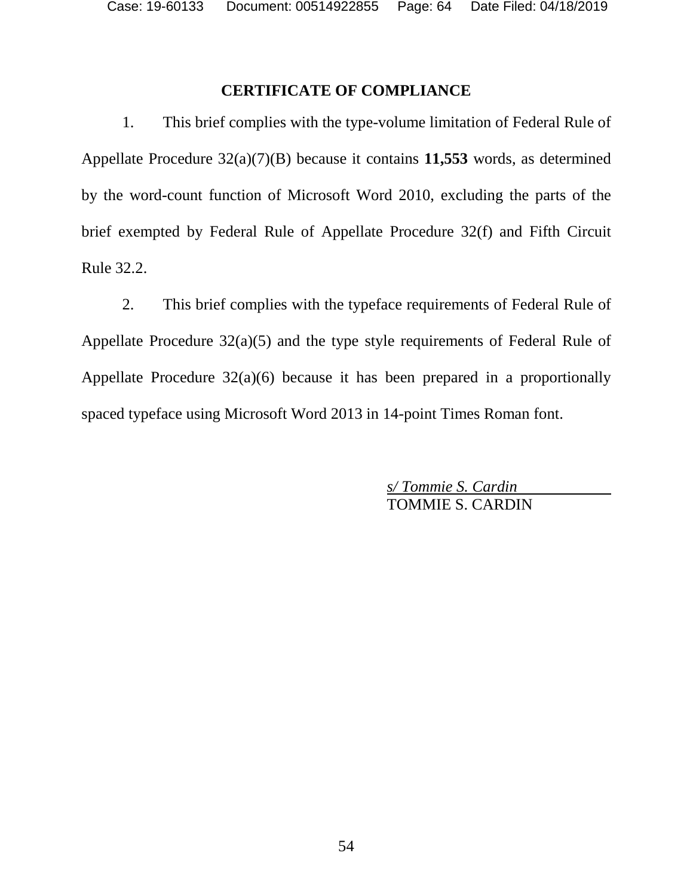## CERTIFICATE OF COMPLIANCE

1. This brief complies with the type-volume limitation of Federal Rule of Appellate Procedure 32(a)(7)(B) because it contains **11,553** words, as determined by the word-count function of Microsoft Word 2010, excluding the parts of the brief exempted by Federal Rule of Appellate Procedure 32(f) and Fifth Circuit Rule 32.2.

2. This brief complies with the typeface requirements of Federal Rule of Appellate Procedure 32(a)(5) and the type style requirements of Federal Rule of Appellate Procedure 32(a)(6) because it has been prepared in a proportionally spaced typeface using Microsoft Word 2013 in 14-point Times Roman font.

*s/ Tommie S. Cardin*
TOMMIE S. CARDIN